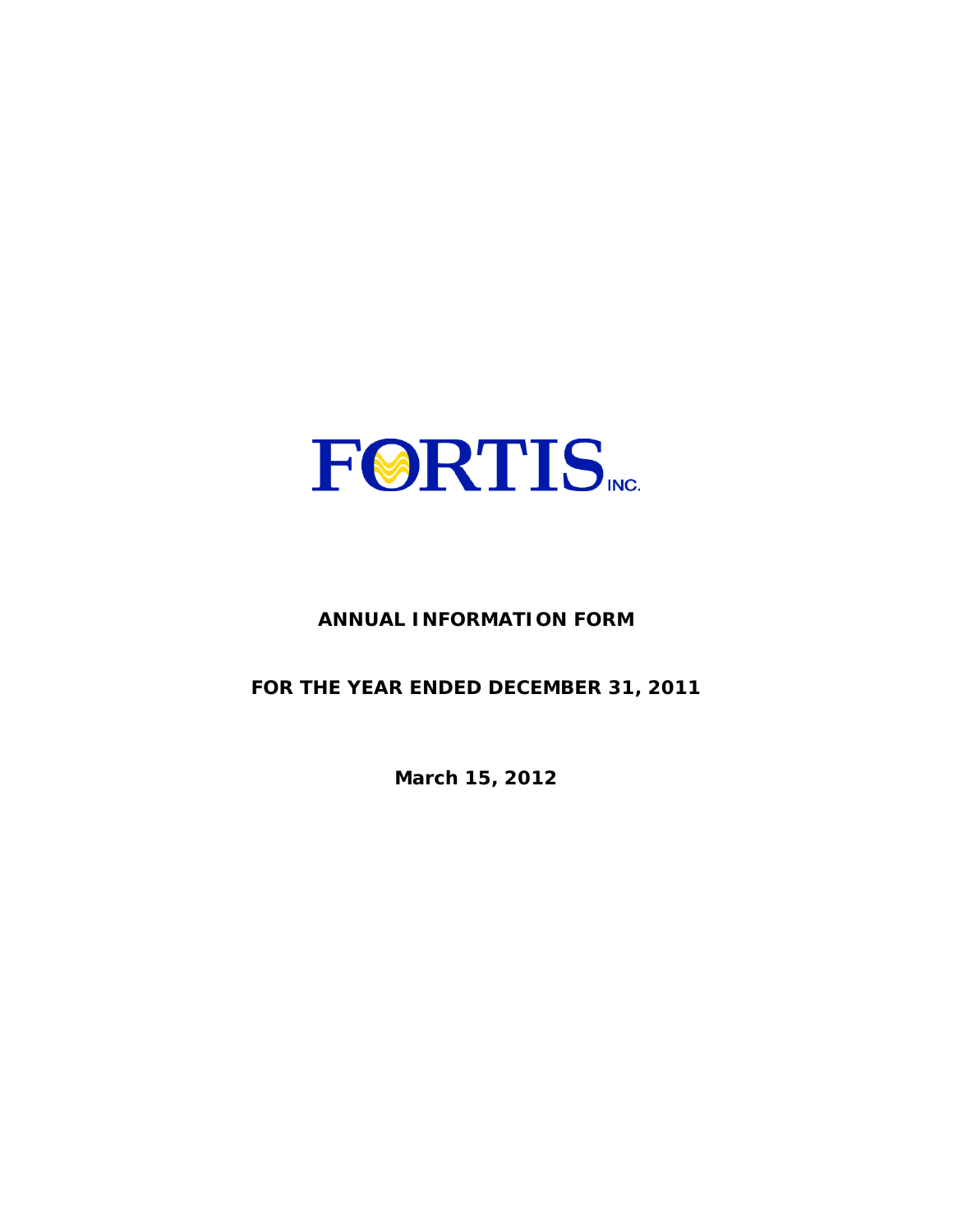# FORTIS INC.

## ANNUAL INFORMATION FORM

## FOR THE YEAR ENDED DECEMBER 31, 2011

**March 15, 2012**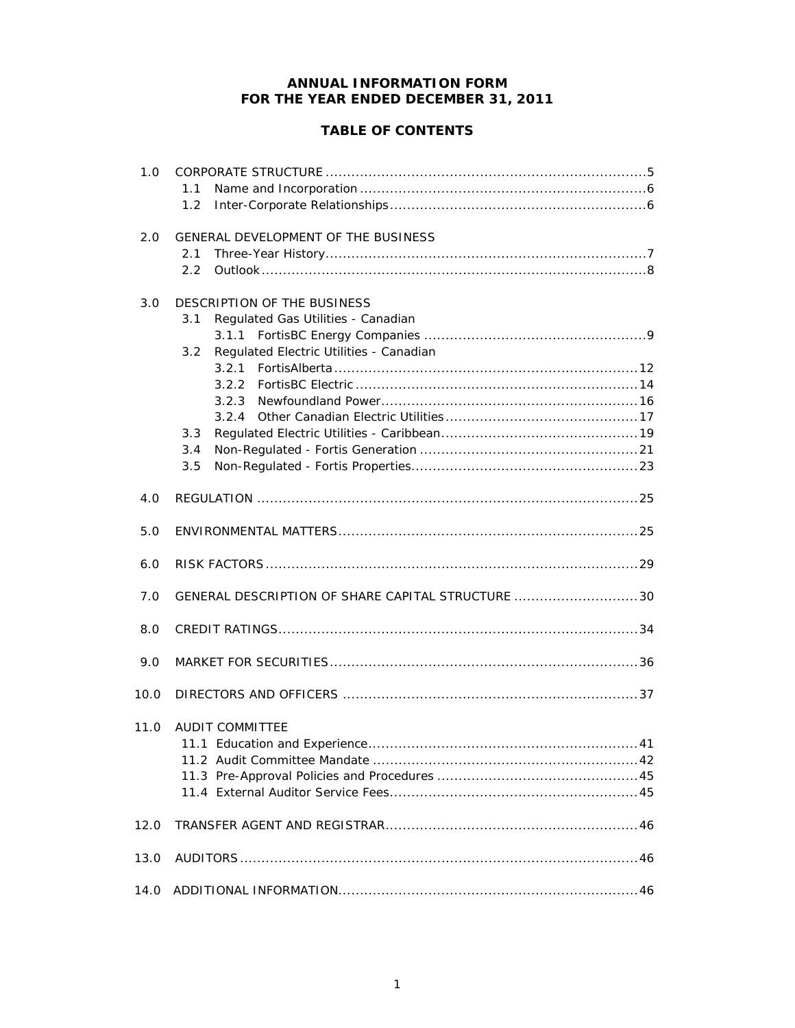# ANNUAL INFORMATION FORM
# FOR THE YEAR ENDED DECEMBER 31, 2011

## TABLE OF CONTENTS

| | | |
|---|---|---|
| 1.0 | CORPORATE STRUCTURE | 5 |
| | 1.1 Name and Incorporation | 6 |
| | 1.2 Inter-Corporate Relationships | 6 |
| 2.0 | GENERAL DEVELOPMENT OF THE BUSINESS | |
| | 2.1 Three-Year History | 7 |
| | 2.2 Outlook | 8 |
| 3.0 | DESCRIPTION OF THE BUSINESS | |
| | 3.1 Regulated Gas Utilities - Canadian | |
| | 3.1.1 FortisBC Energy Companies | 9 |
| | 3.2 Regulated Electric Utilities - Canadian | |
| | 3.2.1 FortisAlberta | 12 |
| | 3.2.2 FortisBC Electric | 14 |
| | 3.2.3 Newfoundland Power | 16 |
| | 3.2.4 Other Canadian Electric Utilities | 17 |
| | 3.3 Regulated Electric Utilities - Caribbean | 19 |
| | 3.4 Non-Regulated - Fortis Generation | 21 |
| | 3.5 Non-Regulated - Fortis Properties | 23 |
| 4.0 | REGULATION | 25 |
| 5.0 | ENVIRONMENTAL MATTERS | 25 |
| 6.0 | RISK FACTORS | 29 |
| 7.0 | GENERAL DESCRIPTION OF SHARE CAPITAL STRUCTURE | 30 |
| 8.0 | CREDIT RATINGS | 34 |
| 9.0 | MARKET FOR SECURITIES | 36 |
| 10.0 | DIRECTORS AND OFFICERS | 37 |
| 11.0 | AUDIT COMMITTEE | |
| | 11.1 Education and Experience | 41 |
| | 11.2 Audit Committee Mandate | 42 |
| | 11.3 Pre-Approval Policies and Procedures | 45 |
| | 11.4 External Auditor Service Fees | 45 |
| 12.0 | TRANSFER AGENT AND REGISTRAR | 46 |
| 13.0 | AUDITORS | 46 |
| 14.0 | ADDITIONAL INFORMATION | 46 |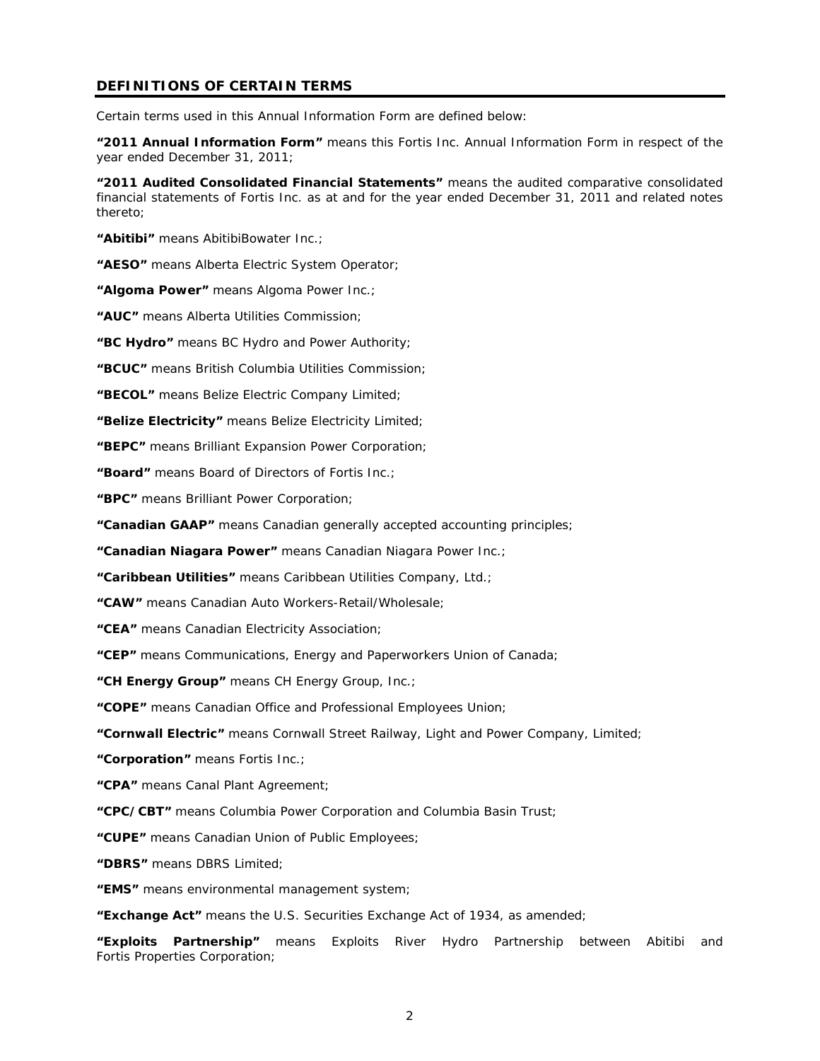## DEFINITIONS OF CERTAIN TERMS

Certain terms used in this Annual Information Form are defined below:

**"2011 Annual Information Form"** means this Fortis Inc. Annual Information Form in respect of the year ended December 31, 2011;

**"2011 Audited Consolidated Financial Statements"** means the audited comparative consolidated financial statements of Fortis Inc. as at and for the year ended December 31, 2011 and related notes thereto;

**"Abitibi"** means AbitibiBowater Inc.;

**"AESO"** means Alberta Electric System Operator;

**"Algoma Power"** means Algoma Power Inc.;

**"AUC"** means Alberta Utilities Commission;

**"BC Hydro"** means BC Hydro and Power Authority;

**"BCUC"** means British Columbia Utilities Commission;

**"BECOL"** means Belize Electric Company Limited;

**"Belize Electricity"** means Belize Electricity Limited;

**"BEPC"** means Brilliant Expansion Power Corporation;

**"Board"** means Board of Directors of Fortis Inc.;

**"BPC"** means Brilliant Power Corporation;

**"Canadian GAAP"** means Canadian generally accepted accounting principles;

**"Canadian Niagara Power"** means Canadian Niagara Power Inc.;

**"Caribbean Utilities"** means Caribbean Utilities Company, Ltd.;

**"CAW"** means Canadian Auto Workers-Retail/Wholesale;

**"CEA"** means Canadian Electricity Association;

**"CEP"** means Communications, Energy and Paperworkers Union of Canada;

**"CH Energy Group"** means CH Energy Group, Inc.;

**"COPE"** means Canadian Office and Professional Employees Union;

**"Cornwall Electric"** means Cornwall Street Railway, Light and Power Company, Limited;

**"Corporation"** means Fortis Inc.;

**"CPA"** means Canal Plant Agreement;

**"CPC/CBT"** means Columbia Power Corporation and Columbia Basin Trust;

**"CUPE"** means Canadian Union of Public Employees;

**"DBRS"** means DBRS Limited;

**"EMS"** means environmental management system;

**"Exchange Act"** means the U.S. Securities Exchange Act of 1934, as amended;

**"Exploits Partnership"** means Exploits River Hydro Partnership between Abitibi and Fortis Properties Corporation;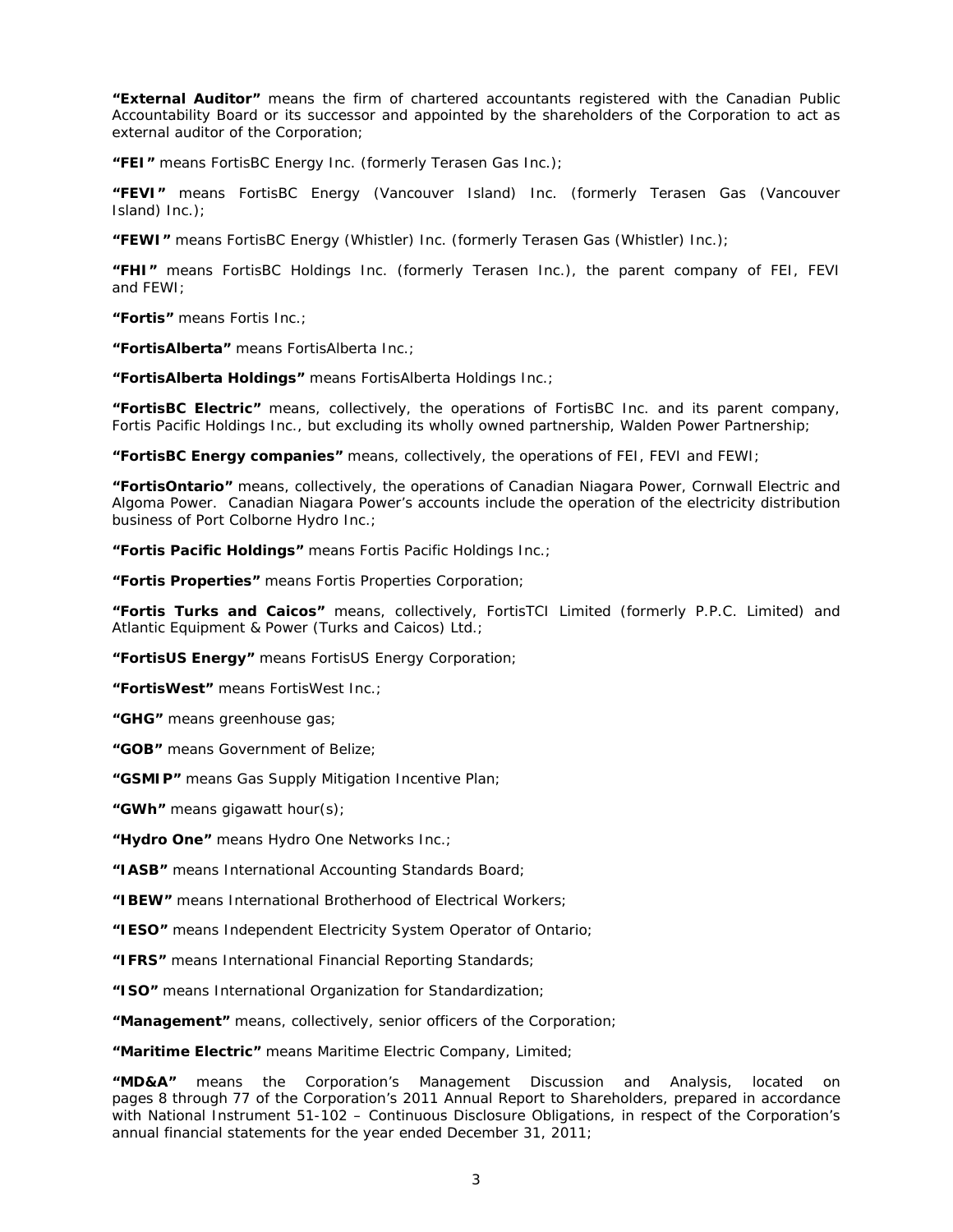**"External Auditor"** means the firm of chartered accountants registered with the Canadian Public Accountability Board or its successor and appointed by the shareholders of the Corporation to act as external auditor of the Corporation;

**"FEI"** means FortisBC Energy Inc. (formerly Terasen Gas Inc.);

**"FEVI"** means FortisBC Energy (Vancouver Island) Inc. (formerly Terasen Gas (Vancouver Island) Inc.);

**"FEWI"** means FortisBC Energy (Whistler) Inc. (formerly Terasen Gas (Whistler) Inc.);

**"FHI"** means FortisBC Holdings Inc. (formerly Terasen Inc.), the parent company of FEI, FEVI and FEWI;

**"Fortis"** means Fortis Inc.;

**"FortisAlberta"** means FortisAlberta Inc.;

**"FortisAlberta Holdings"** means FortisAlberta Holdings Inc.;

**"FortisBC Electric"** means, collectively, the operations of FortisBC Inc. and its parent company, Fortis Pacific Holdings Inc., but excluding its wholly owned partnership, Walden Power Partnership;

**"FortisBC Energy companies"** means, collectively, the operations of FEI, FEVI and FEWI;

**"FortisOntario"** means, collectively, the operations of Canadian Niagara Power, Cornwall Electric and Algoma Power. Canadian Niagara Power's accounts include the operation of the electricity distribution business of Port Colborne Hydro Inc.;

**"Fortis Pacific Holdings"** means Fortis Pacific Holdings Inc.;

**"Fortis Properties"** means Fortis Properties Corporation;

**"Fortis Turks and Caicos"** means, collectively, FortisTCI Limited (formerly P.P.C. Limited) and Atlantic Equipment & Power (Turks and Caicos) Ltd.;

**"FortisUS Energy"** means FortisUS Energy Corporation;

**"FortisWest"** means FortisWest Inc.;

**"GHG"** means greenhouse gas;

**"GOB"** means Government of Belize;

**"GSMIP"** means Gas Supply Mitigation Incentive Plan;

**"GWh"** means gigawatt hour(s);

**"Hydro One"** means Hydro One Networks Inc.;

**"IASB"** means International Accounting Standards Board;

**"IBEW"** means International Brotherhood of Electrical Workers;

**"IESO"** means Independent Electricity System Operator of Ontario;

**"IFRS"** means International Financial Reporting Standards;

**"ISO"** means International Organization for Standardization;

**"Management"** means, collectively, senior officers of the Corporation;

**"Maritime Electric"** means Maritime Electric Company, Limited;

**"MD&A"** means the Corporation's Management Discussion and Analysis, located on pages 8 through 77 of the Corporation's 2011 Annual Report to Shareholders, prepared in accordance with National Instrument 51-102 – Continuous Disclosure Obligations, in respect of the Corporation's annual financial statements for the year ended December 31, 2011;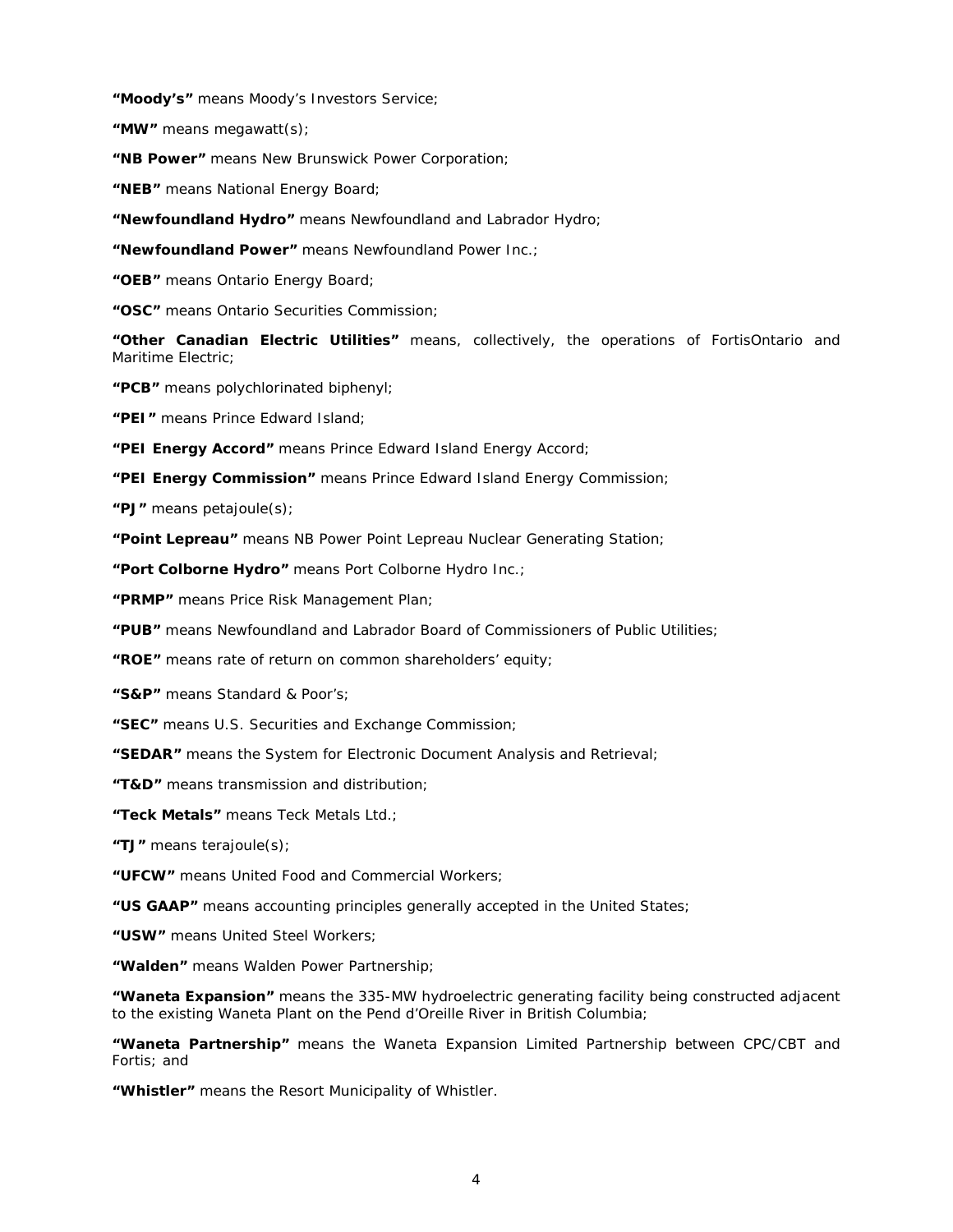**"Moody's"** means Moody's Investors Service;

**"MW"** means megawatt(s);

**"NB Power"** means New Brunswick Power Corporation;

**"NEB"** means National Energy Board;

**"Newfoundland Hydro"** means Newfoundland and Labrador Hydro;

**"Newfoundland Power"** means Newfoundland Power Inc.;

**"OEB"** means Ontario Energy Board;

**"OSC"** means Ontario Securities Commission;

**"Other Canadian Electric Utilities"** means, collectively, the operations of FortisOntario and Maritime Electric;

**"PCB"** means polychlorinated biphenyl;

**"PEI"** means Prince Edward Island;

**"PEI Energy Accord"** means Prince Edward Island Energy Accord;

**"PEI Energy Commission"** means Prince Edward Island Energy Commission;

**"PJ"** means petajoule(s);

**"Point Lepreau"** means NB Power Point Lepreau Nuclear Generating Station;

**"Port Colborne Hydro"** means Port Colborne Hydro Inc.;

**"PRMP"** means Price Risk Management Plan;

**"PUB"** means Newfoundland and Labrador Board of Commissioners of Public Utilities;

**"ROE"** means rate of return on common shareholders' equity;

**"S&P"** means Standard & Poor's;

**"SEC"** means U.S. Securities and Exchange Commission;

**"SEDAR"** means the System for Electronic Document Analysis and Retrieval;

**"T&D"** means transmission and distribution;

**"Teck Metals"** means Teck Metals Ltd.;

**"TJ"** means terajoule(s);

**"UFCW"** means United Food and Commercial Workers;

**"US GAAP"** means accounting principles generally accepted in the United States;

**"USW"** means United Steel Workers;

**"Walden"** means Walden Power Partnership;

**"Waneta Expansion"** means the 335-MW hydroelectric generating facility being constructed adjacent to the existing Waneta Plant on the Pend d'Oreille River in British Columbia;

**"Waneta Partnership"** means the Waneta Expansion Limited Partnership between CPC/CBT and Fortis; and

**"Whistler"** means the Resort Municipality of Whistler.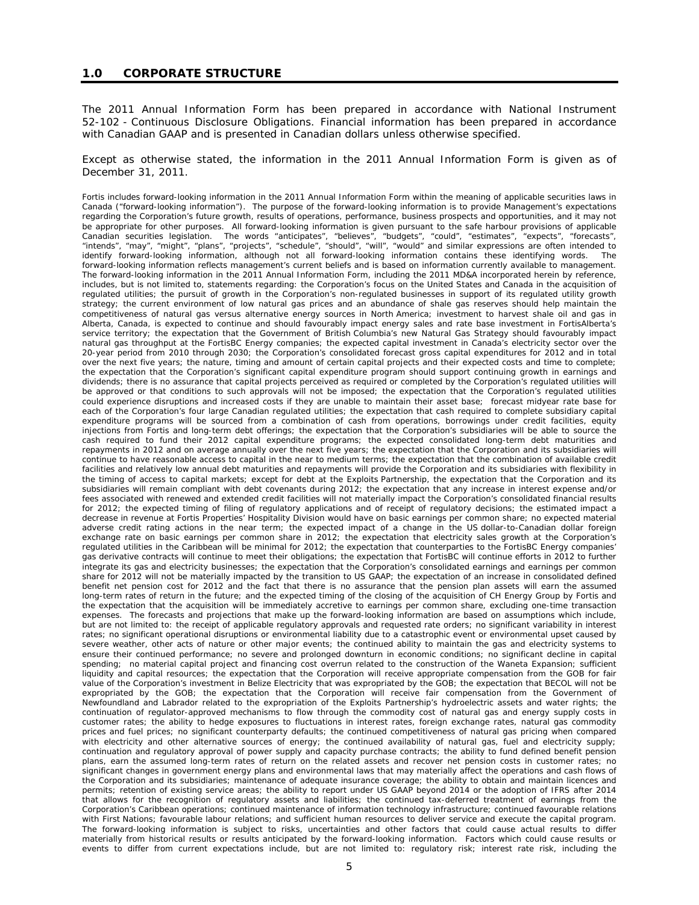## 1.0 CORPORATE STRUCTURE

The 2011 Annual Information Form has been prepared in accordance with National Instrument 52-102 - Continuous Disclosure Obligations. Financial information has been prepared in accordance with Canadian GAAP and is presented in Canadian dollars unless otherwise specified.

Except as otherwise stated, the information in the 2011 Annual Information Form is given as of December 31, 2011.

Fortis includes forward-looking information in the 2011 Annual Information Form within the meaning of applicable securities laws in Canada ("forward-looking information"). The purpose of the forward-looking information is to provide Management's expectations regarding the Corporation's future growth, results of operations, performance, business prospects and opportunities, and it may not be appropriate for other purposes. All forward-looking information is given pursuant to the safe harbour provisions of applicable Canadian securities legislation. The words "anticipates", "believes", "budgets", "could", "estimates", "expects", "forecasts", "intends", "may", "might", "plans", "projects", "schedule", "should", "will", "would" and similar expressions are often intended to identify forward-looking information, although not all forward-looking information contains these identifying words. The forward-looking information reflects management's current beliefs and is based on information currently available to management. The forward-looking information in the 2011 Annual Information Form, including the 2011 MD&A incorporated herein by reference, includes, but is not limited to, statements regarding: the Corporation's focus on the United States and Canada in the acquisition of regulated utilities; the pursuit of growth in the Corporation's non-regulated businesses in support of its regulated utility growth strategy; the current environment of low natural gas prices and an abundance of shale gas reserves should help maintain the competitiveness of natural gas versus alternative energy sources in North America; investment to harvest shale oil and gas in Alberta, Canada, is expected to continue and should favourably impact energy sales and rate base investment in FortisAlberta's service territory; the expectation that the Government of British Columbia's new Natural Gas Strategy should favourably impact natural gas throughput at the FortisBC Energy companies; the expected capital investment in Canada's electricity sector over the 20-year period from 2010 through 2030; the Corporation's consolidated forecast gross capital expenditures for 2012 and in total over the next five years; the nature, timing and amount of certain capital projects and their expected costs and time to complete; the expectation that the Corporation's significant capital expenditure program should support continuing growth in earnings and dividends; there is no assurance that capital projects perceived as required or completed by the Corporation's regulated utilities will be approved or that conditions to such approvals will not be imposed; the expectation that the Corporation's regulated utilities could experience disruptions and increased costs if they are unable to maintain their asset base; forecast midyear rate base for each of the Corporation's four large Canadian regulated utilities; the expectation that cash required to complete subsidiary capital expenditure programs will be sourced from a combination of cash from operations, borrowings under credit facilities, equity injections from Fortis and long-term debt offerings; the expectation that the Corporation's subsidiaries will be able to source the cash required to fund their 2012 capital expenditure programs; the expected consolidated long-term debt maturities and repayments in 2012 and on average annually over the next five years; the expectation that the Corporation and its subsidiaries will continue to have reasonable access to capital in the near to medium terms; the expectation that the combination of available credit facilities and relatively low annual debt maturities and repayments will provide the Corporation and its subsidiaries with flexibility in the timing of access to capital markets; except for debt at the Exploits Partnership, the expectation that the Corporation and its subsidiaries will remain compliant with debt covenants during 2012; the expectation that any increase in interest expense and/or fees associated with renewed and extended credit facilities will not materially impact the Corporation's consolidated financial results for 2012; the expected timing of filing of regulatory applications and of receipt of regulatory decisions; the estimated impact a decrease in revenue at Fortis Properties' Hospitality Division would have on basic earnings per common share; no expected material adverse credit rating actions in the near term; the expected impact of a change in the US dollar-to-Canadian dollar foreign exchange rate on basic earnings per common share in 2012; the expectation that electricity sales growth at the Corporation's regulated utilities in the Caribbean will be minimal for 2012; the expectation that counterparties to the FortisBC Energy companies' gas derivative contracts will continue to meet their obligations; the expectation that FortisBC will continue efforts in 2012 to further integrate its gas and electricity businesses; the expectation that the Corporation's consolidated earnings and earnings per common share for 2012 will not be materially impacted by the transition to US GAAP; the expectation of an increase in consolidated defined benefit net pension cost for 2012 and the fact that there is no assurance that the pension plan assets will earn the assumed long-term rates of return in the future; and the expected timing of the closing of the acquisition of CH Energy Group by Fortis and the expectation that the acquisition will be immediately accretive to earnings per common share, excluding one-time transaction expenses. The forecasts and projections that make up the forward-looking information are based on assumptions which include, but are not limited to: the receipt of applicable regulatory approvals and requested rate orders; no significant variability in interest rates; no significant operational disruptions or environmental liability due to a catastrophic event or environmental upset caused by severe weather, other acts of nature or other major events; the continued ability to maintain the gas and electricity systems to ensure their continued performance; no severe and prolonged downturn in economic conditions; no significant decline in capital spending; no material capital project and financing cost overrun related to the construction of the Waneta Expansion; sufficient liquidity and capital resources; the expectation that the Corporation will receive appropriate compensation from the GOB for fair value of the Corporation's investment in Belize Electricity that was expropriated by the GOB; the expectation that BECOL will not be expropriated by the GOB; the expectation that the Corporation will receive fair compensation from the Government of Newfoundland and Labrador related to the expropriation of the Exploits Partnership's hydroelectric assets and water rights; the continuation of regulator-approved mechanisms to flow through the commodity cost of natural gas and energy supply costs in customer rates; the ability to hedge exposures to fluctuations in interest rates, foreign exchange rates, natural gas commodity prices and fuel prices; no significant counterparty defaults; the continued competitiveness of natural gas pricing when compared with electricity and other alternative sources of energy; the continued availability of natural gas, fuel and electricity supply; continuation and regulatory approval of power supply and capacity purchase contracts; the ability to fund defined benefit pension plans, earn the assumed long-term rates of return on the related assets and recover net pension costs in customer rates; no significant changes in government energy plans and environmental laws that may materially affect the operations and cash flows of the Corporation and its subsidiaries; maintenance of adequate insurance coverage; the ability to obtain and maintain licences and permits; retention of existing service areas; the ability to report under US GAAP beyond 2014 or the adoption of IFRS after 2014 that allows for the recognition of regulatory assets and liabilities; the continued tax-deferred treatment of earnings from the Corporation's Caribbean operations; continued maintenance of information technology infrastructure; continued favourable relations with First Nations; favourable labour relations; and sufficient human resources to deliver service and execute the capital program. The forward-looking information is subject to risks, uncertainties and other factors that could cause actual results to differ materially from historical results or results anticipated by the forward-looking information. Factors which could cause results or events to differ from current expectations include, but are not limited to: regulatory risk; interest rate risk, including the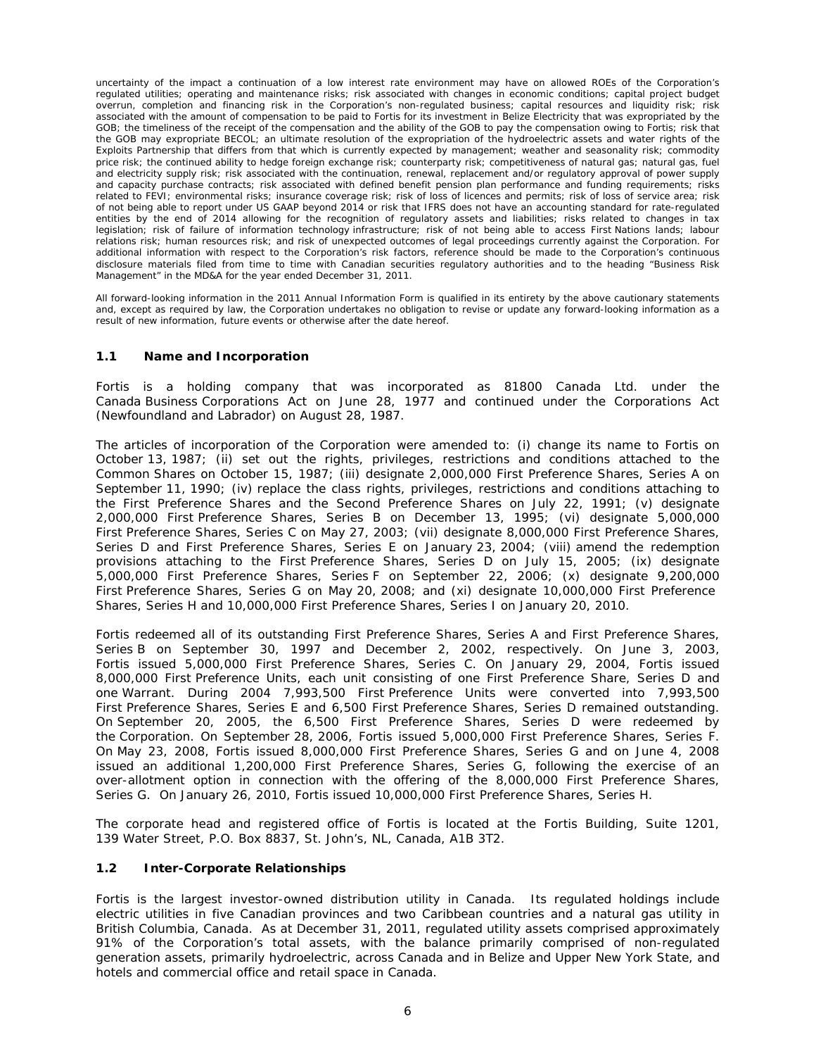uncertainty of the impact a continuation of a low interest rate environment may have on allowed ROEs of the Corporation's regulated utilities; operating and maintenance risks; risk associated with changes in economic conditions; capital project budget overrun, completion and financing risk in the Corporation's non-regulated business; capital resources and liquidity risk; risk associated with the amount of compensation to be paid to Fortis for its investment in Belize Electricity that was expropriated by the GOB; the timeliness of the receipt of the compensation and the ability of the GOB to pay the compensation owing to Fortis; risk that the GOB may expropriate BECOL; an ultimate resolution of the expropriation of the hydroelectric assets and water rights of the Exploits Partnership that differs from that which is currently expected by management; weather and seasonality risk; commodity price risk; the continued ability to hedge foreign exchange risk; counterparty risk; competitiveness of natural gas; natural gas, fuel and electricity supply risk; risk associated with the continuation, renewal, replacement and/or regulatory approval of power supply and capacity purchase contracts; risk associated with defined benefit pension plan performance and funding requirements; risks related to FEVI; environmental risks; insurance coverage risk; risk of loss of licences and permits; risk of loss of service area; risk of not being able to report under US GAAP beyond 2014 or risk that IFRS does not have an accounting standard for rate-regulated entities by the end of 2014 allowing for the recognition of regulatory assets and liabilities; risks related to changes in tax legislation; risk of failure of information technology infrastructure; risk of not being able to access First Nations lands; labour relations risk; human resources risk; and risk of unexpected outcomes of legal proceedings currently against the Corporation. For additional information with respect to the Corporation's risk factors, reference should be made to the Corporation's continuous disclosure materials filed from time to time with Canadian securities regulatory authorities and to the heading "Business Risk Management" in the MD&A for the year ended December 31, 2011.

All forward-looking information in the 2011 Annual Information Form is qualified in its entirety by the above cautionary statements and, except as required by law, the Corporation undertakes no obligation to revise or update any forward-looking information as a result of new information, future events or otherwise after the date hereof.

### 1.1 Name and Incorporation

Fortis is a holding company that was incorporated as 81800 Canada Ltd. under the Canada Business Corporations Act on June 28, 1977 and continued under the Corporations Act (Newfoundland and Labrador) on August 28, 1987.

The articles of incorporation of the Corporation were amended to: (i) change its name to Fortis on October 13, 1987; (ii) set out the rights, privileges, restrictions and conditions attached to the Common Shares on October 15, 1987; (iii) designate 2,000,000 First Preference Shares, Series A on September 11, 1990; (iv) replace the class rights, privileges, restrictions and conditions attaching to the First Preference Shares and the Second Preference Shares on July 22, 1991; (v) designate 2,000,000 First Preference Shares, Series B on December 13, 1995; (vi) designate 5,000,000 First Preference Shares, Series C on May 27, 2003; (vii) designate 8,000,000 First Preference Shares, Series D and First Preference Shares, Series E on January 23, 2004; (viii) amend the redemption provisions attaching to the First Preference Shares, Series D on July 15, 2005; (ix) designate 5,000,000 First Preference Shares, Series F on September 22, 2006; (x) designate 9,200,000 First Preference Shares, Series G on May 20, 2008; and (xi) designate 10,000,000 First Preference Shares, Series H and 10,000,000 First Preference Shares, Series I on January 20, 2010.

Fortis redeemed all of its outstanding First Preference Shares, Series A and First Preference Shares, Series B on September 30, 1997 and December 2, 2002, respectively. On June 3, 2003, Fortis issued 5,000,000 First Preference Shares, Series C. On January 29, 2004, Fortis issued 8,000,000 First Preference Units, each unit consisting of one First Preference Share, Series D and one Warrant. During 2004 7,993,500 First Preference Units were converted into 7,993,500 First Preference Shares, Series E and 6,500 First Preference Shares, Series D remained outstanding. On September 20, 2005, the 6,500 First Preference Shares, Series D were redeemed by the Corporation. On September 28, 2006, Fortis issued 5,000,000 First Preference Shares, Series F. On May 23, 2008, Fortis issued 8,000,000 First Preference Shares, Series G and on June 4, 2008 issued an additional 1,200,000 First Preference Shares, Series G, following the exercise of an over-allotment option in connection with the offering of the 8,000,000 First Preference Shares, Series G. On January 26, 2010, Fortis issued 10,000,000 First Preference Shares, Series H.

The corporate head and registered office of Fortis is located at the Fortis Building, Suite 1201, 139 Water Street, P.O. Box 8837, St. John's, NL, Canada, A1B 3T2.

### 1.2 Inter-Corporate Relationships

Fortis is the largest investor-owned distribution utility in Canada. Its regulated holdings include electric utilities in five Canadian provinces and two Caribbean countries and a natural gas utility in British Columbia, Canada. As at December 31, 2011, regulated utility assets comprised approximately 91% of the Corporation's total assets, with the balance primarily comprised of non-regulated generation assets, primarily hydroelectric, across Canada and in Belize and Upper New York State, and hotels and commercial office and retail space in Canada.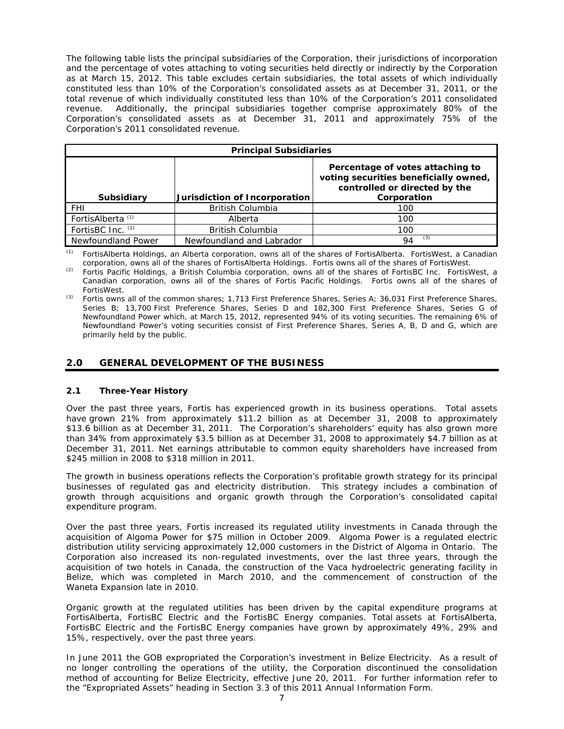The following table lists the principal subsidiaries of the Corporation, their jurisdictions of incorporation and the percentage of votes attaching to voting securities held directly or indirectly by the Corporation as at March 15, 2012. This table excludes certain subsidiaries, the total assets of which individually constituted less than 10% of the Corporation's consolidated assets as at December 31, 2011, or the total revenue of which individually constituted less than 10% of the Corporation's 2011 consolidated revenue. Additionally, the principal subsidiaries together comprise approximately 80% of the Corporation's consolidated assets as at December 31, 2011 and approximately 75% of the Corporation's 2011 consolidated revenue.

| Principal Subsidiaries | | |
|---|---|---|
| **Subsidiary** | **Jurisdiction of Incorporation** | **Percentage of votes attaching to voting securities beneficially owned, controlled or directed by the Corporation** |
| FHI | British Columbia | 100 |
| FortisAlberta [(1)] | Alberta | 100 |
| FortisBC Inc. [(2)] | British Columbia | 100 |
| Newfoundland Power | Newfoundland and Labrador | 94 [(3)] |

(1) FortisAlberta Holdings, an Alberta corporation, owns all of the shares of FortisAlberta. FortisWest, a Canadian corporation, owns all of the shares of FortisAlberta Holdings. Fortis owns all of the shares of FortisWest.

(2) Fortis Pacific Holdings, a British Columbia corporation, owns all of the shares of FortisBC Inc. FortisWest, a Canadian corporation, owns all of the shares of Fortis Pacific Holdings. Fortis owns all of the shares of FortisWest.

(3) Fortis owns all of the common shares; 1,713 First Preference Shares, Series A; 36,031 First Preference Shares, Series B; 13,700 First Preference Shares, Series D and 182,300 First Preference Shares, Series G of Newfoundland Power which, at March 15, 2012, represented 94% of its voting securities. The remaining 6% of Newfoundland Power's voting securities consist of First Preference Shares, Series A, B, D and G, which are primarily held by the public.

## 2.0 GENERAL DEVELOPMENT OF THE BUSINESS

### 2.1 Three-Year History

Over the past three years, Fortis has experienced growth in its business operations. Total assets have grown 21% from approximately $11.2 billion as at December 31, 2008 to approximately $13.6 billion as at December 31, 2011. The Corporation's shareholders' equity has also grown more than 34% from approximately $3.5 billion as at December 31, 2008 to approximately $4.7 billion as at December 31, 2011. Net earnings attributable to common equity shareholders have increased from $245 million in 2008 to $318 million in 2011.

The growth in business operations reflects the Corporation's profitable growth strategy for its principal businesses of regulated gas and electricity distribution. This strategy includes a combination of growth through acquisitions and organic growth through the Corporation's consolidated capital expenditure program.

Over the past three years, Fortis increased its regulated utility investments in Canada through the acquisition of Algoma Power for $75 million in October 2009. Algoma Power is a regulated electric distribution utility servicing approximately 12,000 customers in the District of Algoma in Ontario. The Corporation also increased its non-regulated investments, over the last three years, through the acquisition of two hotels in Canada, the construction of the Vaca hydroelectric generating facility in Belize, which was completed in March 2010, and the commencement of construction of the Waneta Expansion late in 2010.

Organic growth at the regulated utilities has been driven by the capital expenditure programs at FortisAlberta, FortisBC Electric and the FortisBC Energy companies. Total assets at FortisAlberta, FortisBC Electric and the FortisBC Energy companies have grown by approximately 49%, 29% and 15%, respectively, over the past three years.

In June 2011 the GOB expropriated the Corporation's investment in Belize Electricity. As a result of no longer controlling the operations of the utility, the Corporation discontinued the consolidation method of accounting for Belize Electricity, effective June 20, 2011. For further information refer to the "Expropriated Assets" heading in Section 3.3 of this 2011 Annual Information Form.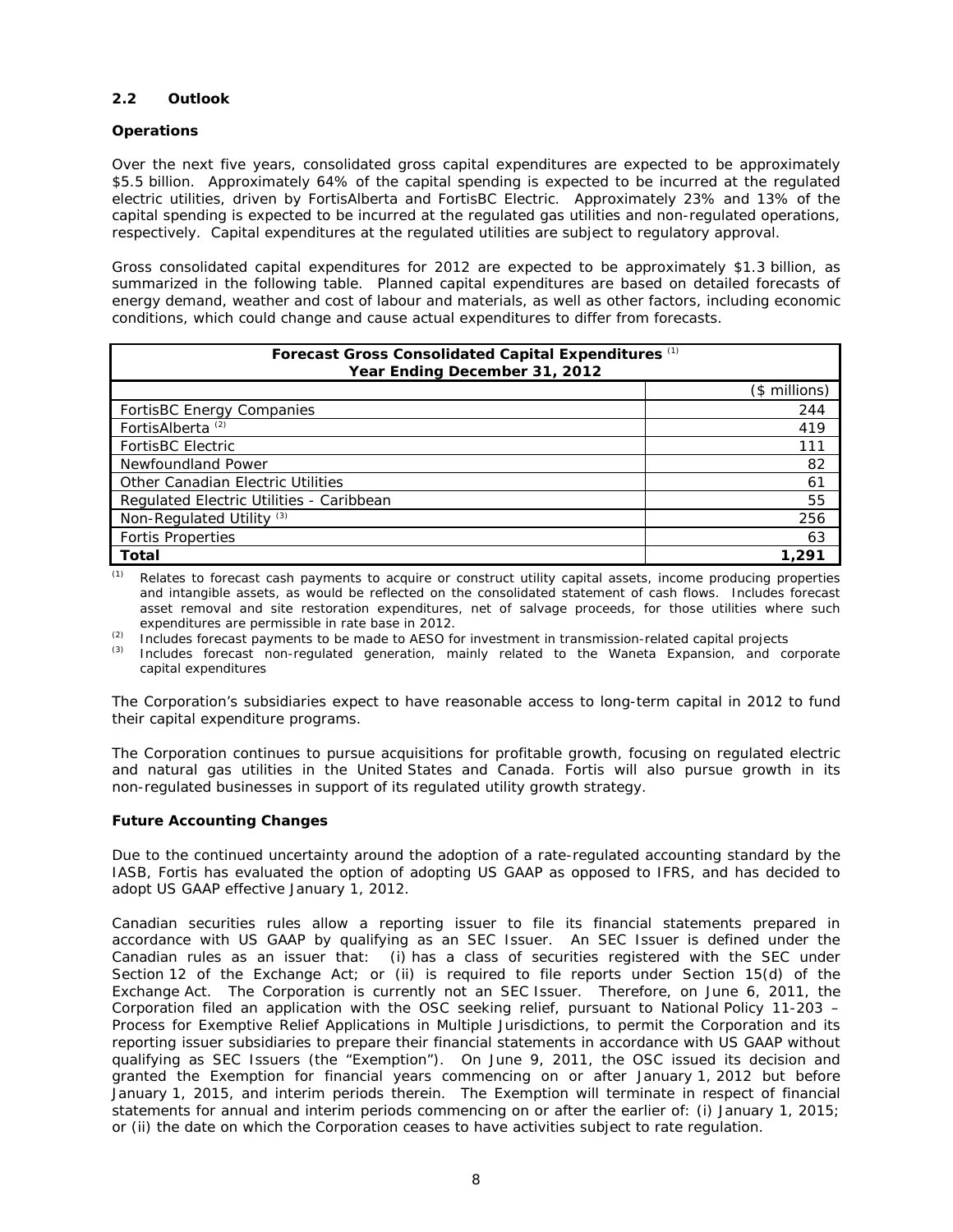### 2.2 Outlook

**Operations**

Over the next five years, consolidated gross capital expenditures are expected to be approximately \$5.5 billion. Approximately 64% of the capital spending is expected to be incurred at the regulated electric utilities, driven by FortisAlberta and FortisBC Electric. Approximately 23% and 13% of the capital spending is expected to be incurred at the regulated gas utilities and non-regulated operations, respectively. Capital expenditures at the regulated utilities are subject to regulatory approval.

Gross consolidated capital expenditures for 2012 are expected to be approximately \$1.3 billion, as summarized in the following table. Planned capital expenditures are based on detailed forecasts of energy demand, weather and cost of labour and materials, as well as other factors, including economic conditions, which could change and cause actual expenditures to differ from forecasts.

| **Forecast Gross Consolidated Capital Expenditures** [(1)] **Year Ending December 31, 2012** | |
|---|---|
| | (\$ millions) |
| FortisBC Energy Companies | 244 |
| FortisAlberta [(2)] | 419 |
| FortisBC Electric | 111 |
| Newfoundland Power | 82 |
| Other Canadian Electric Utilities | 61 |
| Regulated Electric Utilities - Caribbean | 55 |
| Non-Regulated Utility [(3)] | 256 |
| Fortis Properties | 63 |
| **Total** | **1,291** |

(1) Relates to forecast cash payments to acquire or construct utility capital assets, income producing properties and intangible assets, as would be reflected on the consolidated statement of cash flows. Includes forecast asset removal and site restoration expenditures, net of salvage proceeds, for those utilities where such expenditures are permissible in rate base in 2012.

(2) Includes forecast payments to be made to AESO for investment in transmission-related capital projects

(3) Includes forecast non-regulated generation, mainly related to the Waneta Expansion, and corporate capital expenditures

The Corporation's subsidiaries expect to have reasonable access to long-term capital in 2012 to fund their capital expenditure programs.

The Corporation continues to pursue acquisitions for profitable growth, focusing on regulated electric and natural gas utilities in the United States and Canada. Fortis will also pursue growth in its non-regulated businesses in support of its regulated utility growth strategy.

**Future Accounting Changes**

Due to the continued uncertainty around the adoption of a rate-regulated accounting standard by the IASB, Fortis has evaluated the option of adopting US GAAP as opposed to IFRS, and has decided to adopt US GAAP effective January 1, 2012.

Canadian securities rules allow a reporting issuer to file its financial statements prepared in accordance with US GAAP by qualifying as an SEC Issuer. An SEC Issuer is defined under the Canadian rules as an issuer that: (i) has a class of securities registered with the SEC under Section 12 of the Exchange Act; or (ii) is required to file reports under Section 15(d) of the Exchange Act. The Corporation is currently not an SEC Issuer. Therefore, on June 6, 2011, the Corporation filed an application with the OSC seeking relief, pursuant to National Policy 11-203 – Process for Exemptive Relief Applications in Multiple Jurisdictions, to permit the Corporation and its reporting issuer subsidiaries to prepare their financial statements in accordance with US GAAP without qualifying as SEC Issuers (the "Exemption"). On June 9, 2011, the OSC issued its decision and granted the Exemption for financial years commencing on or after January 1, 2012 but before January 1, 2015, and interim periods therein. The Exemption will terminate in respect of financial statements for annual and interim periods commencing on or after the earlier of: (i) January 1, 2015; or (ii) the date on which the Corporation ceases to have activities subject to rate regulation.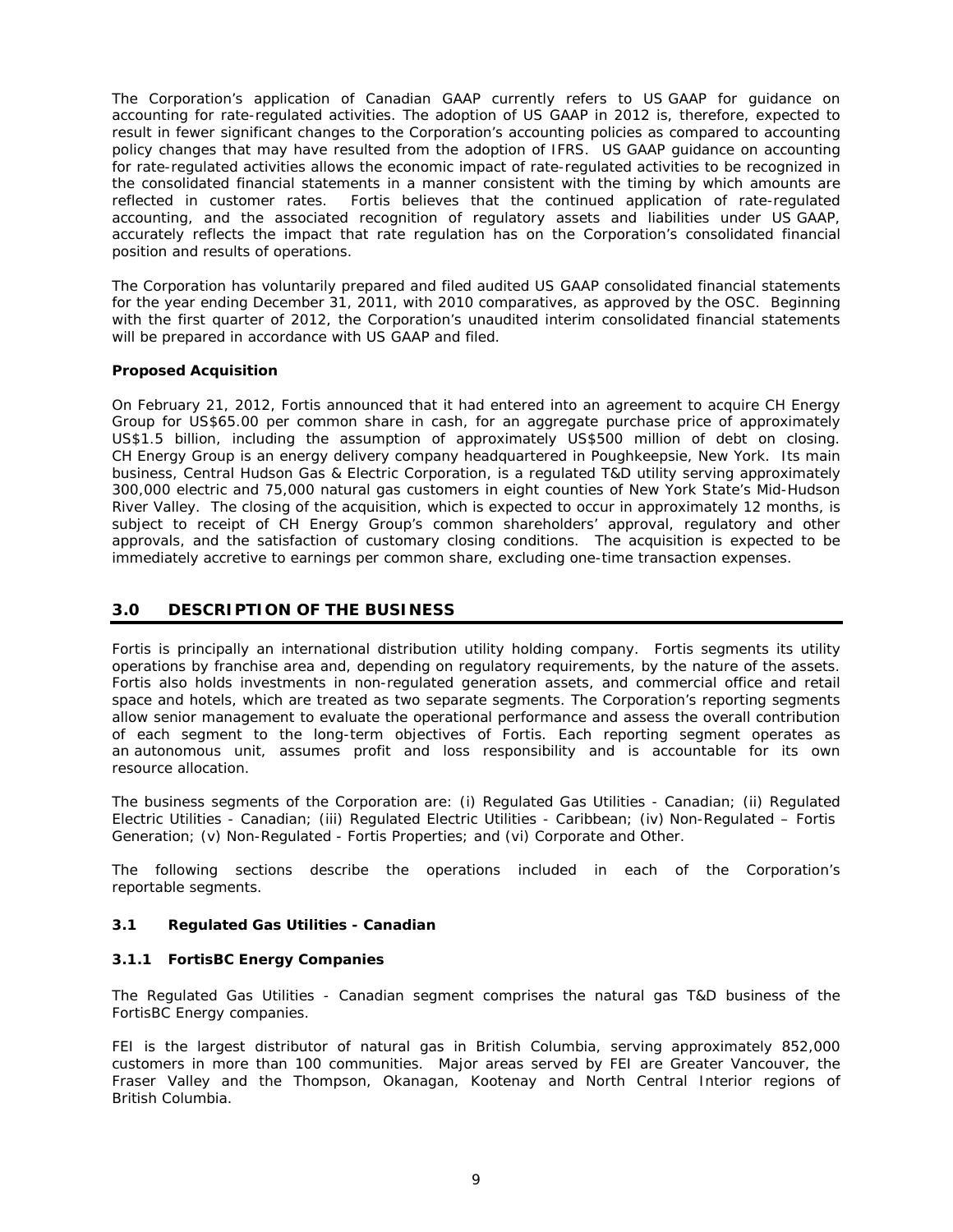The Corporation's application of Canadian GAAP currently refers to US GAAP for guidance on accounting for rate-regulated activities. The adoption of US GAAP in 2012 is, therefore, expected to result in fewer significant changes to the Corporation's accounting policies as compared to accounting policy changes that may have resulted from the adoption of IFRS. US GAAP guidance on accounting for rate-regulated activities allows the economic impact of rate-regulated activities to be recognized in the consolidated financial statements in a manner consistent with the timing by which amounts are reflected in customer rates. Fortis believes that the continued application of rate-regulated accounting, and the associated recognition of regulatory assets and liabilities under US GAAP, accurately reflects the impact that rate regulation has on the Corporation's consolidated financial position and results of operations.

The Corporation has voluntarily prepared and filed audited US GAAP consolidated financial statements for the year ending December 31, 2011, with 2010 comparatives, as approved by the OSC. Beginning with the first quarter of 2012, the Corporation's unaudited interim consolidated financial statements will be prepared in accordance with US GAAP and filed.

**Proposed Acquisition**

On February 21, 2012, Fortis announced that it had entered into an agreement to acquire CH Energy Group for US$65.00 per common share in cash, for an aggregate purchase price of approximately US$1.5 billion, including the assumption of approximately US$500 million of debt on closing. CH Energy Group is an energy delivery company headquartered in Poughkeepsie, New York. Its main business, Central Hudson Gas & Electric Corporation, is a regulated T&D utility serving approximately 300,000 electric and 75,000 natural gas customers in eight counties of New York State's Mid-Hudson River Valley. The closing of the acquisition, which is expected to occur in approximately 12 months, is subject to receipt of CH Energy Group's common shareholders' approval, regulatory and other approvals, and the satisfaction of customary closing conditions. The acquisition is expected to be immediately accretive to earnings per common share, excluding one-time transaction expenses.

## 3.0 DESCRIPTION OF THE BUSINESS

Fortis is principally an international distribution utility holding company. Fortis segments its utility operations by franchise area and, depending on regulatory requirements, by the nature of the assets. Fortis also holds investments in non-regulated generation assets, and commercial office and retail space and hotels, which are treated as two separate segments. The Corporation's reporting segments allow senior management to evaluate the operational performance and assess the overall contribution of each segment to the long-term objectives of Fortis. Each reporting segment operates as an autonomous unit, assumes profit and loss responsibility and is accountable for its own resource allocation.

The business segments of the Corporation are: (i) Regulated Gas Utilities - Canadian; (ii) Regulated Electric Utilities - Canadian; (iii) Regulated Electric Utilities - Caribbean; (iv) Non-Regulated – Fortis Generation; (v) Non-Regulated - Fortis Properties; and (vi) Corporate and Other.

The following sections describe the operations included in each of the Corporation's reportable segments.

### 3.1 Regulated Gas Utilities - Canadian

#### 3.1.1 FortisBC Energy Companies

The Regulated Gas Utilities - Canadian segment comprises the natural gas T&D business of the FortisBC Energy companies.

FEI is the largest distributor of natural gas in British Columbia, serving approximately 852,000 customers in more than 100 communities. Major areas served by FEI are Greater Vancouver, the Fraser Valley and the Thompson, Okanagan, Kootenay and North Central Interior regions of British Columbia.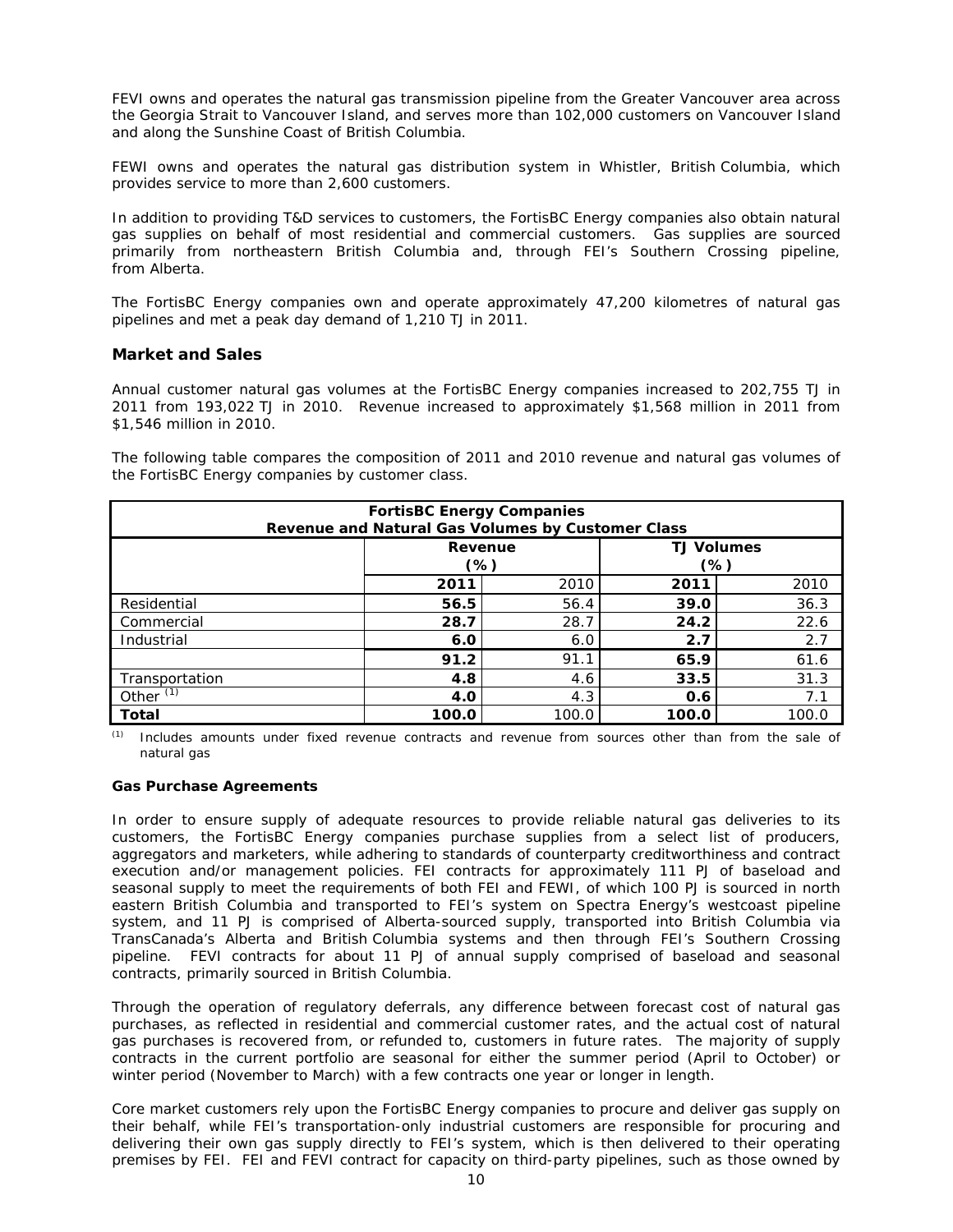FEVI owns and operates the natural gas transmission pipeline from the Greater Vancouver area across the Georgia Strait to Vancouver Island, and serves more than 102,000 customers on Vancouver Island and along the Sunshine Coast of British Columbia.

FEWI owns and operates the natural gas distribution system in Whistler, British Columbia, which provides service to more than 2,600 customers.

In addition to providing T&D services to customers, the FortisBC Energy companies also obtain natural gas supplies on behalf of most residential and commercial customers. Gas supplies are sourced primarily from northeastern British Columbia and, through FEI's Southern Crossing pipeline, from Alberta.

The FortisBC Energy companies own and operate approximately 47,200 kilometres of natural gas pipelines and met a peak day demand of 1,210 TJ in 2011.

### Market and Sales

Annual customer natural gas volumes at the FortisBC Energy companies increased to 202,755 TJ in 2011 from 193,022 TJ in 2010. Revenue increased to approximately $1,568 million in 2011 from $1,546 million in 2010.

The following table compares the composition of 2011 and 2010 revenue and natural gas volumes of the FortisBC Energy companies by customer class.

**FortisBC Energy Companies**
**Revenue and Natural Gas Volumes by Customer Class**

| | Revenue (%) | | TJ Volumes (%) | |
|---|---|---|---|---|
| | **2011** | 2010 | **2011** | 2010 |
| Residential | **56.5** | 56.4 | **39.0** | 36.3 |
| Commercial | **28.7** | 28.7 | **24.2** | 22.6 |
| Industrial | **6.0** | 6.0 | **2.7** | 2.7 |
| | **91.2** | 91.1 | **65.9** | 61.6 |
| Transportation | **4.8** | 4.6 | **33.5** | 31.3 |
| Other [(1)] | **4.0** | 4.3 | **0.6** | 7.1 |
| **Total** | **100.0** | 100.0 | **100.0** | 100.0 |

[(1)] Includes amounts under fixed revenue contracts and revenue from sources other than from the sale of natural gas

#### Gas Purchase Agreements

In order to ensure supply of adequate resources to provide reliable natural gas deliveries to its customers, the FortisBC Energy companies purchase supplies from a select list of producers, aggregators and marketers, while adhering to standards of counterparty creditworthiness and contract execution and/or management policies. FEI contracts for approximately 111 PJ of baseload and seasonal supply to meet the requirements of both FEI and FEWI, of which 100 PJ is sourced in north eastern British Columbia and transported to FEI's system on Spectra Energy's westcoast pipeline system, and 11 PJ is comprised of Alberta-sourced supply, transported into British Columbia via TransCanada's Alberta and British Columbia systems and then through FEI's Southern Crossing pipeline. FEVI contracts for about 11 PJ of annual supply comprised of baseload and seasonal contracts, primarily sourced in British Columbia.

Through the operation of regulatory deferrals, any difference between forecast cost of natural gas purchases, as reflected in residential and commercial customer rates, and the actual cost of natural gas purchases is recovered from, or refunded to, customers in future rates. The majority of supply contracts in the current portfolio are seasonal for either the summer period (April to October) or winter period (November to March) with a few contracts one year or longer in length.

Core market customers rely upon the FortisBC Energy companies to procure and deliver gas supply on their behalf, while FEI's transportation-only industrial customers are responsible for procuring and delivering their own gas supply directly to FEI's system, which is then delivered to their operating premises by FEI. FEI and FEVI contract for capacity on third-party pipelines, such as those owned by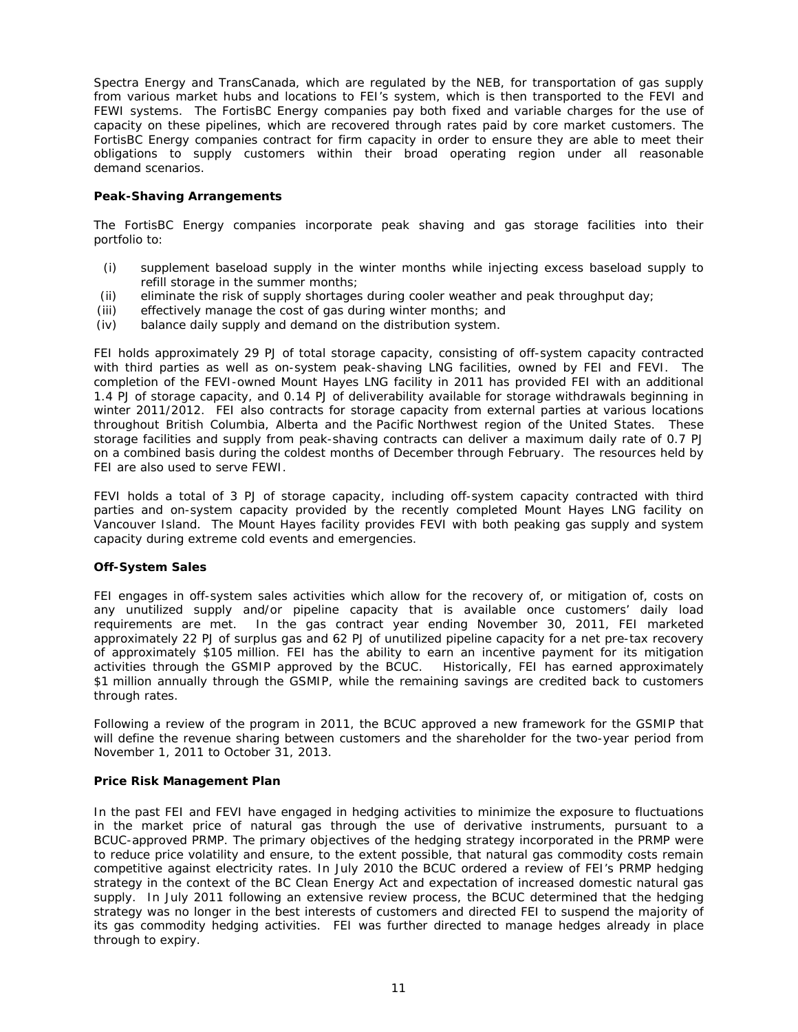Spectra Energy and TransCanada, which are regulated by the NEB, for transportation of gas supply from various market hubs and locations to FEI's system, which is then transported to the FEVI and FEWI systems. The FortisBC Energy companies pay both fixed and variable charges for the use of capacity on these pipelines, which are recovered through rates paid by core market customers. The FortisBC Energy companies contract for firm capacity in order to ensure they are able to meet their obligations to supply customers within their broad operating region under all reasonable demand scenarios.

**Peak-Shaving Arrangements**

The FortisBC Energy companies incorporate peak shaving and gas storage facilities into their portfolio to:

(i) supplement baseload supply in the winter months while injecting excess baseload supply to refill storage in the summer months;
(ii) eliminate the risk of supply shortages during cooler weather and peak throughput day;
(iii) effectively manage the cost of gas during winter months; and
(iv) balance daily supply and demand on the distribution system.

FEI holds approximately 29 PJ of total storage capacity, consisting of off-system capacity contracted with third parties as well as on-system peak-shaving LNG facilities, owned by FEI and FEVI. The completion of the FEVI-owned Mount Hayes LNG facility in 2011 has provided FEI with an additional 1.4 PJ of storage capacity, and 0.14 PJ of deliverability available for storage withdrawals beginning in winter 2011/2012. FEI also contracts for storage capacity from external parties at various locations throughout British Columbia, Alberta and the Pacific Northwest region of the United States. These storage facilities and supply from peak-shaving contracts can deliver a maximum daily rate of 0.7 PJ on a combined basis during the coldest months of December through February. The resources held by FEI are also used to serve FEWI.

FEVI holds a total of 3 PJ of storage capacity, including off-system capacity contracted with third parties and on-system capacity provided by the recently completed Mount Hayes LNG facility on Vancouver Island. The Mount Hayes facility provides FEVI with both peaking gas supply and system capacity during extreme cold events and emergencies.

**Off-System Sales**

FEI engages in off-system sales activities which allow for the recovery of, or mitigation of, costs on any unutilized supply and/or pipeline capacity that is available once customers' daily load requirements are met. In the gas contract year ending November 30, 2011, FEI marketed approximately 22 PJ of surplus gas and 62 PJ of unutilized pipeline capacity for a net pre-tax recovery of approximately $105 million. FEI has the ability to earn an incentive payment for its mitigation activities through the GSMIP approved by the BCUC. Historically, FEI has earned approximately $1 million annually through the GSMIP, while the remaining savings are credited back to customers through rates.

Following a review of the program in 2011, the BCUC approved a new framework for the GSMIP that will define the revenue sharing between customers and the shareholder for the two-year period from November 1, 2011 to October 31, 2013.

**Price Risk Management Plan**

In the past FEI and FEVI have engaged in hedging activities to minimize the exposure to fluctuations in the market price of natural gas through the use of derivative instruments, pursuant to a BCUC-approved PRMP. The primary objectives of the hedging strategy incorporated in the PRMP were to reduce price volatility and ensure, to the extent possible, that natural gas commodity costs remain competitive against electricity rates. In July 2010 the BCUC ordered a review of FEI's PRMP hedging strategy in the context of the BC Clean Energy Act and expectation of increased domestic natural gas supply. In July 2011 following an extensive review process, the BCUC determined that the hedging strategy was no longer in the best interests of customers and directed FEI to suspend the majority of its gas commodity hedging activities. FEI was further directed to manage hedges already in place through to expiry.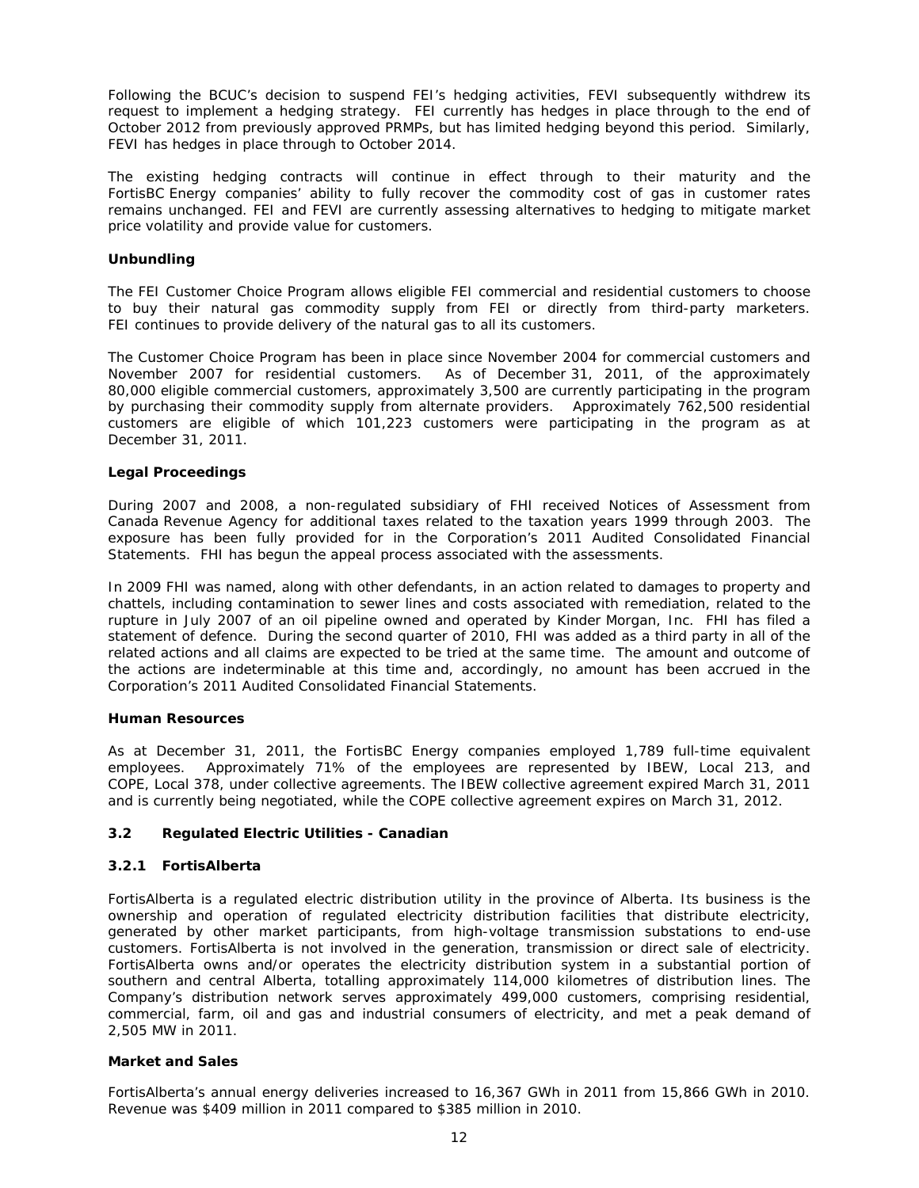Following the BCUC's decision to suspend FEI's hedging activities, FEVI subsequently withdrew its request to implement a hedging strategy. FEI currently has hedges in place through to the end of October 2012 from previously approved PRMPs, but has limited hedging beyond this period. Similarly, FEVI has hedges in place through to October 2014.

The existing hedging contracts will continue in effect through to their maturity and the FortisBC Energy companies' ability to fully recover the commodity cost of gas in customer rates remains unchanged. FEI and FEVI are currently assessing alternatives to hedging to mitigate market price volatility and provide value for customers.

**Unbundling**

The FEI Customer Choice Program allows eligible FEI commercial and residential customers to choose to buy their natural gas commodity supply from FEI or directly from third-party marketers. FEI continues to provide delivery of the natural gas to all its customers.

The Customer Choice Program has been in place since November 2004 for commercial customers and November 2007 for residential customers. As of December 31, 2011, of the approximately 80,000 eligible commercial customers, approximately 3,500 are currently participating in the program by purchasing their commodity supply from alternate providers. Approximately 762,500 residential customers are eligible of which 101,223 customers were participating in the program as at December 31, 2011.

**Legal Proceedings**

During 2007 and 2008, a non-regulated subsidiary of FHI received Notices of Assessment from Canada Revenue Agency for additional taxes related to the taxation years 1999 through 2003. The exposure has been fully provided for in the Corporation's 2011 Audited Consolidated Financial Statements. FHI has begun the appeal process associated with the assessments.

In 2009 FHI was named, along with other defendants, in an action related to damages to property and chattels, including contamination to sewer lines and costs associated with remediation, related to the rupture in July 2007 of an oil pipeline owned and operated by Kinder Morgan, Inc. FHI has filed a statement of defence. During the second quarter of 2010, FHI was added as a third party in all of the related actions and all claims are expected to be tried at the same time. The amount and outcome of the actions are indeterminable at this time and, accordingly, no amount has been accrued in the Corporation's 2011 Audited Consolidated Financial Statements.

**Human Resources**

As at December 31, 2011, the FortisBC Energy companies employed 1,789 full-time equivalent employees. Approximately 71% of the employees are represented by IBEW, Local 213, and COPE, Local 378, under collective agreements. The IBEW collective agreement expired March 31, 2011 and is currently being negotiated, while the COPE collective agreement expires on March 31, 2012.

### 3.2 Regulated Electric Utilities - Canadian

#### 3.2.1 FortisAlberta

FortisAlberta is a regulated electric distribution utility in the province of Alberta. Its business is the ownership and operation of regulated electricity distribution facilities that distribute electricity, generated by other market participants, from high-voltage transmission substations to end-use customers. FortisAlberta is not involved in the generation, transmission or direct sale of electricity. FortisAlberta owns and/or operates the electricity distribution system in a substantial portion of southern and central Alberta, totalling approximately 114,000 kilometres of distribution lines. The Company's distribution network serves approximately 499,000 customers, comprising residential, commercial, farm, oil and gas and industrial consumers of electricity, and met a peak demand of 2,505 MW in 2011.

**Market and Sales**

FortisAlberta's annual energy deliveries increased to 16,367 GWh in 2011 from 15,866 GWh in 2010. Revenue was $409 million in 2011 compared to $385 million in 2010.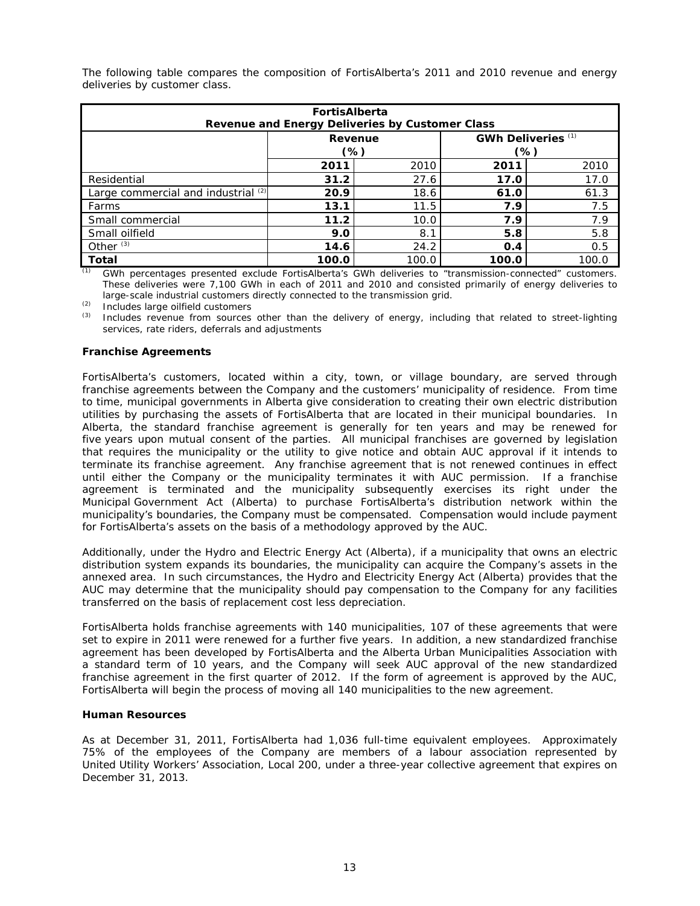The following table compares the composition of FortisAlberta's 2011 and 2010 revenue and energy deliveries by customer class.

| FortisAlberta Revenue and Energy Deliveries by Customer Class | | | | |
|---|---|---|---|---|
| | Revenue (%) | | GWh Deliveries [(1)] (%) | |
| | **2011** | 2010 | **2011** | 2010 |
| Residential | **31.2** | 27.6 | **17.0** | 17.0 |
| Large commercial and industrial [(2)] | **20.9** | 18.6 | **61.0** | 61.3 |
| Farms | **13.1** | 11.5 | **7.9** | 7.5 |
| Small commercial | **11.2** | 10.0 | **7.9** | 7.9 |
| Small oilfield | **9.0** | 8.1 | **5.8** | 5.8 |
| Other [(3)] | **14.6** | 24.2 | **0.4** | 0.5 |
| **Total** | **100.0** | 100.0 | **100.0** | 100.0 |

(1) GWh percentages presented exclude FortisAlberta's GWh deliveries to "transmission-connected" customers. These deliveries were 7,100 GWh in each of 2011 and 2010 and consisted primarily of energy deliveries to large-scale industrial customers directly connected to the transmission grid.

(2) Includes large oilfield customers

(3) Includes revenue from sources other than the delivery of energy, including that related to street-lighting services, rate riders, deferrals and adjustments

**Franchise Agreements**

FortisAlberta's customers, located within a city, town, or village boundary, are served through franchise agreements between the Company and the customers' municipality of residence. From time to time, municipal governments in Alberta give consideration to creating their own electric distribution utilities by purchasing the assets of FortisAlberta that are located in their municipal boundaries. In Alberta, the standard franchise agreement is generally for ten years and may be renewed for five years upon mutual consent of the parties. All municipal franchises are governed by legislation that requires the municipality or the utility to give notice and obtain AUC approval if it intends to terminate its franchise agreement. Any franchise agreement that is not renewed continues in effect until either the Company or the municipality terminates it with AUC permission. If a franchise agreement is terminated and the municipality subsequently exercises its right under the Municipal Government Act (Alberta) to purchase FortisAlberta's distribution network within the municipality's boundaries, the Company must be compensated. Compensation would include payment for FortisAlberta's assets on the basis of a methodology approved by the AUC.

Additionally, under the Hydro and Electric Energy Act (Alberta), if a municipality that owns an electric distribution system expands its boundaries, the municipality can acquire the Company's assets in the annexed area. In such circumstances, the Hydro and Electricity Energy Act (Alberta) provides that the AUC may determine that the municipality should pay compensation to the Company for any facilities transferred on the basis of replacement cost less depreciation.

FortisAlberta holds franchise agreements with 140 municipalities, 107 of these agreements that were set to expire in 2011 were renewed for a further five years. In addition, a new standardized franchise agreement has been developed by FortisAlberta and the Alberta Urban Municipalities Association with a standard term of 10 years, and the Company will seek AUC approval of the new standardized franchise agreement in the first quarter of 2012. If the form of agreement is approved by the AUC, FortisAlberta will begin the process of moving all 140 municipalities to the new agreement.

**Human Resources**

As at December 31, 2011, FortisAlberta had 1,036 full-time equivalent employees. Approximately 75% of the employees of the Company are members of a labour association represented by United Utility Workers' Association, Local 200, under a three-year collective agreement that expires on December 31, 2013.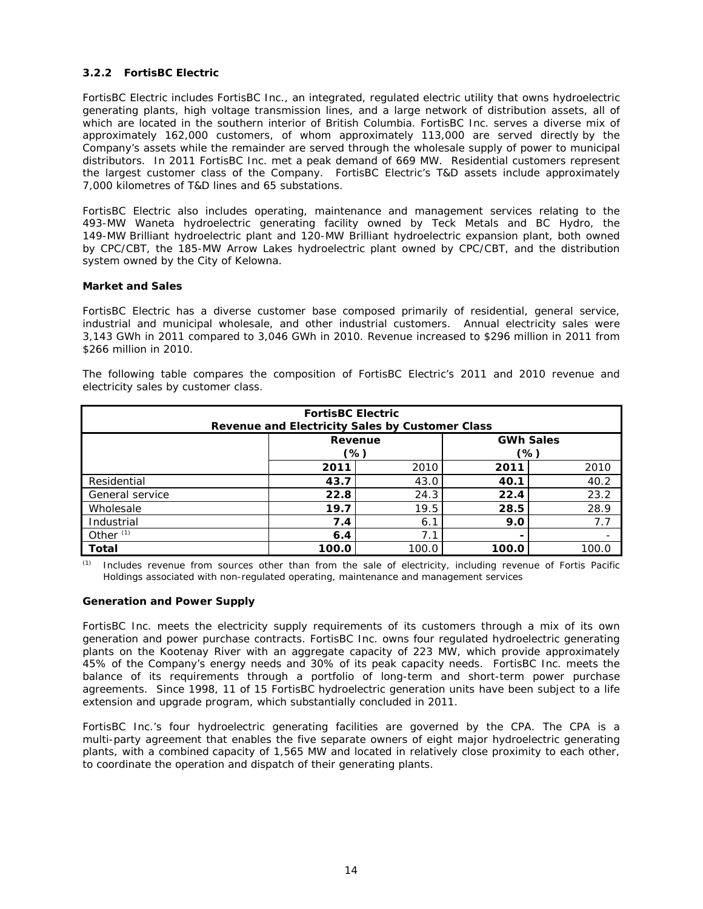### 3.2.2 FortisBC Electric

FortisBC Electric includes FortisBC Inc., an integrated, regulated electric utility that owns hydroelectric generating plants, high voltage transmission lines, and a large network of distribution assets, all of which are located in the southern interior of British Columbia. FortisBC Inc. serves a diverse mix of approximately 162,000 customers, of whom approximately 113,000 are served directly by the Company's assets while the remainder are served through the wholesale supply of power to municipal distributors. In 2011 FortisBC Inc. met a peak demand of 669 MW. Residential customers represent the largest customer class of the Company. FortisBC Electric's T&D assets include approximately 7,000 kilometres of T&D lines and 65 substations.

FortisBC Electric also includes operating, maintenance and management services relating to the 493-MW Waneta hydroelectric generating facility owned by Teck Metals and BC Hydro, the 149-MW Brilliant hydroelectric plant and 120-MW Brilliant hydroelectric expansion plant, both owned by CPC/CBT, the 185-MW Arrow Lakes hydroelectric plant owned by CPC/CBT, and the distribution system owned by the City of Kelowna.

**Market and Sales**

FortisBC Electric has a diverse customer base composed primarily of residential, general service, industrial and municipal wholesale, and other industrial customers. Annual electricity sales were 3,143 GWh in 2011 compared to 3,046 GWh in 2010. Revenue increased to $296 million in 2011 from $266 million in 2010.

The following table compares the composition of FortisBC Electric's 2011 and 2010 revenue and electricity sales by customer class.

| **FortisBC Electric Revenue and Electricity Sales by Customer Class** | | | | |
|---|---|---|---|---|
| | **Revenue (%)** | | **GWh Sales (%)** | |
| | **2011** | 2010 | **2011** | 2010 |
| Residential | **43.7** | 43.0 | **40.1** | 40.2 |
| General service | **22.8** | 24.3 | **22.4** | 23.2 |
| Wholesale | **19.7** | 19.5 | **28.5** | 28.9 |
| Industrial | **7.4** | 6.1 | **9.0** | 7.7 |
| Other [(1)] | **6.4** | 7.1 | **-** | - |
| **Total** | **100.0** | 100.0 | **100.0** | 100.0 |

[(1)] Includes revenue from sources other than from the sale of electricity, including revenue of Fortis Pacific Holdings associated with non-regulated operating, maintenance and management services

**Generation and Power Supply**

FortisBC Inc. meets the electricity supply requirements of its customers through a mix of its own generation and power purchase contracts. FortisBC Inc. owns four regulated hydroelectric generating plants on the Kootenay River with an aggregate capacity of 223 MW, which provide approximately 45% of the Company's energy needs and 30% of its peak capacity needs. FortisBC Inc. meets the balance of its requirements through a portfolio of long-term and short-term power purchase agreements. Since 1998, 11 of 15 FortisBC hydroelectric generation units have been subject to a life extension and upgrade program, which substantially concluded in 2011.

FortisBC Inc.'s four hydroelectric generating facilities are governed by the CPA. The CPA is a multi-party agreement that enables the five separate owners of eight major hydroelectric generating plants, with a combined capacity of 1,565 MW and located in relatively close proximity to each other, to coordinate the operation and dispatch of their generating plants.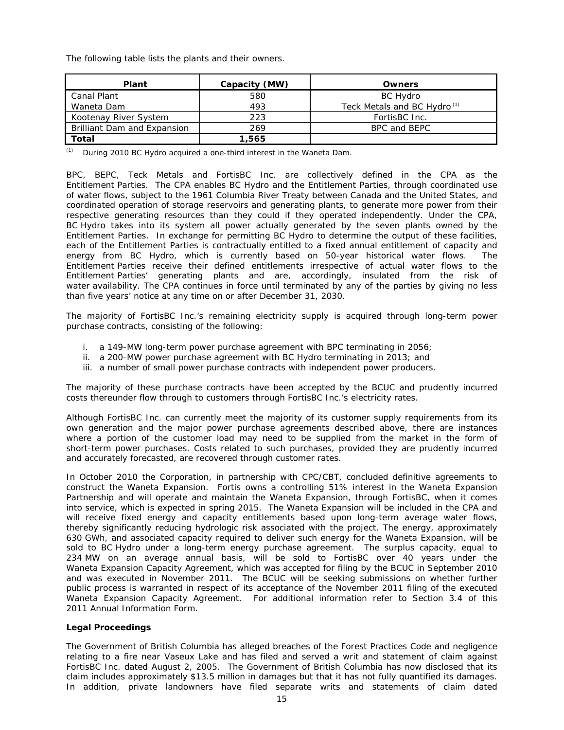The following table lists the plants and their owners.

| Plant | Capacity (MW) | Owners |
| --- | --- | --- |
| Canal Plant | 580 | BC Hydro |
| Waneta Dam | 493 | Teck Metals and BC Hydro [(1)] |
| Kootenay River System | 223 | FortisBC Inc. |
| Brilliant Dam and Expansion | 269 | BPC and BEPC |
| **Total** | **1,565** | |

(1) During 2010 BC Hydro acquired a one-third interest in the Waneta Dam.

BPC, BEPC, Teck Metals and FortisBC Inc. are collectively defined in the CPA as the Entitlement Parties. The CPA enables BC Hydro and the Entitlement Parties, through coordinated use of water flows, subject to the 1961 Columbia River Treaty between Canada and the United States, and coordinated operation of storage reservoirs and generating plants, to generate more power from their respective generating resources than they could if they operated independently. Under the CPA, BC Hydro takes into its system all power actually generated by the seven plants owned by the Entitlement Parties. In exchange for permitting BC Hydro to determine the output of these facilities, each of the Entitlement Parties is contractually entitled to a fixed annual entitlement of capacity and energy from BC Hydro, which is currently based on 50-year historical water flows. The Entitlement Parties receive their defined entitlements irrespective of actual water flows to the Entitlement Parties' generating plants and are, accordingly, insulated from the risk of water availability. The CPA continues in force until terminated by any of the parties by giving no less than five years' notice at any time on or after December 31, 2030.

The majority of FortisBC Inc.'s remaining electricity supply is acquired through long-term power purchase contracts, consisting of the following:

i. a 149-MW long-term power purchase agreement with BPC terminating in 2056;
ii. a 200-MW power purchase agreement with BC Hydro terminating in 2013; and
iii. a number of small power purchase contracts with independent power producers.

The majority of these purchase contracts have been accepted by the BCUC and prudently incurred costs thereunder flow through to customers through FortisBC Inc.'s electricity rates.

Although FortisBC Inc. can currently meet the majority of its customer supply requirements from its own generation and the major power purchase agreements described above, there are instances where a portion of the customer load may need to be supplied from the market in the form of short-term power purchases. Costs related to such purchases, provided they are prudently incurred and accurately forecasted, are recovered through customer rates.

In October 2010 the Corporation, in partnership with CPC/CBT, concluded definitive agreements to construct the Waneta Expansion. Fortis owns a controlling 51% interest in the Waneta Expansion Partnership and will operate and maintain the Waneta Expansion, through FortisBC, when it comes into service, which is expected in spring 2015. The Waneta Expansion will be included in the CPA and will receive fixed energy and capacity entitlements based upon long-term average water flows, thereby significantly reducing hydrologic risk associated with the project. The energy, approximately 630 GWh, and associated capacity required to deliver such energy for the Waneta Expansion, will be sold to BC Hydro under a long-term energy purchase agreement. The surplus capacity, equal to 234 MW on an average annual basis, will be sold to FortisBC over 40 years under the Waneta Expansion Capacity Agreement, which was accepted for filing by the BCUC in September 2010 and was executed in November 2011. The BCUC will be seeking submissions on whether further public process is warranted in respect of its acceptance of the November 2011 filing of the executed Waneta Expansion Capacity Agreement. For additional information refer to Section 3.4 of this 2011 Annual Information Form.

**Legal Proceedings**

The Government of British Columbia has alleged breaches of the Forest Practices Code and negligence relating to a fire near Vaseux Lake and has filed and served a writ and statement of claim against FortisBC Inc. dated August 2, 2005. The Government of British Columbia has now disclosed that its claim includes approximately $13.5 million in damages but that it has not fully quantified its damages. In addition, private landowners have filed separate writs and statements of claim dated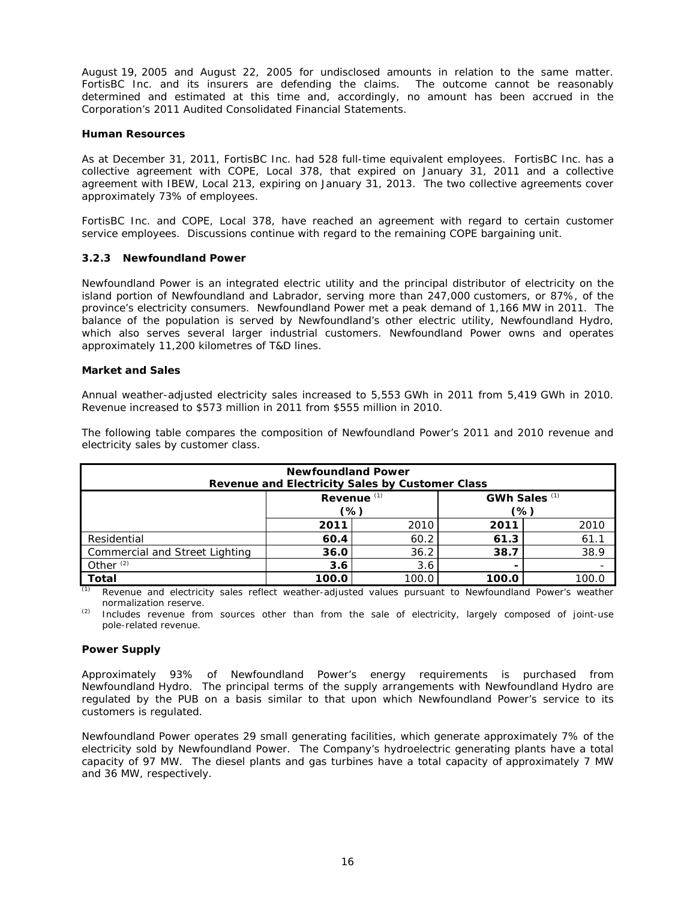August 19, 2005 and August 22, 2005 for undisclosed amounts in relation to the same matter. FortisBC Inc. and its insurers are defending the claims. The outcome cannot be reasonably determined and estimated at this time and, accordingly, no amount has been accrued in the Corporation's 2011 Audited Consolidated Financial Statements.

**Human Resources**

As at December 31, 2011, FortisBC Inc. had 528 full-time equivalent employees. FortisBC Inc. has a collective agreement with COPE, Local 378, that expired on January 31, 2011 and a collective agreement with IBEW, Local 213, expiring on January 31, 2013. The two collective agreements cover approximately 73% of employees.

FortisBC Inc. and COPE, Local 378, have reached an agreement with regard to certain customer service employees. Discussions continue with regard to the remaining COPE bargaining unit.

### 3.2.3 Newfoundland Power

Newfoundland Power is an integrated electric utility and the principal distributor of electricity on the island portion of Newfoundland and Labrador, serving more than 247,000 customers, or 87%, of the province's electricity consumers. Newfoundland Power met a peak demand of 1,166 MW in 2011. The balance of the population is served by Newfoundland's other electric utility, Newfoundland Hydro, which also serves several larger industrial customers. Newfoundland Power owns and operates approximately 11,200 kilometres of T&D lines.

**Market and Sales**

Annual weather-adjusted electricity sales increased to 5,553 GWh in 2011 from 5,419 GWh in 2010. Revenue increased to $573 million in 2011 from $555 million in 2010.

The following table compares the composition of Newfoundland Power's 2011 and 2010 revenue and electricity sales by customer class.

| **Newfoundland Power Revenue and Electricity Sales by Customer Class** | | | | |
|---|---|---|---|---|
| | **Revenue** [(1)] **(%)** | | **GWh Sales** [(1)] **(%)** | |
| | **2011** | 2010 | **2011** | 2010 |
| Residential | **60.4** | 60.2 | **61.3** | 61.1 |
| Commercial and Street Lighting | **36.0** | 36.2 | **38.7** | 38.9 |
| Other [(2)] | **3.6** | 3.6 | **-** | - |
| **Total** | **100.0** | 100.0 | **100.0** | 100.0 |

(1) Revenue and electricity sales reflect weather-adjusted values pursuant to Newfoundland Power's weather normalization reserve.

(2) Includes revenue from sources other than from the sale of electricity, largely composed of joint-use pole-related revenue.

**Power Supply**

Approximately 93% of Newfoundland Power's energy requirements is purchased from Newfoundland Hydro. The principal terms of the supply arrangements with Newfoundland Hydro are regulated by the PUB on a basis similar to that upon which Newfoundland Power's service to its customers is regulated.

Newfoundland Power operates 29 small generating facilities, which generate approximately 7% of the electricity sold by Newfoundland Power. The Company's hydroelectric generating plants have a total capacity of 97 MW. The diesel plants and gas turbines have a total capacity of approximately 7 MW and 36 MW, respectively.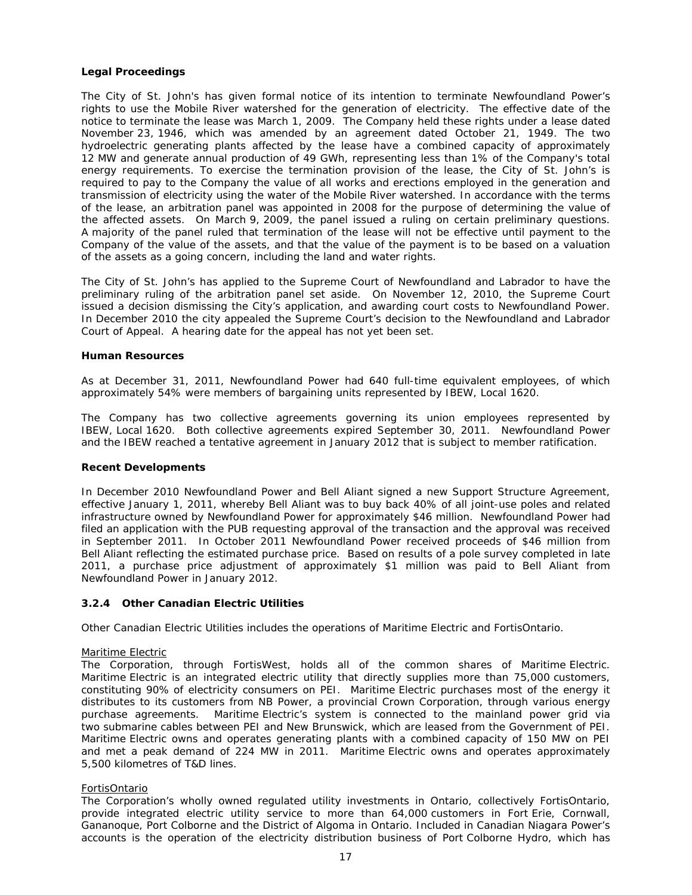**Legal Proceedings**

The City of St. John's has given formal notice of its intention to terminate Newfoundland Power's rights to use the Mobile River watershed for the generation of electricity. The effective date of the notice to terminate the lease was March 1, 2009. The Company held these rights under a lease dated November 23, 1946, which was amended by an agreement dated October 21, 1949. The two hydroelectric generating plants affected by the lease have a combined capacity of approximately 12 MW and generate annual production of 49 GWh, representing less than 1% of the Company's total energy requirements. To exercise the termination provision of the lease, the City of St. John's is required to pay to the Company the value of all works and erections employed in the generation and transmission of electricity using the water of the Mobile River watershed. In accordance with the terms of the lease, an arbitration panel was appointed in 2008 for the purpose of determining the value of the affected assets. On March 9, 2009, the panel issued a ruling on certain preliminary questions. A majority of the panel ruled that termination of the lease will not be effective until payment to the Company of the value of the assets, and that the value of the payment is to be based on a valuation of the assets as a going concern, including the land and water rights.

The City of St. John's has applied to the Supreme Court of Newfoundland and Labrador to have the preliminary ruling of the arbitration panel set aside. On November 12, 2010, the Supreme Court issued a decision dismissing the City's application, and awarding court costs to Newfoundland Power. In December 2010 the city appealed the Supreme Court's decision to the Newfoundland and Labrador Court of Appeal. A hearing date for the appeal has not yet been set.

**Human Resources**

As at December 31, 2011, Newfoundland Power had 640 full-time equivalent employees, of which approximately 54% were members of bargaining units represented by IBEW, Local 1620.

The Company has two collective agreements governing its union employees represented by IBEW, Local 1620. Both collective agreements expired September 30, 2011. Newfoundland Power and the IBEW reached a tentative agreement in January 2012 that is subject to member ratification.

**Recent Developments**

In December 2010 Newfoundland Power and Bell Aliant signed a new Support Structure Agreement, effective January 1, 2011, whereby Bell Aliant was to buy back 40% of all joint-use poles and related infrastructure owned by Newfoundland Power for approximately $46 million. Newfoundland Power had filed an application with the PUB requesting approval of the transaction and the approval was received in September 2011. In October 2011 Newfoundland Power received proceeds of $46 million from Bell Aliant reflecting the estimated purchase price. Based on results of a pole survey completed in late 2011, a purchase price adjustment of approximately $1 million was paid to Bell Aliant from Newfoundland Power in January 2012.

### 3.2.4 Other Canadian Electric Utilities

Other Canadian Electric Utilities includes the operations of Maritime Electric and FortisOntario.

Maritime Electric

The Corporation, through FortisWest, holds all of the common shares of Maritime Electric. Maritime Electric is an integrated electric utility that directly supplies more than 75,000 customers, constituting 90% of electricity consumers on PEI. Maritime Electric purchases most of the energy it distributes to its customers from NB Power, a provincial Crown Corporation, through various energy purchase agreements. Maritime Electric's system is connected to the mainland power grid via two submarine cables between PEI and New Brunswick, which are leased from the Government of PEI. Maritime Electric owns and operates generating plants with a combined capacity of 150 MW on PEI and met a peak demand of 224 MW in 2011. Maritime Electric owns and operates approximately 5,500 kilometres of T&D lines.

FortisOntario

The Corporation's wholly owned regulated utility investments in Ontario, collectively FortisOntario, provide integrated electric utility service to more than 64,000 customers in Fort Erie, Cornwall, Gananoque, Port Colborne and the District of Algoma in Ontario. Included in Canadian Niagara Power's accounts is the operation of the electricity distribution business of Port Colborne Hydro, which has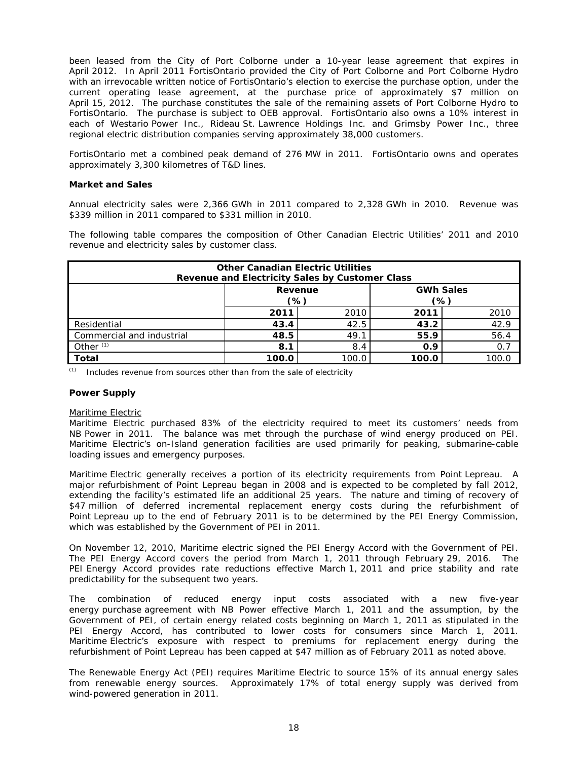been leased from the City of Port Colborne under a 10-year lease agreement that expires in April 2012. In April 2011 FortisOntario provided the City of Port Colborne and Port Colborne Hydro with an irrevocable written notice of FortisOntario's election to exercise the purchase option, under the current operating lease agreement, at the purchase price of approximately $7 million on April 15, 2012. The purchase constitutes the sale of the remaining assets of Port Colborne Hydro to FortisOntario. The purchase is subject to OEB approval. FortisOntario also owns a 10% interest in each of Westario Power Inc., Rideau St. Lawrence Holdings Inc. and Grimsby Power Inc., three regional electric distribution companies serving approximately 38,000 customers.

FortisOntario met a combined peak demand of 276 MW in 2011. FortisOntario owns and operates approximately 3,300 kilometres of T&D lines.

**Market and Sales**

Annual electricity sales were 2,366 GWh in 2011 compared to 2,328 GWh in 2010. Revenue was $339 million in 2011 compared to $331 million in 2010.

The following table compares the composition of Other Canadian Electric Utilities' 2011 and 2010 revenue and electricity sales by customer class.

| Other Canadian Electric Utilities<br>Revenue and Electricity Sales by Customer Class | | | | |
|---|---|---|---|---|
| | Revenue (%) | | GWh Sales (%) | |
| | **2011** | 2010 | **2011** | 2010 |
| Residential | **43.4** | 42.5 | **43.2** | 42.9 |
| Commercial and industrial | **48.5** | 49.1 | **55.9** | 56.4 |
| Other [(1)] | **8.1** | 8.4 | **0.9** | 0.7 |
| **Total** | **100.0** | 100.0 | **100.0** | 100.0 |

(1) Includes revenue from sources other than from the sale of electricity

**Power Supply**

Maritime Electric

Maritime Electric purchased 83% of the electricity required to meet its customers' needs from NB Power in 2011. The balance was met through the purchase of wind energy produced on PEI. Maritime Electric's on-Island generation facilities are used primarily for peaking, submarine-cable loading issues and emergency purposes.

Maritime Electric generally receives a portion of its electricity requirements from Point Lepreau. A major refurbishment of Point Lepreau began in 2008 and is expected to be completed by fall 2012, extending the facility's estimated life an additional 25 years. The nature and timing of recovery of $47 million of deferred incremental replacement energy costs during the refurbishment of Point Lepreau up to the end of February 2011 is to be determined by the PEI Energy Commission, which was established by the Government of PEI in 2011.

On November 12, 2010, Maritime electric signed the PEI Energy Accord with the Government of PEI. The PEI Energy Accord covers the period from March 1, 2011 through February 29, 2016. The PEI Energy Accord provides rate reductions effective March 1, 2011 and price stability and rate predictability for the subsequent two years.

The combination of reduced energy input costs associated with a new five-year energy purchase agreement with NB Power effective March 1, 2011 and the assumption, by the Government of PEI, of certain energy related costs beginning on March 1, 2011 as stipulated in the PEI Energy Accord, has contributed to lower costs for consumers since March 1, 2011. Maritime Electric's exposure with respect to premiums for replacement energy during the refurbishment of Point Lepreau has been capped at $47 million as of February 2011 as noted above.

The Renewable Energy Act (PEI) requires Maritime Electric to source 15% of its annual energy sales from renewable energy sources. Approximately 17% of total energy supply was derived from wind-powered generation in 2011.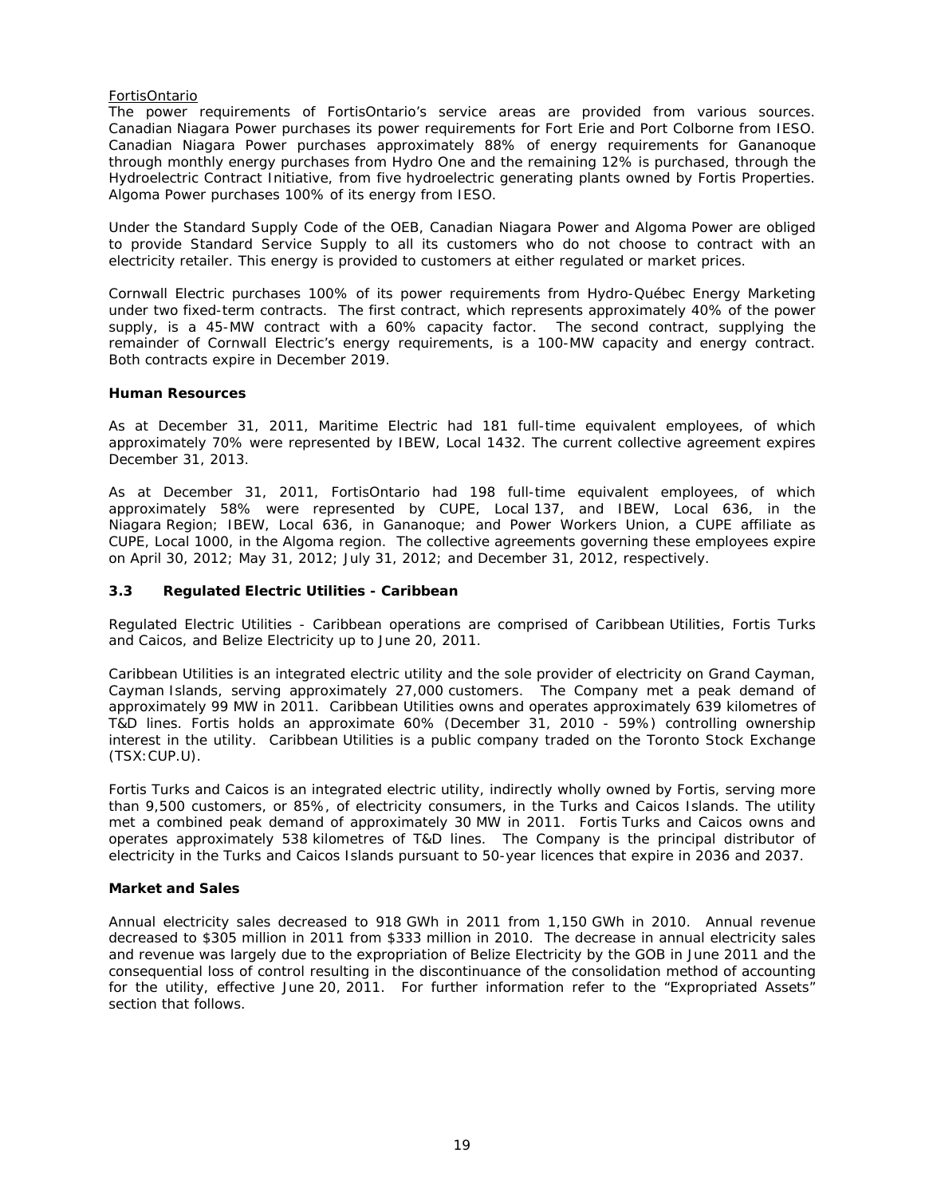FortisOntario

The power requirements of FortisOntario's service areas are provided from various sources. Canadian Niagara Power purchases its power requirements for Fort Erie and Port Colborne from IESO. Canadian Niagara Power purchases approximately 88% of energy requirements for Gananoque through monthly energy purchases from Hydro One and the remaining 12% is purchased, through the Hydroelectric Contract Initiative, from five hydroelectric generating plants owned by Fortis Properties. Algoma Power purchases 100% of its energy from IESO.

Under the Standard Supply Code of the OEB, Canadian Niagara Power and Algoma Power are obliged to provide Standard Service Supply to all its customers who do not choose to contract with an electricity retailer. This energy is provided to customers at either regulated or market prices.

Cornwall Electric purchases 100% of its power requirements from Hydro-Québec Energy Marketing under two fixed-term contracts. The first contract, which represents approximately 40% of the power supply, is a 45-MW contract with a 60% capacity factor. The second contract, supplying the remainder of Cornwall Electric's energy requirements, is a 100-MW capacity and energy contract. Both contracts expire in December 2019.

**Human Resources**

As at December 31, 2011, Maritime Electric had 181 full-time equivalent employees, of which approximately 70% were represented by IBEW, Local 1432. The current collective agreement expires December 31, 2013.

As at December 31, 2011, FortisOntario had 198 full-time equivalent employees, of which approximately 58% were represented by CUPE, Local 137, and IBEW, Local 636, in the Niagara Region; IBEW, Local 636, in Gananoque; and Power Workers Union, a CUPE affiliate as CUPE, Local 1000, in the Algoma region. The collective agreements governing these employees expire on April 30, 2012; May 31, 2012; July 31, 2012; and December 31, 2012, respectively.

### 3.3 Regulated Electric Utilities - Caribbean

Regulated Electric Utilities - Caribbean operations are comprised of Caribbean Utilities, Fortis Turks and Caicos, and Belize Electricity up to June 20, 2011.

Caribbean Utilities is an integrated electric utility and the sole provider of electricity on Grand Cayman, Cayman Islands, serving approximately 27,000 customers. The Company met a peak demand of approximately 99 MW in 2011. Caribbean Utilities owns and operates approximately 639 kilometres of T&D lines. Fortis holds an approximate 60% (December 31, 2010 - 59%) controlling ownership interest in the utility. Caribbean Utilities is a public company traded on the Toronto Stock Exchange (TSX:CUP.U).

Fortis Turks and Caicos is an integrated electric utility, indirectly wholly owned by Fortis, serving more than 9,500 customers, or 85%, of electricity consumers, in the Turks and Caicos Islands. The utility met a combined peak demand of approximately 30 MW in 2011. Fortis Turks and Caicos owns and operates approximately 538 kilometres of T&D lines. The Company is the principal distributor of electricity in the Turks and Caicos Islands pursuant to 50-year licences that expire in 2036 and 2037.

**Market and Sales**

Annual electricity sales decreased to 918 GWh in 2011 from 1,150 GWh in 2010. Annual revenue decreased to $305 million in 2011 from $333 million in 2010. The decrease in annual electricity sales and revenue was largely due to the expropriation of Belize Electricity by the GOB in June 2011 and the consequential loss of control resulting in the discontinuance of the consolidation method of accounting for the utility, effective June 20, 2011. For further information refer to the "Expropriated Assets" section that follows.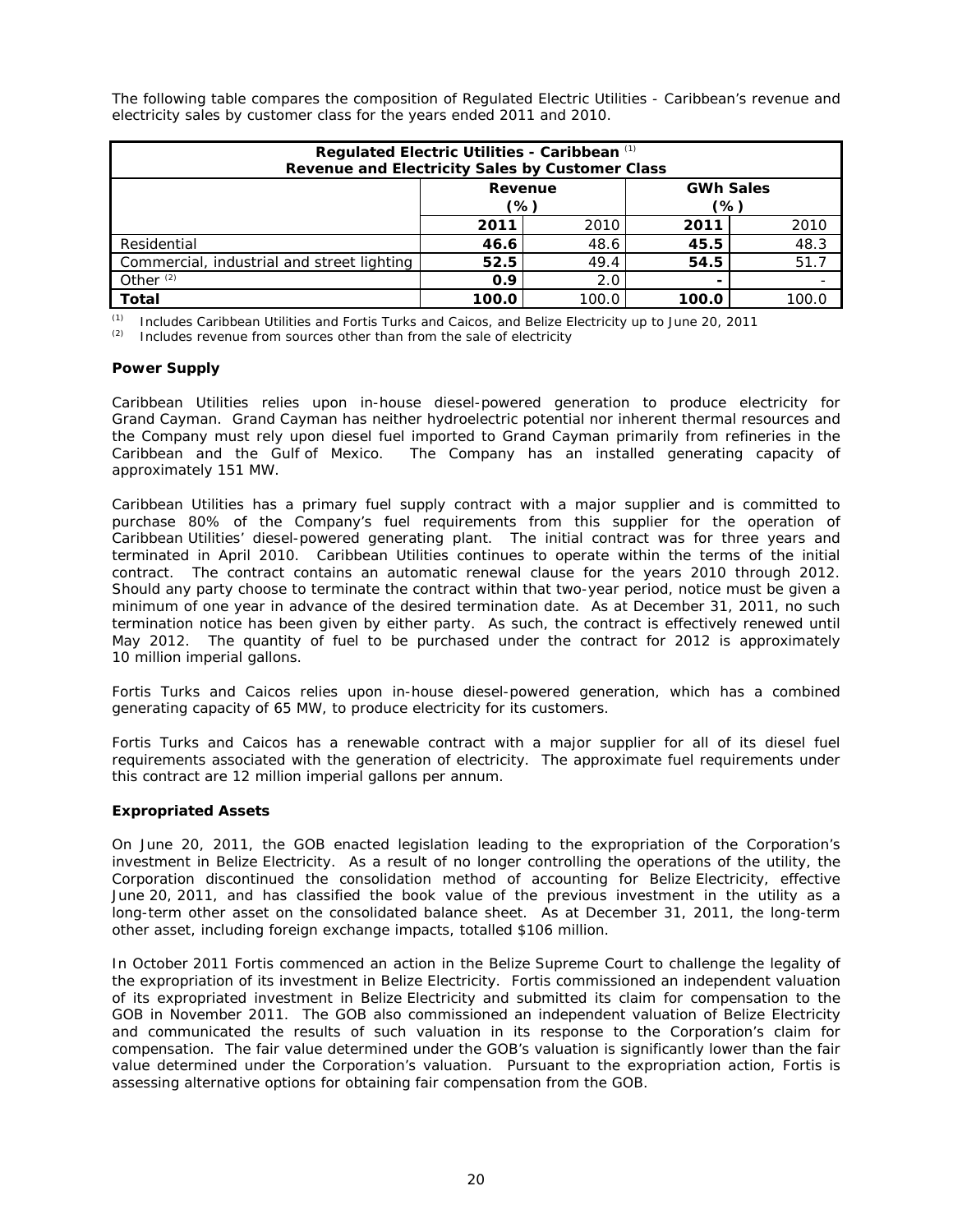The following table compares the composition of Regulated Electric Utilities - Caribbean's revenue and electricity sales by customer class for the years ended 2011 and 2010.

| Regulated Electric Utilities - Caribbean [(1)] Revenue and Electricity Sales by Customer Class | | | | |
|---|---|---|---|---|
| | Revenue (%) | | GWh Sales (%) | |
| | **2011** | 2010 | **2011** | 2010 |
| Residential | **46.6** | 48.6 | **45.5** | 48.3 |
| Commercial, industrial and street lighting | **52.5** | 49.4 | **54.5** | 51.7 |
| Other [(2)] | **0.9** | 2.0 | **-** | - |
| **Total** | **100.0** | 100.0 | **100.0** | 100.0 |

(1) Includes Caribbean Utilities and Fortis Turks and Caicos, and Belize Electricity up to June 20, 2011
(2) Includes revenue from sources other than from the sale of electricity

**Power Supply**

Caribbean Utilities relies upon in-house diesel-powered generation to produce electricity for Grand Cayman. Grand Cayman has neither hydroelectric potential nor inherent thermal resources and the Company must rely upon diesel fuel imported to Grand Cayman primarily from refineries in the Caribbean and the Gulf of Mexico. The Company has an installed generating capacity of approximately 151 MW.

Caribbean Utilities has a primary fuel supply contract with a major supplier and is committed to purchase 80% of the Company's fuel requirements from this supplier for the operation of Caribbean Utilities' diesel-powered generating plant. The initial contract was for three years and terminated in April 2010. Caribbean Utilities continues to operate within the terms of the initial contract. The contract contains an automatic renewal clause for the years 2010 through 2012. Should any party choose to terminate the contract within that two-year period, notice must be given a minimum of one year in advance of the desired termination date. As at December 31, 2011, no such termination notice has been given by either party. As such, the contract is effectively renewed until May 2012. The quantity of fuel to be purchased under the contract for 2012 is approximately 10 million imperial gallons.

Fortis Turks and Caicos relies upon in-house diesel-powered generation, which has a combined generating capacity of 65 MW, to produce electricity for its customers.

Fortis Turks and Caicos has a renewable contract with a major supplier for all of its diesel fuel requirements associated with the generation of electricity. The approximate fuel requirements under this contract are 12 million imperial gallons per annum.

**Expropriated Assets**

On June 20, 2011, the GOB enacted legislation leading to the expropriation of the Corporation's investment in Belize Electricity. As a result of no longer controlling the operations of the utility, the Corporation discontinued the consolidation method of accounting for Belize Electricity, effective June 20, 2011, and has classified the book value of the previous investment in the utility as a long-term other asset on the consolidated balance sheet. As at December 31, 2011, the long-term other asset, including foreign exchange impacts, totalled $106 million.

In October 2011 Fortis commenced an action in the Belize Supreme Court to challenge the legality of the expropriation of its investment in Belize Electricity. Fortis commissioned an independent valuation of its expropriated investment in Belize Electricity and submitted its claim for compensation to the GOB in November 2011. The GOB also commissioned an independent valuation of Belize Electricity and communicated the results of such valuation in its response to the Corporation's claim for compensation. The fair value determined under the GOB's valuation is significantly lower than the fair value determined under the Corporation's valuation. Pursuant to the expropriation action, Fortis is assessing alternative options for obtaining fair compensation from the GOB.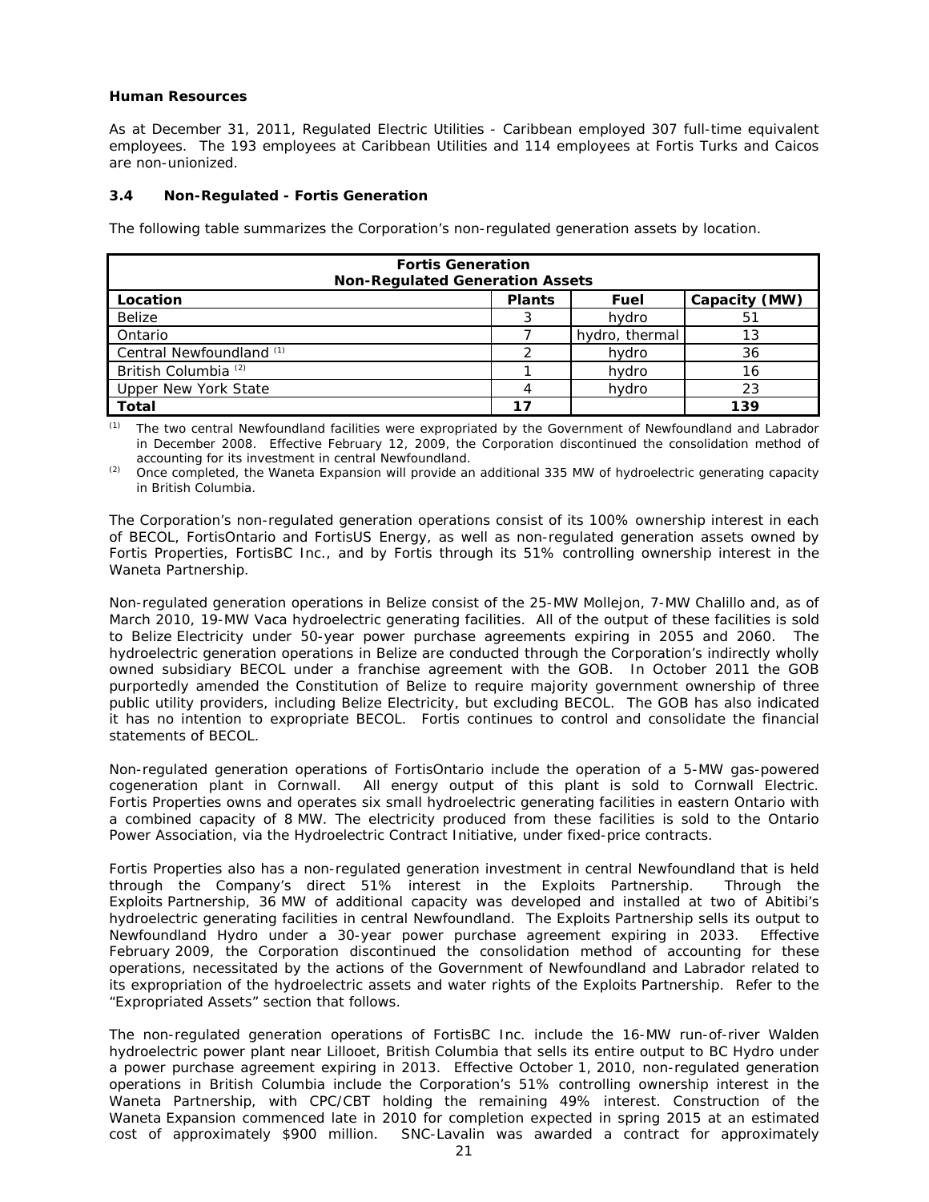**Human Resources**

As at December 31, 2011, Regulated Electric Utilities - Caribbean employed 307 full-time equivalent employees. The 193 employees at Caribbean Utilities and 114 employees at Fortis Turks and Caicos are non-unionized.

### 3.4 Non-Regulated - Fortis Generation

The following table summarizes the Corporation's non-regulated generation assets by location.

| **Fortis Generation Non-Regulated Generation Assets** | | | |
|---|---|---|---|
| **Location** | **Plants** | **Fuel** | **Capacity (MW)** |
| Belize | 3 | hydro | 51 |
| Ontario | 7 | hydro, thermal | 13 |
| Central Newfoundland [(1)] | 2 | hydro | 36 |
| British Columbia [(2)] | 1 | hydro | 16 |
| Upper New York State | 4 | hydro | 23 |
| **Total** | **17** | | **139** |

(1) The two central Newfoundland facilities were expropriated by the Government of Newfoundland and Labrador in December 2008. Effective February 12, 2009, the Corporation discontinued the consolidation method of accounting for its investment in central Newfoundland.

(2) Once completed, the Waneta Expansion will provide an additional 335 MW of hydroelectric generating capacity in British Columbia.

The Corporation's non-regulated generation operations consist of its 100% ownership interest in each of BECOL, FortisOntario and FortisUS Energy, as well as non-regulated generation assets owned by Fortis Properties, FortisBC Inc., and by Fortis through its 51% controlling ownership interest in the Waneta Partnership.

Non-regulated generation operations in Belize consist of the 25-MW Mollejon, 7-MW Chalillo and, as of March 2010, 19-MW Vaca hydroelectric generating facilities. All of the output of these facilities is sold to Belize Electricity under 50-year power purchase agreements expiring in 2055 and 2060. The hydroelectric generation operations in Belize are conducted through the Corporation's indirectly wholly owned subsidiary BECOL under a franchise agreement with the GOB. In October 2011 the GOB purportedly amended the Constitution of Belize to require majority government ownership of three public utility providers, including Belize Electricity, but excluding BECOL. The GOB has also indicated it has no intention to expropriate BECOL. Fortis continues to control and consolidate the financial statements of BECOL.

Non-regulated generation operations of FortisOntario include the operation of a 5-MW gas-powered cogeneration plant in Cornwall. All energy output of this plant is sold to Cornwall Electric. Fortis Properties owns and operates six small hydroelectric generating facilities in eastern Ontario with a combined capacity of 8 MW. The electricity produced from these facilities is sold to the Ontario Power Association, via the Hydroelectric Contract Initiative, under fixed-price contracts.

Fortis Properties also has a non-regulated generation investment in central Newfoundland that is held through the Company's direct 51% interest in the Exploits Partnership. Through the Exploits Partnership, 36 MW of additional capacity was developed and installed at two of Abitibi's hydroelectric generating facilities in central Newfoundland. The Exploits Partnership sells its output to Newfoundland Hydro under a 30-year power purchase agreement expiring in 2033. Effective February 2009, the Corporation discontinued the consolidation method of accounting for these operations, necessitated by the actions of the Government of Newfoundland and Labrador related to its expropriation of the hydroelectric assets and water rights of the Exploits Partnership. Refer to the "Expropriated Assets" section that follows.

The non-regulated generation operations of FortisBC Inc. include the 16-MW run-of-river Walden hydroelectric power plant near Lillooet, British Columbia that sells its entire output to BC Hydro under a power purchase agreement expiring in 2013. Effective October 1, 2010, non-regulated generation operations in British Columbia include the Corporation's 51% controlling ownership interest in the Waneta Partnership, with CPC/CBT holding the remaining 49% interest. Construction of the Waneta Expansion commenced late in 2010 for completion expected in spring 2015 at an estimated cost of approximately $900 million. SNC-Lavalin was awarded a contract for approximately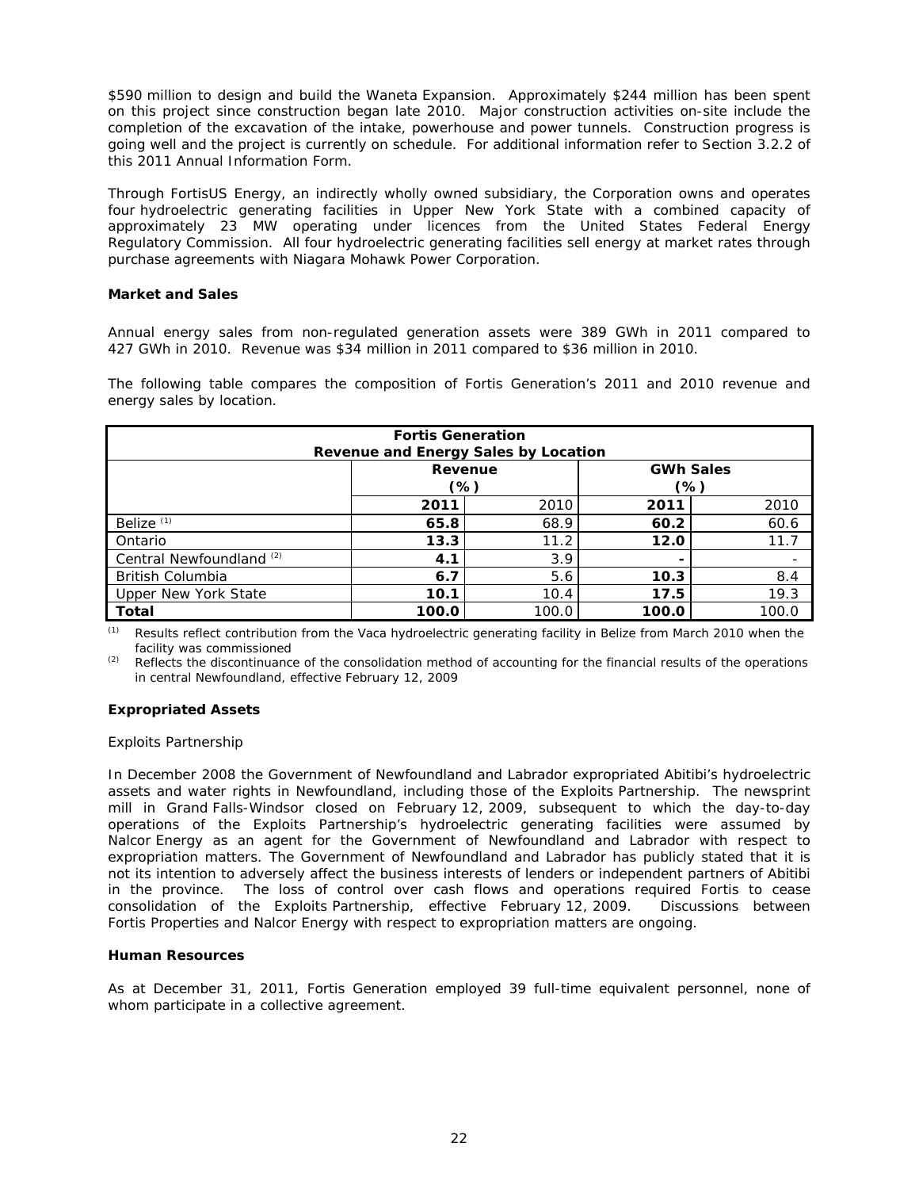$590 million to design and build the Waneta Expansion. Approximately $244 million has been spent on this project since construction began late 2010. Major construction activities on-site include the completion of the excavation of the intake, powerhouse and power tunnels. Construction progress is going well and the project is currently on schedule. For additional information refer to Section 3.2.2 of this 2011 Annual Information Form.

Through FortisUS Energy, an indirectly wholly owned subsidiary, the Corporation owns and operates four hydroelectric generating facilities in Upper New York State with a combined capacity of approximately 23 MW operating under licences from the United States Federal Energy Regulatory Commission. All four hydroelectric generating facilities sell energy at market rates through purchase agreements with Niagara Mohawk Power Corporation.

**Market and Sales**

Annual energy sales from non-regulated generation assets were 389 GWh in 2011 compared to 427 GWh in 2010. Revenue was $34 million in 2011 compared to $36 million in 2010.

The following table compares the composition of Fortis Generation's 2011 and 2010 revenue and energy sales by location.

**Fortis Generation**
**Revenue and Energy Sales by Location**

| | Revenue (%) | | GWh Sales (%) | |
|---|---|---|---|---|
| | **2011** | 2010 | **2011** | 2010 |
| Belize [(1)] | **65.8** | 68.9 | **60.2** | 60.6 |
| Ontario | **13.3** | 11.2 | **12.0** | 11.7 |
| Central Newfoundland [(2)] | **4.1** | 3.9 | **-** | - |
| British Columbia | **6.7** | 5.6 | **10.3** | 8.4 |
| Upper New York State | **10.1** | 10.4 | **17.5** | 19.3 |
| **Total** | **100.0** | 100.0 | **100.0** | 100.0 |

(1) Results reflect contribution from the Vaca hydroelectric generating facility in Belize from March 2010 when the facility was commissioned

(2) Reflects the discontinuance of the consolidation method of accounting for the financial results of the operations in central Newfoundland, effective February 12, 2009

**Expropriated Assets**

Exploits Partnership

In December 2008 the Government of Newfoundland and Labrador expropriated Abitibi's hydroelectric assets and water rights in Newfoundland, including those of the Exploits Partnership. The newsprint mill in Grand Falls-Windsor closed on February 12, 2009, subsequent to which the day-to-day operations of the Exploits Partnership's hydroelectric generating facilities were assumed by Nalcor Energy as an agent for the Government of Newfoundland and Labrador with respect to expropriation matters. The Government of Newfoundland and Labrador has publicly stated that it is not its intention to adversely affect the business interests of lenders or independent partners of Abitibi in the province. The loss of control over cash flows and operations required Fortis to cease consolidation of the Exploits Partnership, effective February 12, 2009. Discussions between Fortis Properties and Nalcor Energy with respect to expropriation matters are ongoing.

**Human Resources**

As at December 31, 2011, Fortis Generation employed 39 full-time equivalent personnel, none of whom participate in a collective agreement.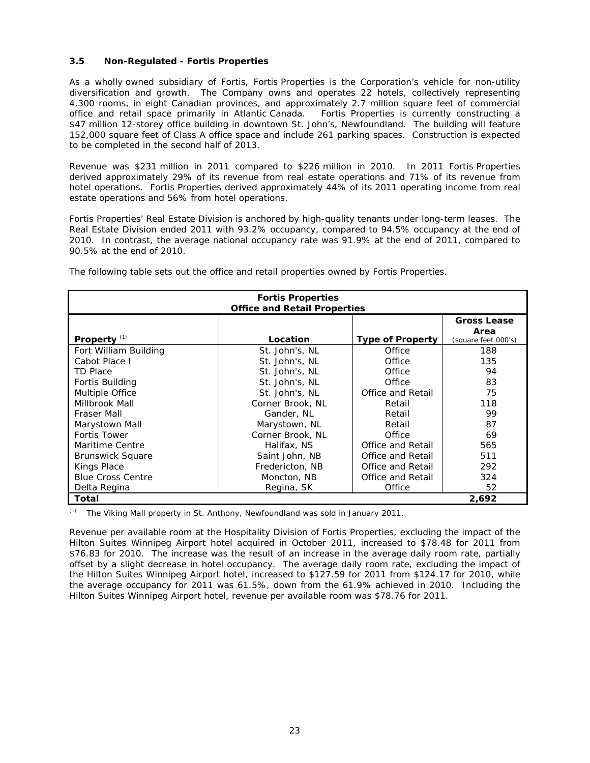### 3.5 Non-Regulated - Fortis Properties

As a wholly owned subsidiary of Fortis, Fortis Properties is the Corporation's vehicle for non-utility diversification and growth. The Company owns and operates 22 hotels, collectively representing 4,300 rooms, in eight Canadian provinces, and approximately 2.7 million square feet of commercial office and retail space primarily in Atlantic Canada. Fortis Properties is currently constructing a $47 million 12-storey office building in downtown St. John's, Newfoundland. The building will feature 152,000 square feet of Class A office space and include 261 parking spaces. Construction is expected to be completed in the second half of 2013.

Revenue was $231 million in 2011 compared to $226 million in 2010. In 2011 Fortis Properties derived approximately 29% of its revenue from real estate operations and 71% of its revenue from hotel operations. Fortis Properties derived approximately 44% of its 2011 operating income from real estate operations and 56% from hotel operations.

Fortis Properties' Real Estate Division is anchored by high-quality tenants under long-term leases. The Real Estate Division ended 2011 with 93.2% occupancy, compared to 94.5% occupancy at the end of 2010. In contrast, the average national occupancy rate was 91.9% at the end of 2011, compared to 90.5% at the end of 2010.

The following table sets out the office and retail properties owned by Fortis Properties.

**Fortis Properties**
**Office and Retail Properties**

| Property [1] | Location | Type of Property | Gross Lease Area (square feet 000's) |
|---|---|---|---|
| Fort William Building | St. John's, NL | Office | 188 |
| Cabot Place I | St. John's, NL | Office | 135 |
| TD Place | St. John's, NL | Office | 94 |
| Fortis Building | St. John's, NL | Office | 83 |
| Multiple Office | St. John's, NL | Office and Retail | 75 |
| Millbrook Mall | Corner Brook, NL | Retail | 118 |
| Fraser Mall | Gander, NL | Retail | 99 |
| Marystown Mall | Marystown, NL | Retail | 87 |
| Fortis Tower | Corner Brook, NL | Office | 69 |
| Maritime Centre | Halifax, NS | Office and Retail | 565 |
| Brunswick Square | Saint John, NB | Office and Retail | 511 |
| Kings Place | Fredericton, NB | Office and Retail | 292 |
| Blue Cross Centre | Moncton, NB | Office and Retail | 324 |
| Delta Regina | Regina, SK | Office | 52 |
| **Total** | | | **2,692** |

[1] The Viking Mall property in St. Anthony, Newfoundland was sold in January 2011.

Revenue per available room at the Hospitality Division of Fortis Properties, excluding the impact of the Hilton Suites Winnipeg Airport hotel acquired in October 2011, increased to $78.48 for 2011 from $76.83 for 2010. The increase was the result of an increase in the average daily room rate, partially offset by a slight decrease in hotel occupancy. The average daily room rate, excluding the impact of the Hilton Suites Winnipeg Airport hotel, increased to $127.59 for 2011 from $124.17 for 2010, while the average occupancy for 2011 was 61.5%, down from the 61.9% achieved in 2010. Including the Hilton Suites Winnipeg Airport hotel, revenue per available room was $78.76 for 2011.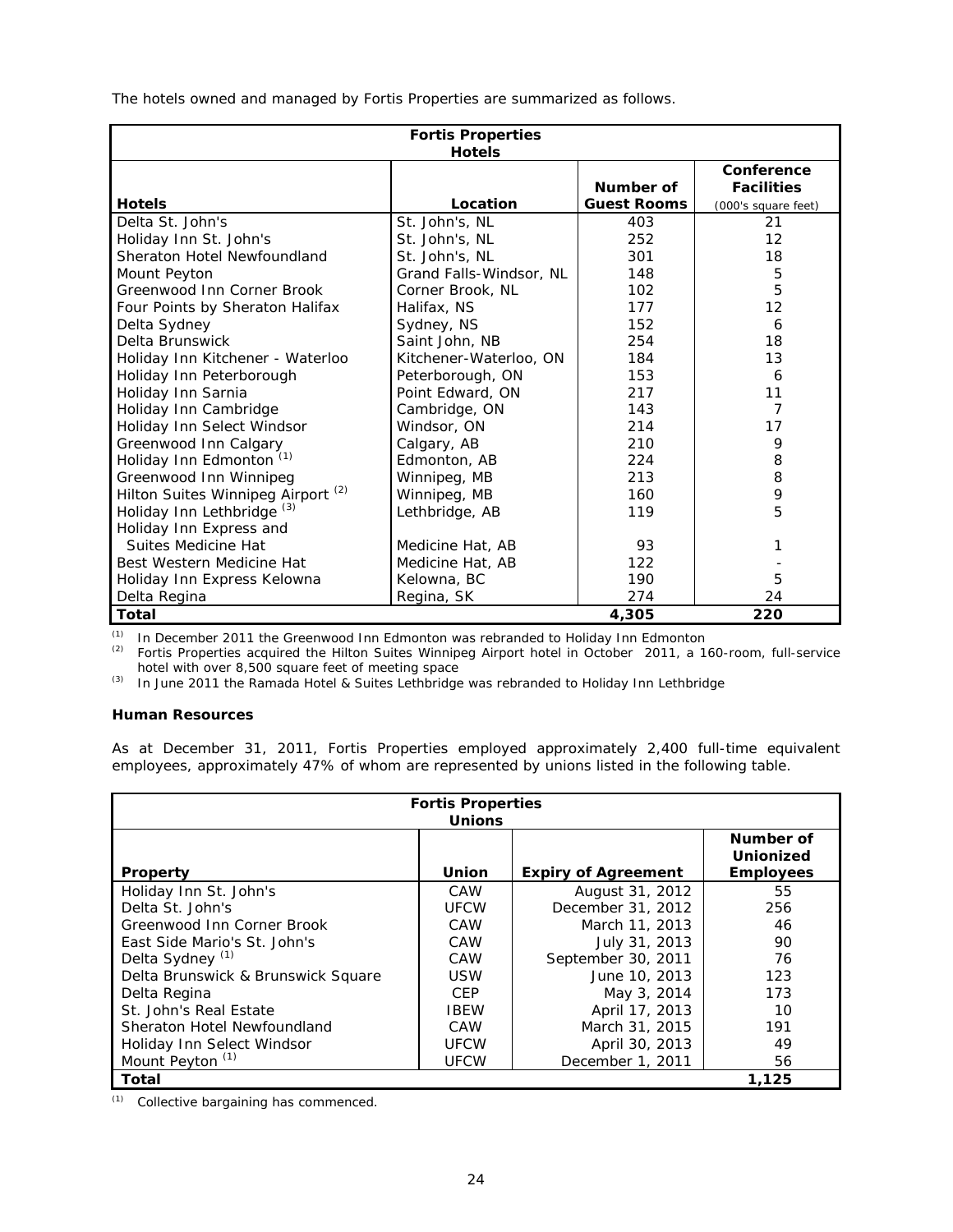The hotels owned and managed by Fortis Properties are summarized as follows.

| Fortis Properties Hotels | | | |
|---|---|---|---|
| **Hotels** | **Location** | **Number of Guest Rooms** | **Conference Facilities** (000's square feet) |
| Delta St. John's | St. John's, NL | 403 | 21 |
| Holiday Inn St. John's | St. John's, NL | 252 | 12 |
| Sheraton Hotel Newfoundland | St. John's, NL | 301 | 18 |
| Mount Peyton | Grand Falls-Windsor, NL | 148 | 5 |
| Greenwood Inn Corner Brook | Corner Brook, NL | 102 | 5 |
| Four Points by Sheraton Halifax | Halifax, NS | 177 | 12 |
| Delta Sydney | Sydney, NS | 152 | 6 |
| Delta Brunswick | Saint John, NB | 254 | 18 |
| Holiday Inn Kitchener - Waterloo | Kitchener-Waterloo, ON | 184 | 13 |
| Holiday Inn Peterborough | Peterborough, ON | 153 | 6 |
| Holiday Inn Sarnia | Point Edward, ON | 217 | 11 |
| Holiday Inn Cambridge | Cambridge, ON | 143 | 7 |
| Holiday Inn Select Windsor | Windsor, ON | 214 | 17 |
| Greenwood Inn Calgary | Calgary, AB | 210 | 9 |
| Holiday Inn Edmonton [(1)] | Edmonton, AB | 224 | 8 |
| Greenwood Inn Winnipeg | Winnipeg, MB | 213 | 8 |
| Hilton Suites Winnipeg Airport [(2)] | Winnipeg, MB | 160 | 9 |
| Holiday Inn Lethbridge [(3)] | Lethbridge, AB | 119 | 5 |
| Holiday Inn Express and Suites Medicine Hat | Medicine Hat, AB | 93 | 1 |
| Best Western Medicine Hat | Medicine Hat, AB | 122 | - |
| Holiday Inn Express Kelowna | Kelowna, BC | 190 | 5 |
| Delta Regina | Regina, SK | 274 | 24 |
| **Total** | | **4,305** | **220** |

(1) In December 2011 the Greenwood Inn Edmonton was rebranded to Holiday Inn Edmonton
(2) Fortis Properties acquired the Hilton Suites Winnipeg Airport hotel in October 2011, a 160-room, full-service hotel with over 8,500 square feet of meeting space
(3) In June 2011 the Ramada Hotel & Suites Lethbridge was rebranded to Holiday Inn Lethbridge

**Human Resources**

As at December 31, 2011, Fortis Properties employed approximately 2,400 full-time equivalent employees, approximately 47% of whom are represented by unions listed in the following table.

| Fortis Properties Unions | | | |
|---|---|---|---|
| **Property** | **Union** | **Expiry of Agreement** | **Number of Unionized Employees** |
| Holiday Inn St. John's | CAW | August 31, 2012 | 55 |
| Delta St. John's | UFCW | December 31, 2012 | 256 |
| Greenwood Inn Corner Brook | CAW | March 11, 2013 | 46 |
| East Side Mario's St. John's | CAW | July 31, 2013 | 90 |
| Delta Sydney [(1)] | CAW | September 30, 2011 | 76 |
| Delta Brunswick & Brunswick Square | USW | June 10, 2013 | 123 |
| Delta Regina | CEP | May 3, 2014 | 173 |
| St. John's Real Estate | IBEW | April 17, 2013 | 10 |
| Sheraton Hotel Newfoundland | CAW | March 31, 2015 | 191 |
| Holiday Inn Select Windsor | UFCW | April 30, 2013 | 49 |
| Mount Peyton [(1)] | UFCW | December 1, 2011 | 56 |
| **Total** | | | **1,125** |

(1) Collective bargaining has commenced.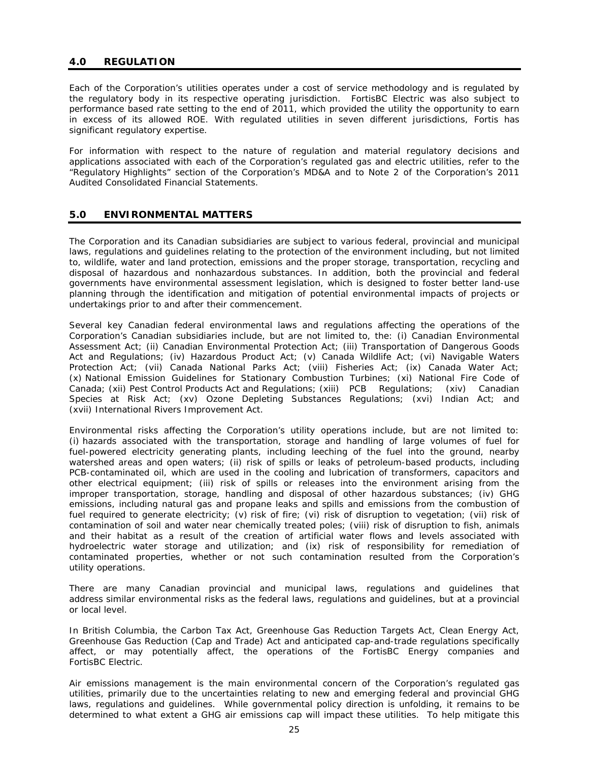## 4.0 REGULATION

Each of the Corporation's utilities operates under a cost of service methodology and is regulated by the regulatory body in its respective operating jurisdiction. FortisBC Electric was also subject to performance based rate setting to the end of 2011, which provided the utility the opportunity to earn in excess of its allowed ROE. With regulated utilities in seven different jurisdictions, Fortis has significant regulatory expertise.

For information with respect to the nature of regulation and material regulatory decisions and applications associated with each of the Corporation's regulated gas and electric utilities, refer to the "Regulatory Highlights" section of the Corporation's MD&A and to Note 2 of the Corporation's 2011 Audited Consolidated Financial Statements.

## 5.0 ENVIRONMENTAL MATTERS

The Corporation and its Canadian subsidiaries are subject to various federal, provincial and municipal laws, regulations and guidelines relating to the protection of the environment including, but not limited to, wildlife, water and land protection, emissions and the proper storage, transportation, recycling and disposal of hazardous and nonhazardous substances. In addition, both the provincial and federal governments have environmental assessment legislation, which is designed to foster better land-use planning through the identification and mitigation of potential environmental impacts of projects or undertakings prior to and after their commencement.

Several key Canadian federal environmental laws and regulations affecting the operations of the Corporation's Canadian subsidiaries include, but are not limited to, the: (i) Canadian Environmental Assessment Act; (ii) Canadian Environmental Protection Act; (iii) Transportation of Dangerous Goods Act and Regulations; (iv) Hazardous Product Act; (v) Canada Wildlife Act; (vi) Navigable Waters Protection Act; (vii) Canada National Parks Act; (viii) Fisheries Act; (ix) Canada Water Act; (x) National Emission Guidelines for Stationary Combustion Turbines; (xi) National Fire Code of Canada; (xii) Pest Control Products Act and Regulations; (xiii) PCB Regulations; (xiv) Canadian Species at Risk Act; (xv) Ozone Depleting Substances Regulations; (xvi) Indian Act; and (xvii) International Rivers Improvement Act.

Environmental risks affecting the Corporation's utility operations include, but are not limited to: (i) hazards associated with the transportation, storage and handling of large volumes of fuel for fuel-powered electricity generating plants, including leeching of the fuel into the ground, nearby watershed areas and open waters; (ii) risk of spills or leaks of petroleum-based products, including PCB-contaminated oil, which are used in the cooling and lubrication of transformers, capacitors and other electrical equipment; (iii) risk of spills or releases into the environment arising from the improper transportation, storage, handling and disposal of other hazardous substances; (iv) GHG emissions, including natural gas and propane leaks and spills and emissions from the combustion of fuel required to generate electricity; (v) risk of fire; (vi) risk of disruption to vegetation; (vii) risk of contamination of soil and water near chemically treated poles; (viii) risk of disruption to fish, animals and their habitat as a result of the creation of artificial water flows and levels associated with hydroelectric water storage and utilization; and (ix) risk of responsibility for remediation of contaminated properties, whether or not such contamination resulted from the Corporation's utility operations.

There are many Canadian provincial and municipal laws, regulations and guidelines that address similar environmental risks as the federal laws, regulations and guidelines, but at a provincial or local level.

In British Columbia, the Carbon Tax Act, Greenhouse Gas Reduction Targets Act, Clean Energy Act, Greenhouse Gas Reduction (Cap and Trade) Act and anticipated cap-and-trade regulations specifically affect, or may potentially affect, the operations of the FortisBC Energy companies and FortisBC Electric.

Air emissions management is the main environmental concern of the Corporation's regulated gas utilities, primarily due to the uncertainties relating to new and emerging federal and provincial GHG laws, regulations and guidelines. While governmental policy direction is unfolding, it remains to be determined to what extent a GHG air emissions cap will impact these utilities. To help mitigate this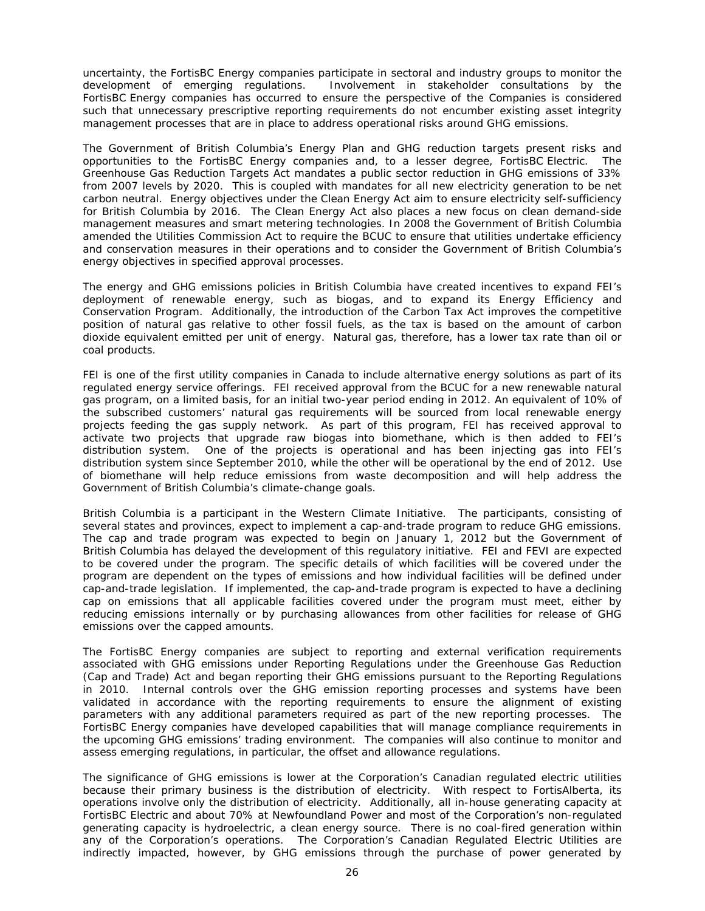uncertainty, the FortisBC Energy companies participate in sectoral and industry groups to monitor the development of emerging regulations. Involvement in stakeholder consultations by the FortisBC Energy companies has occurred to ensure the perspective of the Companies is considered such that unnecessary prescriptive reporting requirements do not encumber existing asset integrity management processes that are in place to address operational risks around GHG emissions.

The Government of British Columbia's Energy Plan and GHG reduction targets present risks and opportunities to the FortisBC Energy companies and, to a lesser degree, FortisBC Electric. The Greenhouse Gas Reduction Targets Act mandates a public sector reduction in GHG emissions of 33% from 2007 levels by 2020. This is coupled with mandates for all new electricity generation to be net carbon neutral. Energy objectives under the Clean Energy Act aim to ensure electricity self-sufficiency for British Columbia by 2016. The Clean Energy Act also places a new focus on clean demand-side management measures and smart metering technologies. In 2008 the Government of British Columbia amended the Utilities Commission Act to require the BCUC to ensure that utilities undertake efficiency and conservation measures in their operations and to consider the Government of British Columbia's energy objectives in specified approval processes.

The energy and GHG emissions policies in British Columbia have created incentives to expand FEI's deployment of renewable energy, such as biogas, and to expand its Energy Efficiency and Conservation Program. Additionally, the introduction of the Carbon Tax Act improves the competitive position of natural gas relative to other fossil fuels, as the tax is based on the amount of carbon dioxide equivalent emitted per unit of energy. Natural gas, therefore, has a lower tax rate than oil or coal products.

FEI is one of the first utility companies in Canada to include alternative energy solutions as part of its regulated energy service offerings. FEI received approval from the BCUC for a new renewable natural gas program, on a limited basis, for an initial two-year period ending in 2012. An equivalent of 10% of the subscribed customers' natural gas requirements will be sourced from local renewable energy projects feeding the gas supply network. As part of this program, FEI has received approval to activate two projects that upgrade raw biogas into biomethane, which is then added to FEI's distribution system. One of the projects is operational and has been injecting gas into FEI's distribution system since September 2010, while the other will be operational by the end of 2012. Use of biomethane will help reduce emissions from waste decomposition and will help address the Government of British Columbia's climate-change goals.

British Columbia is a participant in the Western Climate Initiative. The participants, consisting of several states and provinces, expect to implement a cap-and-trade program to reduce GHG emissions. The cap and trade program was expected to begin on January 1, 2012 but the Government of British Columbia has delayed the development of this regulatory initiative. FEI and FEVI are expected to be covered under the program. The specific details of which facilities will be covered under the program are dependent on the types of emissions and how individual facilities will be defined under cap-and-trade legislation. If implemented, the cap-and-trade program is expected to have a declining cap on emissions that all applicable facilities covered under the program must meet, either by reducing emissions internally or by purchasing allowances from other facilities for release of GHG emissions over the capped amounts.

The FortisBC Energy companies are subject to reporting and external verification requirements associated with GHG emissions under Reporting Regulations under the Greenhouse Gas Reduction (Cap and Trade) Act and began reporting their GHG emissions pursuant to the Reporting Regulations in 2010. Internal controls over the GHG emission reporting processes and systems have been validated in accordance with the reporting requirements to ensure the alignment of existing parameters with any additional parameters required as part of the new reporting processes. The FortisBC Energy companies have developed capabilities that will manage compliance requirements in the upcoming GHG emissions' trading environment. The companies will also continue to monitor and assess emerging regulations, in particular, the offset and allowance regulations.

The significance of GHG emissions is lower at the Corporation's Canadian regulated electric utilities because their primary business is the distribution of electricity. With respect to FortisAlberta, its operations involve only the distribution of electricity. Additionally, all in-house generating capacity at FortisBC Electric and about 70% at Newfoundland Power and most of the Corporation's non-regulated generating capacity is hydroelectric, a clean energy source. There is no coal-fired generation within any of the Corporation's operations. The Corporation's Canadian Regulated Electric Utilities are indirectly impacted, however, by GHG emissions through the purchase of power generated by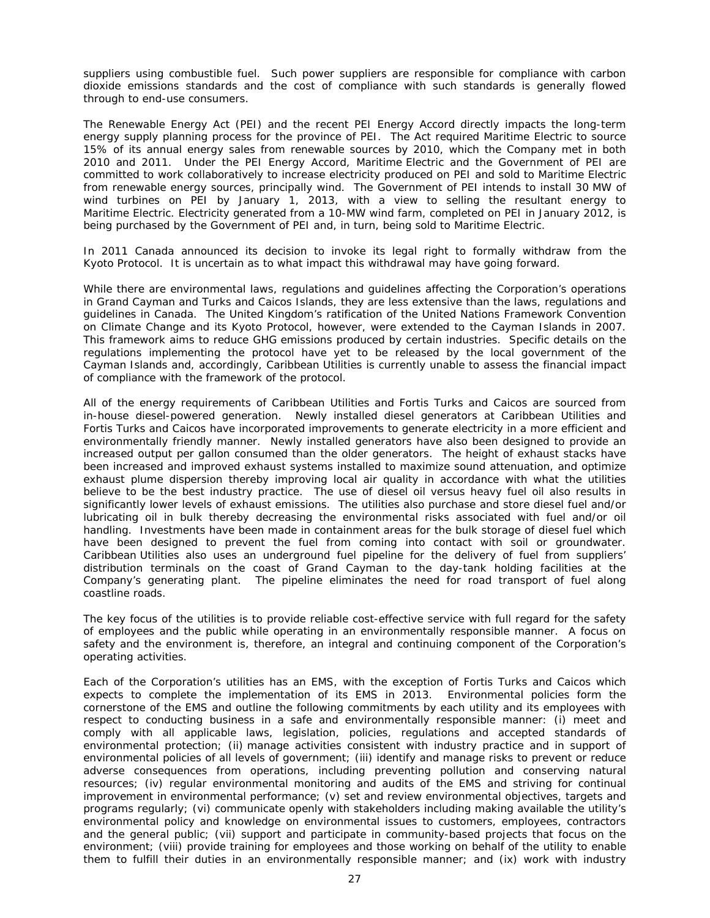suppliers using combustible fuel. Such power suppliers are responsible for compliance with carbon dioxide emissions standards and the cost of compliance with such standards is generally flowed through to end-use consumers.

The Renewable Energy Act (PEI) and the recent PEI Energy Accord directly impacts the long-term energy supply planning process for the province of PEI. The Act required Maritime Electric to source 15% of its annual energy sales from renewable sources by 2010, which the Company met in both 2010 and 2011. Under the PEI Energy Accord, Maritime Electric and the Government of PEI are committed to work collaboratively to increase electricity produced on PEI and sold to Maritime Electric from renewable energy sources, principally wind. The Government of PEI intends to install 30 MW of wind turbines on PEI by January 1, 2013, with a view to selling the resultant energy to Maritime Electric. Electricity generated from a 10-MW wind farm, completed on PEI in January 2012, is being purchased by the Government of PEI and, in turn, being sold to Maritime Electric.

In 2011 Canada announced its decision to invoke its legal right to formally withdraw from the Kyoto Protocol. It is uncertain as to what impact this withdrawal may have going forward.

While there are environmental laws, regulations and guidelines affecting the Corporation's operations in Grand Cayman and Turks and Caicos Islands, they are less extensive than the laws, regulations and guidelines in Canada. The United Kingdom's ratification of the United Nations Framework Convention on Climate Change and its Kyoto Protocol, however, were extended to the Cayman Islands in 2007. This framework aims to reduce GHG emissions produced by certain industries. Specific details on the regulations implementing the protocol have yet to be released by the local government of the Cayman Islands and, accordingly, Caribbean Utilities is currently unable to assess the financial impact of compliance with the framework of the protocol.

All of the energy requirements of Caribbean Utilities and Fortis Turks and Caicos are sourced from in-house diesel-powered generation. Newly installed diesel generators at Caribbean Utilities and Fortis Turks and Caicos have incorporated improvements to generate electricity in a more efficient and environmentally friendly manner. Newly installed generators have also been designed to provide an increased output per gallon consumed than the older generators. The height of exhaust stacks have been increased and improved exhaust systems installed to maximize sound attenuation, and optimize exhaust plume dispersion thereby improving local air quality in accordance with what the utilities believe to be the best industry practice. The use of diesel oil versus heavy fuel oil also results in significantly lower levels of exhaust emissions. The utilities also purchase and store diesel fuel and/or lubricating oil in bulk thereby decreasing the environmental risks associated with fuel and/or oil handling. Investments have been made in containment areas for the bulk storage of diesel fuel which have been designed to prevent the fuel from coming into contact with soil or groundwater. Caribbean Utilities also uses an underground fuel pipeline for the delivery of fuel from suppliers' distribution terminals on the coast of Grand Cayman to the day-tank holding facilities at the Company's generating plant. The pipeline eliminates the need for road transport of fuel along coastline roads.

The key focus of the utilities is to provide reliable cost-effective service with full regard for the safety of employees and the public while operating in an environmentally responsible manner. A focus on safety and the environment is, therefore, an integral and continuing component of the Corporation's operating activities.

Each of the Corporation's utilities has an EMS, with the exception of Fortis Turks and Caicos which expects to complete the implementation of its EMS in 2013. Environmental policies form the cornerstone of the EMS and outline the following commitments by each utility and its employees with respect to conducting business in a safe and environmentally responsible manner: (i) meet and comply with all applicable laws, legislation, policies, regulations and accepted standards of environmental protection; (ii) manage activities consistent with industry practice and in support of environmental policies of all levels of government; (iii) identify and manage risks to prevent or reduce adverse consequences from operations, including preventing pollution and conserving natural resources; (iv) regular environmental monitoring and audits of the EMS and striving for continual improvement in environmental performance; (v) set and review environmental objectives, targets and programs regularly; (vi) communicate openly with stakeholders including making available the utility's environmental policy and knowledge on environmental issues to customers, employees, contractors and the general public; (vii) support and participate in community-based projects that focus on the environment; (viii) provide training for employees and those working on behalf of the utility to enable them to fulfill their duties in an environmentally responsible manner; and (ix) work with industry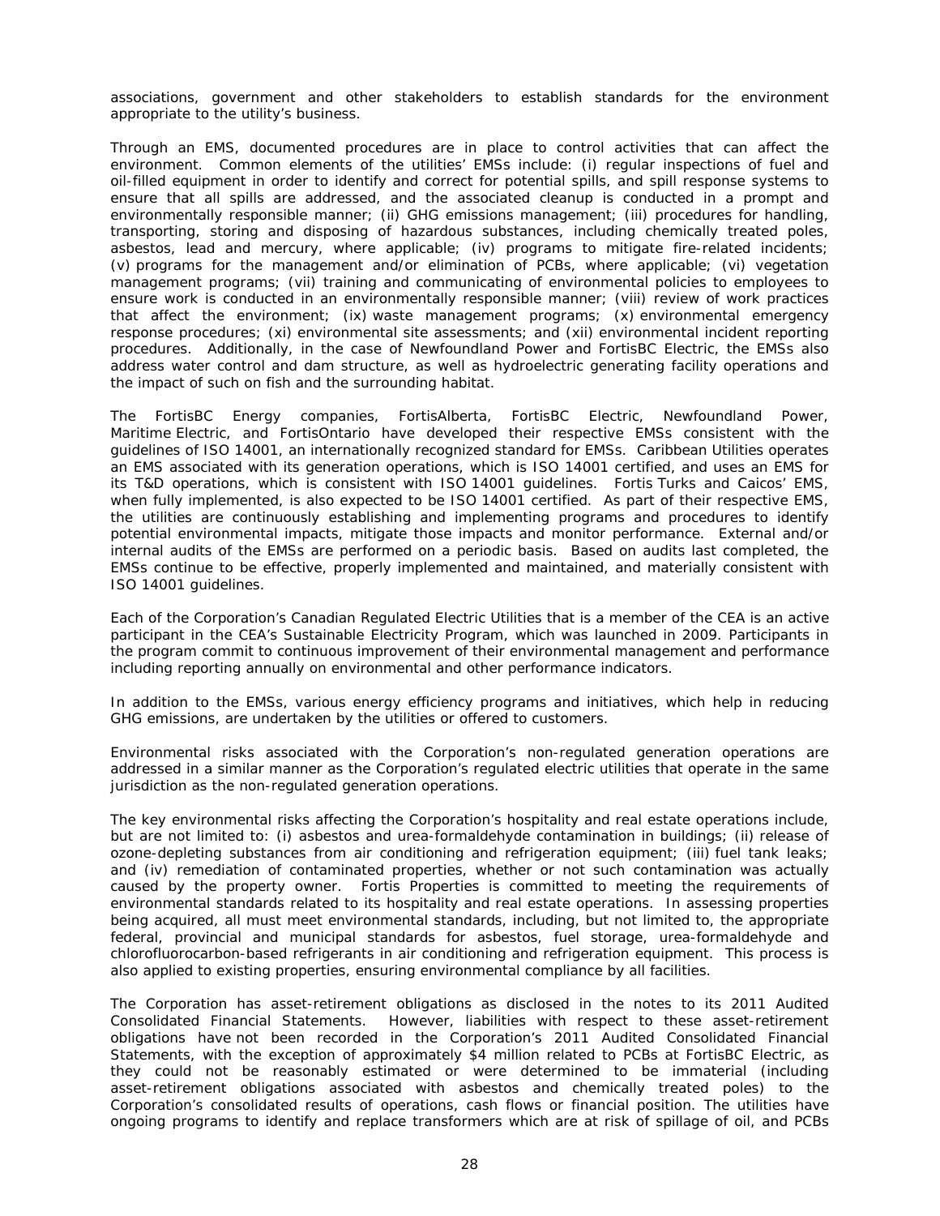associations, government and other stakeholders to establish standards for the environment appropriate to the utility's business.

Through an EMS, documented procedures are in place to control activities that can affect the environment. Common elements of the utilities' EMSs include: (i) regular inspections of fuel and oil-filled equipment in order to identify and correct for potential spills, and spill response systems to ensure that all spills are addressed, and the associated cleanup is conducted in a prompt and environmentally responsible manner; (ii) GHG emissions management; (iii) procedures for handling, transporting, storing and disposing of hazardous substances, including chemically treated poles, asbestos, lead and mercury, where applicable; (iv) programs to mitigate fire-related incidents; (v) programs for the management and/or elimination of PCBs, where applicable; (vi) vegetation management programs; (vii) training and communicating of environmental policies to employees to ensure work is conducted in an environmentally responsible manner; (viii) review of work practices that affect the environment; (ix) waste management programs; (x) environmental emergency response procedures; (xi) environmental site assessments; and (xii) environmental incident reporting procedures. Additionally, in the case of Newfoundland Power and FortisBC Electric, the EMSs also address water control and dam structure, as well as hydroelectric generating facility operations and the impact of such on fish and the surrounding habitat.

The FortisBC Energy companies, FortisAlberta, FortisBC Electric, Newfoundland Power, Maritime Electric, and FortisOntario have developed their respective EMSs consistent with the guidelines of ISO 14001, an internationally recognized standard for EMSs. Caribbean Utilities operates an EMS associated with its generation operations, which is ISO 14001 certified, and uses an EMS for its T&D operations, which is consistent with ISO 14001 guidelines. Fortis Turks and Caicos' EMS, when fully implemented, is also expected to be ISO 14001 certified. As part of their respective EMS, the utilities are continuously establishing and implementing programs and procedures to identify potential environmental impacts, mitigate those impacts and monitor performance. External and/or internal audits of the EMSs are performed on a periodic basis. Based on audits last completed, the EMSs continue to be effective, properly implemented and maintained, and materially consistent with ISO 14001 guidelines.

Each of the Corporation's Canadian Regulated Electric Utilities that is a member of the CEA is an active participant in the CEA's Sustainable Electricity Program, which was launched in 2009. Participants in the program commit to continuous improvement of their environmental management and performance including reporting annually on environmental and other performance indicators.

In addition to the EMSs, various energy efficiency programs and initiatives, which help in reducing GHG emissions, are undertaken by the utilities or offered to customers.

Environmental risks associated with the Corporation's non-regulated generation operations are addressed in a similar manner as the Corporation's regulated electric utilities that operate in the same jurisdiction as the non-regulated generation operations.

The key environmental risks affecting the Corporation's hospitality and real estate operations include, but are not limited to: (i) asbestos and urea-formaldehyde contamination in buildings; (ii) release of ozone-depleting substances from air conditioning and refrigeration equipment; (iii) fuel tank leaks; and (iv) remediation of contaminated properties, whether or not such contamination was actually caused by the property owner. Fortis Properties is committed to meeting the requirements of environmental standards related to its hospitality and real estate operations. In assessing properties being acquired, all must meet environmental standards, including, but not limited to, the appropriate federal, provincial and municipal standards for asbestos, fuel storage, urea-formaldehyde and chlorofluorocarbon-based refrigerants in air conditioning and refrigeration equipment. This process is also applied to existing properties, ensuring environmental compliance by all facilities.

The Corporation has asset-retirement obligations as disclosed in the notes to its 2011 Audited Consolidated Financial Statements. However, liabilities with respect to these asset-retirement obligations have not been recorded in the Corporation's 2011 Audited Consolidated Financial Statements, with the exception of approximately $4 million related to PCBs at FortisBC Electric, as they could not be reasonably estimated or were determined to be immaterial (including asset-retirement obligations associated with asbestos and chemically treated poles) to the Corporation's consolidated results of operations, cash flows or financial position. The utilities have ongoing programs to identify and replace transformers which are at risk of spillage of oil, and PCBs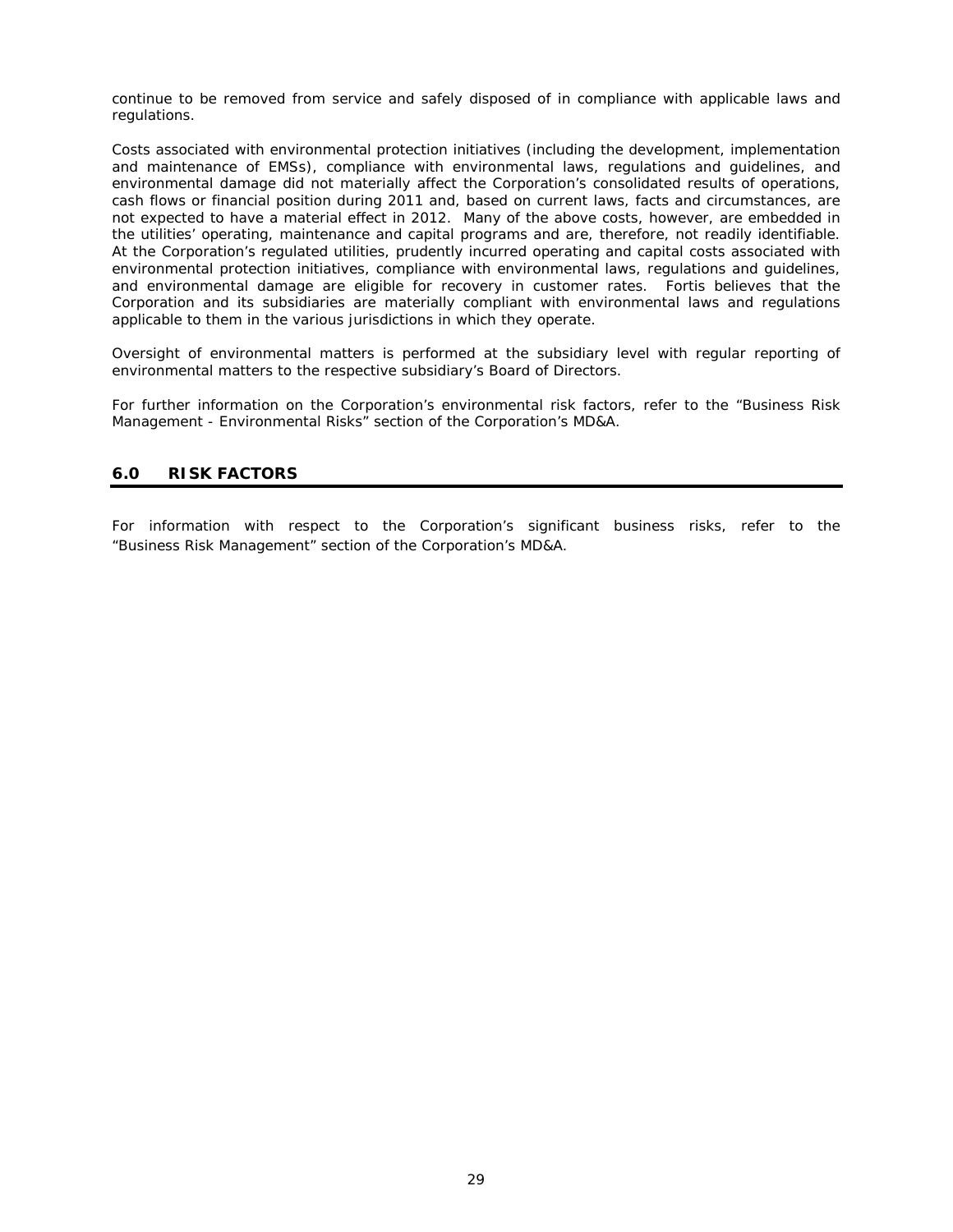continue to be removed from service and safely disposed of in compliance with applicable laws and regulations.

Costs associated with environmental protection initiatives (including the development, implementation and maintenance of EMSs), compliance with environmental laws, regulations and guidelines, and environmental damage did not materially affect the Corporation's consolidated results of operations, cash flows or financial position during 2011 and, based on current laws, facts and circumstances, are not expected to have a material effect in 2012. Many of the above costs, however, are embedded in the utilities' operating, maintenance and capital programs and are, therefore, not readily identifiable. At the Corporation's regulated utilities, prudently incurred operating and capital costs associated with environmental protection initiatives, compliance with environmental laws, regulations and guidelines, and environmental damage are eligible for recovery in customer rates. Fortis believes that the Corporation and its subsidiaries are materially compliant with environmental laws and regulations applicable to them in the various jurisdictions in which they operate.

Oversight of environmental matters is performed at the subsidiary level with regular reporting of environmental matters to the respective subsidiary's Board of Directors.

For further information on the Corporation's environmental risk factors, refer to the "Business Risk Management - Environmental Risks" section of the Corporation's MD&A.

## 6.0 RISK FACTORS

For information with respect to the Corporation's significant business risks, refer to the "Business Risk Management" section of the Corporation's MD&A.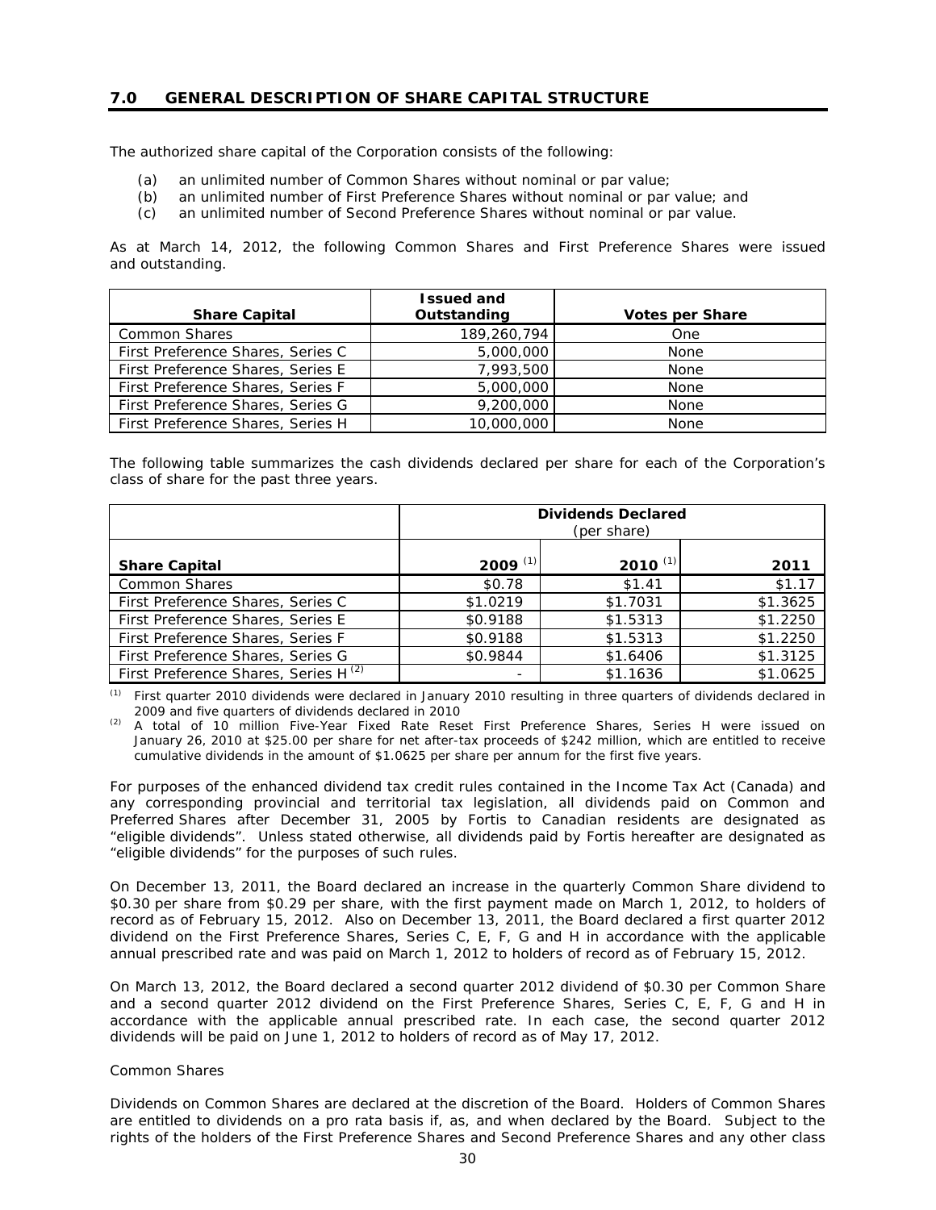## 7.0 GENERAL DESCRIPTION OF SHARE CAPITAL STRUCTURE

The authorized share capital of the Corporation consists of the following:

(a) an unlimited number of Common Shares without nominal or par value;
(b) an unlimited number of First Preference Shares without nominal or par value; and
(c) an unlimited number of Second Preference Shares without nominal or par value.

As at March 14, 2012, the following Common Shares and First Preference Shares were issued and outstanding.

| Share Capital | Issued and Outstanding | Votes per Share |
|---|---|---|
| Common Shares | 189,260,794 | One |
| First Preference Shares, Series C | 5,000,000 | None |
| First Preference Shares, Series E | 7,993,500 | None |
| First Preference Shares, Series F | 5,000,000 | None |
| First Preference Shares, Series G | 9,200,000 | None |
| First Preference Shares, Series H | 10,000,000 | None |

The following table summarizes the cash dividends declared per share for each of the Corporation's class of share for the past three years.

| | Dividends Declared (per share) | | |
|---|---|---|---|
| **Share Capital** | **2009** [(1)] | **2010** [(1)] | **2011** |
| Common Shares | $0.78 | $1.41 | $1.17 |
| First Preference Shares, Series C | $1.0219 | $1.7031 | $1.3625 |
| First Preference Shares, Series E | $0.9188 | $1.5313 | $1.2250 |
| First Preference Shares, Series F | $0.9188 | $1.5313 | $1.2250 |
| First Preference Shares, Series G | $0.9844 | $1.6406 | $1.3125 |
| First Preference Shares, Series H [(2)] | - | $1.1636 | $1.0625 |

(1) First quarter 2010 dividends were declared in January 2010 resulting in three quarters of dividends declared in 2009 and five quarters of dividends declared in 2010

(2) A total of 10 million Five-Year Fixed Rate Reset First Preference Shares, Series H were issued on January 26, 2010 at $25.00 per share for net after-tax proceeds of $242 million, which are entitled to receive cumulative dividends in the amount of $1.0625 per share per annum for the first five years.

For purposes of the enhanced dividend tax credit rules contained in the Income Tax Act (Canada) and any corresponding provincial and territorial tax legislation, all dividends paid on Common and Preferred Shares after December 31, 2005 by Fortis to Canadian residents are designated as "eligible dividends". Unless stated otherwise, all dividends paid by Fortis hereafter are designated as "eligible dividends" for the purposes of such rules.

On December 13, 2011, the Board declared an increase in the quarterly Common Share dividend to $0.30 per share from $0.29 per share, with the first payment made on March 1, 2012, to holders of record as of February 15, 2012. Also on December 13, 2011, the Board declared a first quarter 2012 dividend on the First Preference Shares, Series C, E, F, G and H in accordance with the applicable annual prescribed rate and was paid on March 1, 2012 to holders of record as of February 15, 2012.

On March 13, 2012, the Board declared a second quarter 2012 dividend of $0.30 per Common Share and a second quarter 2012 dividend on the First Preference Shares, Series C, E, F, G and H in accordance with the applicable annual prescribed rate. In each case, the second quarter 2012 dividends will be paid on June 1, 2012 to holders of record as of May 17, 2012.

*Common Shares*

Dividends on Common Shares are declared at the discretion of the Board. Holders of Common Shares are entitled to dividends on a pro rata basis if, as, and when declared by the Board. Subject to the rights of the holders of the First Preference Shares and Second Preference Shares and any other class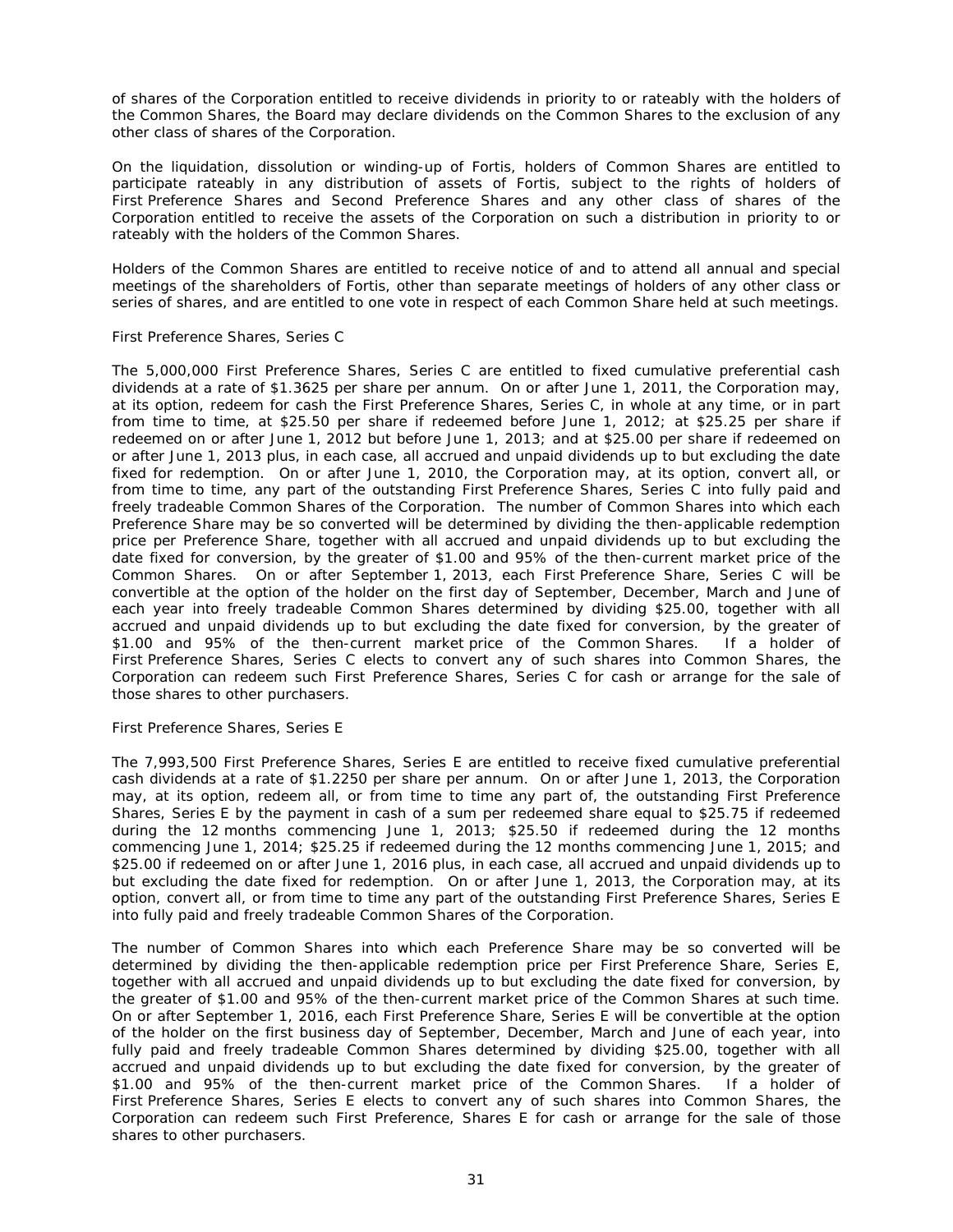of shares of the Corporation entitled to receive dividends in priority to or rateably with the holders of the Common Shares, the Board may declare dividends on the Common Shares to the exclusion of any other class of shares of the Corporation.

On the liquidation, dissolution or winding-up of Fortis, holders of Common Shares are entitled to participate rateably in any distribution of assets of Fortis, subject to the rights of holders of First Preference Shares and Second Preference Shares and any other class of shares of the Corporation entitled to receive the assets of the Corporation on such a distribution in priority to or rateably with the holders of the Common Shares.

Holders of the Common Shares are entitled to receive notice of and to attend all annual and special meetings of the shareholders of Fortis, other than separate meetings of holders of any other class or series of shares, and are entitled to one vote in respect of each Common Share held at such meetings.

First Preference Shares, Series C

The 5,000,000 First Preference Shares, Series C are entitled to fixed cumulative preferential cash dividends at a rate of $1.3625 per share per annum. On or after June 1, 2011, the Corporation may, at its option, redeem for cash the First Preference Shares, Series C, in whole at any time, or in part from time to time, at $25.50 per share if redeemed before June 1, 2012; at $25.25 per share if redeemed on or after June 1, 2012 but before June 1, 2013; and at $25.00 per share if redeemed on or after June 1, 2013 plus, in each case, all accrued and unpaid dividends up to but excluding the date fixed for redemption. On or after June 1, 2010, the Corporation may, at its option, convert all, or from time to time, any part of the outstanding First Preference Shares, Series C into fully paid and freely tradeable Common Shares of the Corporation. The number of Common Shares into which each Preference Share may be so converted will be determined by dividing the then-applicable redemption price per Preference Share, together with all accrued and unpaid dividends up to but excluding the date fixed for conversion, by the greater of $1.00 and 95% of the then-current market price of the Common Shares. On or after September 1, 2013, each First Preference Share, Series C will be convertible at the option of the holder on the first day of September, December, March and June of each year into freely tradeable Common Shares determined by dividing $25.00, together with all accrued and unpaid dividends up to but excluding the date fixed for conversion, by the greater of $1.00 and 95% of the then-current market price of the Common Shares. If a holder of First Preference Shares, Series C elects to convert any of such shares into Common Shares, the Corporation can redeem such First Preference Shares, Series C for cash or arrange for the sale of those shares to other purchasers.

First Preference Shares, Series E

The 7,993,500 First Preference Shares, Series E are entitled to receive fixed cumulative preferential cash dividends at a rate of $1.2250 per share per annum. On or after June 1, 2013, the Corporation may, at its option, redeem all, or from time to time any part of, the outstanding First Preference Shares, Series E by the payment in cash of a sum per redeemed share equal to $25.75 if redeemed during the 12 months commencing June 1, 2013; $25.50 if redeemed during the 12 months commencing June 1, 2014; $25.25 if redeemed during the 12 months commencing June 1, 2015; and $25.00 if redeemed on or after June 1, 2016 plus, in each case, all accrued and unpaid dividends up to but excluding the date fixed for redemption. On or after June 1, 2013, the Corporation may, at its option, convert all, or from time to time any part of the outstanding First Preference Shares, Series E into fully paid and freely tradeable Common Shares of the Corporation.

The number of Common Shares into which each Preference Share may be so converted will be determined by dividing the then-applicable redemption price per First Preference Share, Series E, together with all accrued and unpaid dividends up to but excluding the date fixed for conversion, by the greater of $1.00 and 95% of the then-current market price of the Common Shares at such time. On or after September 1, 2016, each First Preference Share, Series E will be convertible at the option of the holder on the first business day of September, December, March and June of each year, into fully paid and freely tradeable Common Shares determined by dividing $25.00, together with all accrued and unpaid dividends up to but excluding the date fixed for conversion, by the greater of $1.00 and 95% of the then-current market price of the Common Shares. If a holder of First Preference Shares, Series E elects to convert any of such shares into Common Shares, the Corporation can redeem such First Preference, Shares E for cash or arrange for the sale of those shares to other purchasers.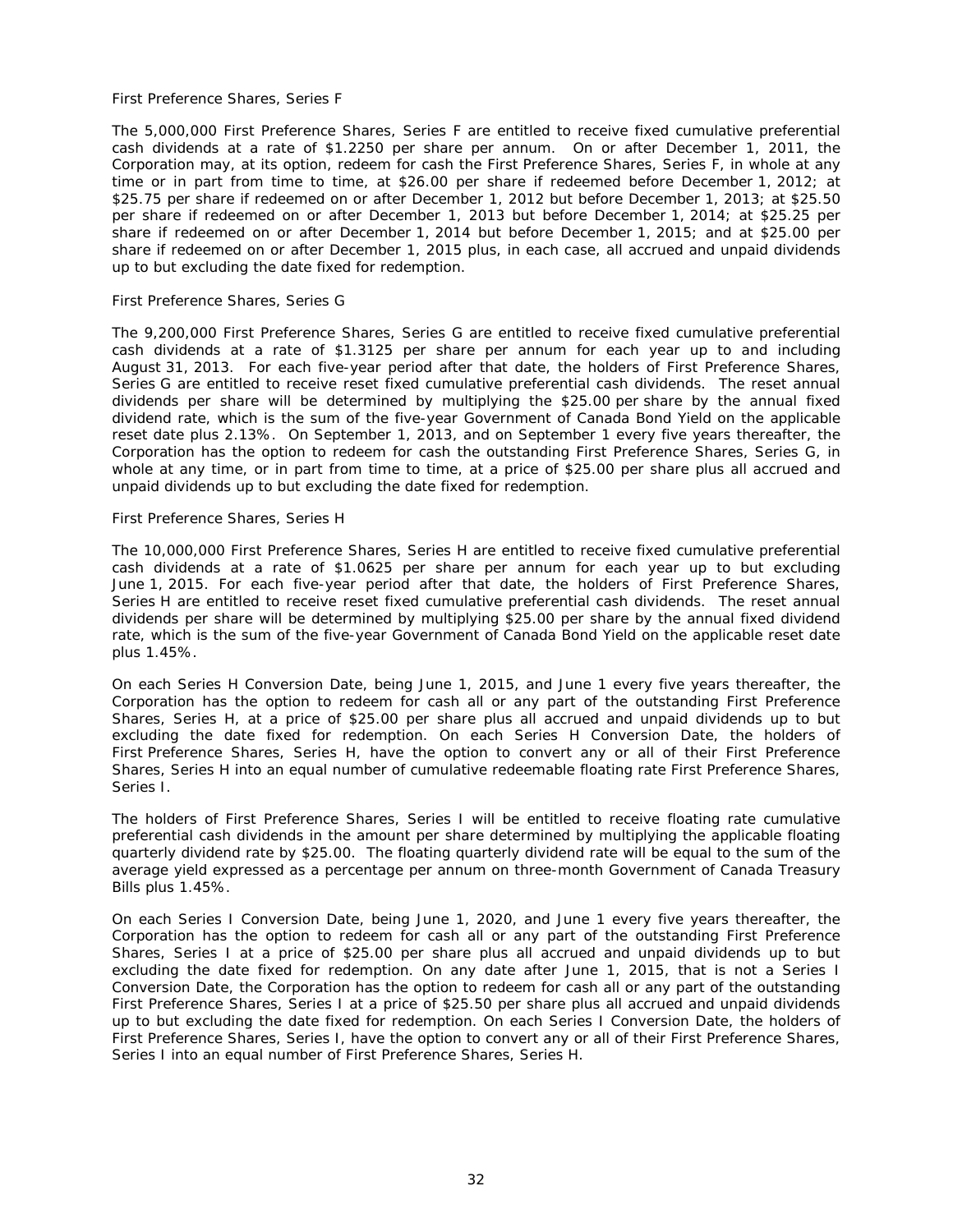First Preference Shares, Series F

The 5,000,000 First Preference Shares, Series F are entitled to receive fixed cumulative preferential cash dividends at a rate of $1.2250 per share per annum. On or after December 1, 2011, the Corporation may, at its option, redeem for cash the First Preference Shares, Series F, in whole at any time or in part from time to time, at $26.00 per share if redeemed before December 1, 2012; at $25.75 per share if redeemed on or after December 1, 2012 but before December 1, 2013; at $25.50 per share if redeemed on or after December 1, 2013 but before December 1, 2014; at $25.25 per share if redeemed on or after December 1, 2014 but before December 1, 2015; and at $25.00 per share if redeemed on or after December 1, 2015 plus, in each case, all accrued and unpaid dividends up to but excluding the date fixed for redemption.

First Preference Shares, Series G

The 9,200,000 First Preference Shares, Series G are entitled to receive fixed cumulative preferential cash dividends at a rate of $1.3125 per share per annum for each year up to and including August 31, 2013. For each five-year period after that date, the holders of First Preference Shares, Series G are entitled to receive reset fixed cumulative preferential cash dividends. The reset annual dividends per share will be determined by multiplying the $25.00 per share by the annual fixed dividend rate, which is the sum of the five-year Government of Canada Bond Yield on the applicable reset date plus 2.13%. On September 1, 2013, and on September 1 every five years thereafter, the Corporation has the option to redeem for cash the outstanding First Preference Shares, Series G, in whole at any time, or in part from time to time, at a price of $25.00 per share plus all accrued and unpaid dividends up to but excluding the date fixed for redemption.

First Preference Shares, Series H

The 10,000,000 First Preference Shares, Series H are entitled to receive fixed cumulative preferential cash dividends at a rate of $1.0625 per share per annum for each year up to but excluding June 1, 2015. For each five-year period after that date, the holders of First Preference Shares, Series H are entitled to receive reset fixed cumulative preferential cash dividends. The reset annual dividends per share will be determined by multiplying $25.00 per share by the annual fixed dividend rate, which is the sum of the five-year Government of Canada Bond Yield on the applicable reset date plus 1.45%.

On each Series H Conversion Date, being June 1, 2015, and June 1 every five years thereafter, the Corporation has the option to redeem for cash all or any part of the outstanding First Preference Shares, Series H, at a price of $25.00 per share plus all accrued and unpaid dividends up to but excluding the date fixed for redemption. On each Series H Conversion Date, the holders of First Preference Shares, Series H, have the option to convert any or all of their First Preference Shares, Series H into an equal number of cumulative redeemable floating rate First Preference Shares, Series I.

The holders of First Preference Shares, Series I will be entitled to receive floating rate cumulative preferential cash dividends in the amount per share determined by multiplying the applicable floating quarterly dividend rate by $25.00. The floating quarterly dividend rate will be equal to the sum of the average yield expressed as a percentage per annum on three-month Government of Canada Treasury Bills plus 1.45%.

On each Series I Conversion Date, being June 1, 2020, and June 1 every five years thereafter, the Corporation has the option to redeem for cash all or any part of the outstanding First Preference Shares, Series I at a price of $25.00 per share plus all accrued and unpaid dividends up to but excluding the date fixed for redemption. On any date after June 1, 2015, that is not a Series I Conversion Date, the Corporation has the option to redeem for cash all or any part of the outstanding First Preference Shares, Series I at a price of $25.50 per share plus all accrued and unpaid dividends up to but excluding the date fixed for redemption. On each Series I Conversion Date, the holders of First Preference Shares, Series I, have the option to convert any or all of their First Preference Shares, Series I into an equal number of First Preference Shares, Series H.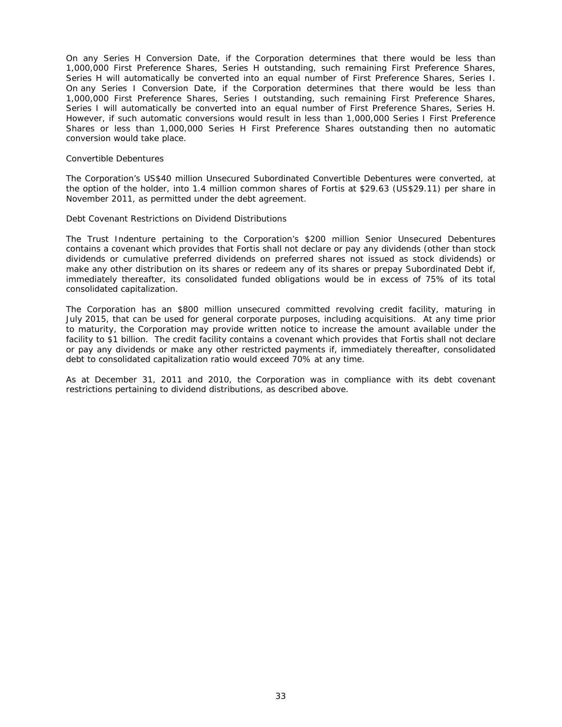On any Series H Conversion Date, if the Corporation determines that there would be less than 1,000,000 First Preference Shares, Series H outstanding, such remaining First Preference Shares, Series H will automatically be converted into an equal number of First Preference Shares, Series I. On any Series I Conversion Date, if the Corporation determines that there would be less than 1,000,000 First Preference Shares, Series I outstanding, such remaining First Preference Shares, Series I will automatically be converted into an equal number of First Preference Shares, Series H. However, if such automatic conversions would result in less than 1,000,000 Series I First Preference Shares or less than 1,000,000 Series H First Preference Shares outstanding then no automatic conversion would take place.

Convertible Debentures

The Corporation's US$40 million Unsecured Subordinated Convertible Debentures were converted, at the option of the holder, into 1.4 million common shares of Fortis at $29.63 (US$29.11) per share in November 2011, as permitted under the debt agreement.

Debt Covenant Restrictions on Dividend Distributions

The Trust Indenture pertaining to the Corporation's $200 million Senior Unsecured Debentures contains a covenant which provides that Fortis shall not declare or pay any dividends (other than stock dividends or cumulative preferred dividends on preferred shares not issued as stock dividends) or make any other distribution on its shares or redeem any of its shares or prepay Subordinated Debt if, immediately thereafter, its consolidated funded obligations would be in excess of 75% of its total consolidated capitalization.

The Corporation has an $800 million unsecured committed revolving credit facility, maturing in July 2015, that can be used for general corporate purposes, including acquisitions. At any time prior to maturity, the Corporation may provide written notice to increase the amount available under the facility to $1 billion. The credit facility contains a covenant which provides that Fortis shall not declare or pay any dividends or make any other restricted payments if, immediately thereafter, consolidated debt to consolidated capitalization ratio would exceed 70% at any time.

As at December 31, 2011 and 2010, the Corporation was in compliance with its debt covenant restrictions pertaining to dividend distributions, as described above.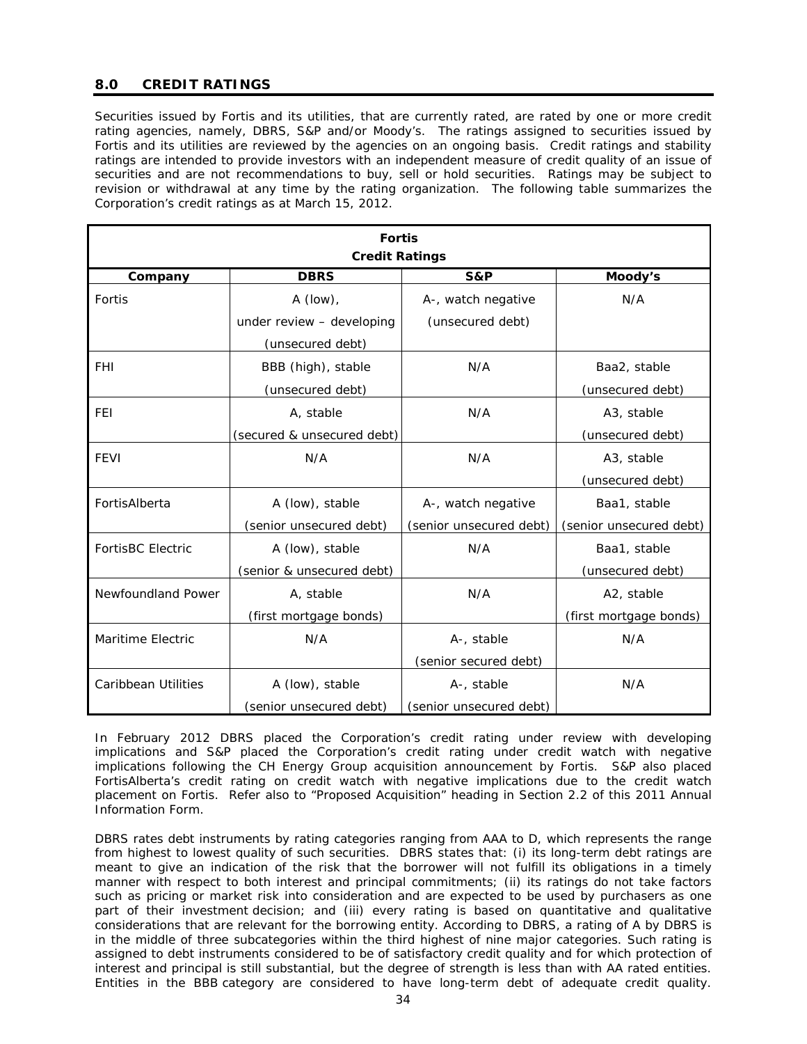## 8.0 CREDIT RATINGS

Securities issued by Fortis and its utilities, that are currently rated, are rated by one or more credit rating agencies, namely, DBRS, S&P and/or Moody's. The ratings assigned to securities issued by Fortis and its utilities are reviewed by the agencies on an ongoing basis. Credit ratings and stability ratings are intended to provide investors with an independent measure of credit quality of an issue of securities and are not recommendations to buy, sell or hold securities. Ratings may be subject to revision or withdrawal at any time by the rating organization. The following table summarizes the Corporation's credit ratings as at March 15, 2012.

**Fortis Credit Ratings**

| Company | DBRS | S&P | Moody's |
|---|---|---|---|
| Fortis | A (low), under review – developing (unsecured debt) | A-, watch negative (unsecured debt) | N/A |
| FHI | BBB (high), stable (unsecured debt) | N/A | Baa2, stable (unsecured debt) |
| FEI | A, stable (secured & unsecured debt) | N/A | A3, stable (unsecured debt) |
| FEVI | N/A | N/A | A3, stable (unsecured debt) |
| FortisAlberta | A (low), stable (senior unsecured debt) | A-, watch negative (senior unsecured debt) | Baa1, stable (senior unsecured debt) |
| FortisBC Electric | A (low), stable (senior & unsecured debt) | N/A | Baa1, stable (unsecured debt) |
| Newfoundland Power | A, stable (first mortgage bonds) | N/A | A2, stable (first mortgage bonds) |
| Maritime Electric | N/A | A-, stable (senior secured debt) | N/A |
| Caribbean Utilities | A (low), stable (senior unsecured debt) | A-, stable (senior unsecured debt) | N/A |

In February 2012 DBRS placed the Corporation's credit rating under review with developing implications and S&P placed the Corporation's credit rating under credit watch with negative implications following the CH Energy Group acquisition announcement by Fortis. S&P also placed FortisAlberta's credit rating on credit watch with negative implications due to the credit watch placement on Fortis. Refer also to "Proposed Acquisition" heading in Section 2.2 of this 2011 Annual Information Form.

DBRS rates debt instruments by rating categories ranging from AAA to D, which represents the range from highest to lowest quality of such securities. DBRS states that: (i) its long-term debt ratings are meant to give an indication of the risk that the borrower will not fulfill its obligations in a timely manner with respect to both interest and principal commitments; (ii) its ratings do not take factors such as pricing or market risk into consideration and are expected to be used by purchasers as one part of their investment decision; and (iii) every rating is based on quantitative and qualitative considerations that are relevant for the borrowing entity. According to DBRS, a rating of A by DBRS is in the middle of three subcategories within the third highest of nine major categories. Such rating is assigned to debt instruments considered to be of satisfactory credit quality and for which protection of interest and principal is still substantial, but the degree of strength is less than with AA rated entities. Entities in the BBB category are considered to have long-term debt of adequate credit quality.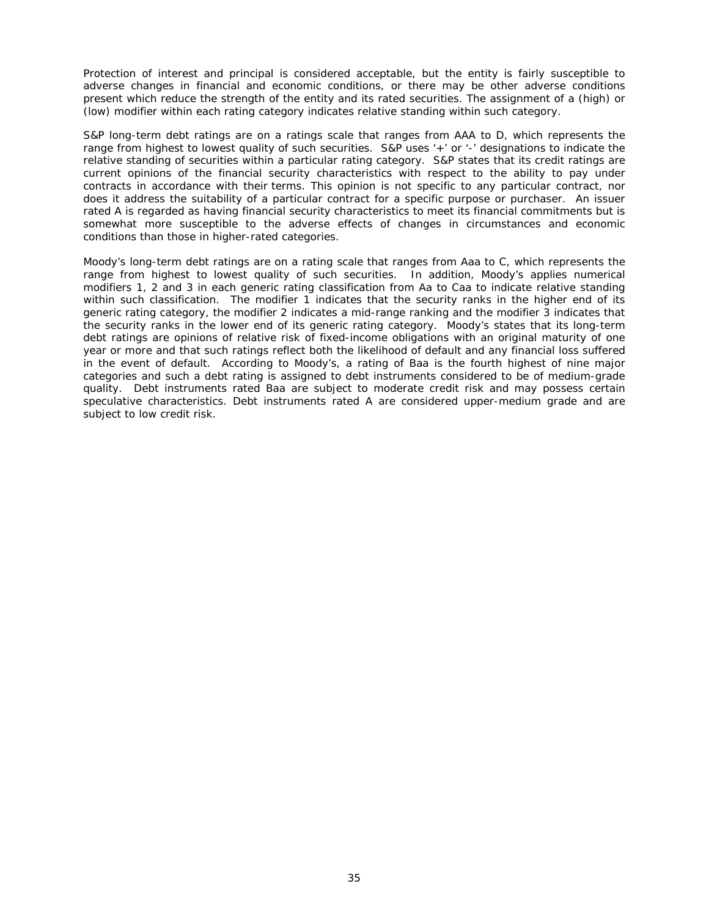Protection of interest and principal is considered acceptable, but the entity is fairly susceptible to adverse changes in financial and economic conditions, or there may be other adverse conditions present which reduce the strength of the entity and its rated securities. The assignment of a (high) or (low) modifier within each rating category indicates relative standing within such category.

S&P long-term debt ratings are on a ratings scale that ranges from AAA to D, which represents the range from highest to lowest quality of such securities. S&P uses '+' or '-' designations to indicate the relative standing of securities within a particular rating category. S&P states that its credit ratings are current opinions of the financial security characteristics with respect to the ability to pay under contracts in accordance with their terms. This opinion is not specific to any particular contract, nor does it address the suitability of a particular contract for a specific purpose or purchaser. An issuer rated A is regarded as having financial security characteristics to meet its financial commitments but is somewhat more susceptible to the adverse effects of changes in circumstances and economic conditions than those in higher-rated categories.

Moody's long-term debt ratings are on a rating scale that ranges from Aaa to C, which represents the range from highest to lowest quality of such securities. In addition, Moody's applies numerical modifiers 1, 2 and 3 in each generic rating classification from Aa to Caa to indicate relative standing within such classification. The modifier 1 indicates that the security ranks in the higher end of its generic rating category, the modifier 2 indicates a mid-range ranking and the modifier 3 indicates that the security ranks in the lower end of its generic rating category. Moody's states that its long-term debt ratings are opinions of relative risk of fixed-income obligations with an original maturity of one year or more and that such ratings reflect both the likelihood of default and any financial loss suffered in the event of default. According to Moody's, a rating of Baa is the fourth highest of nine major categories and such a debt rating is assigned to debt instruments considered to be of medium-grade quality. Debt instruments rated Baa are subject to moderate credit risk and may possess certain speculative characteristics. Debt instruments rated A are considered upper-medium grade and are subject to low credit risk.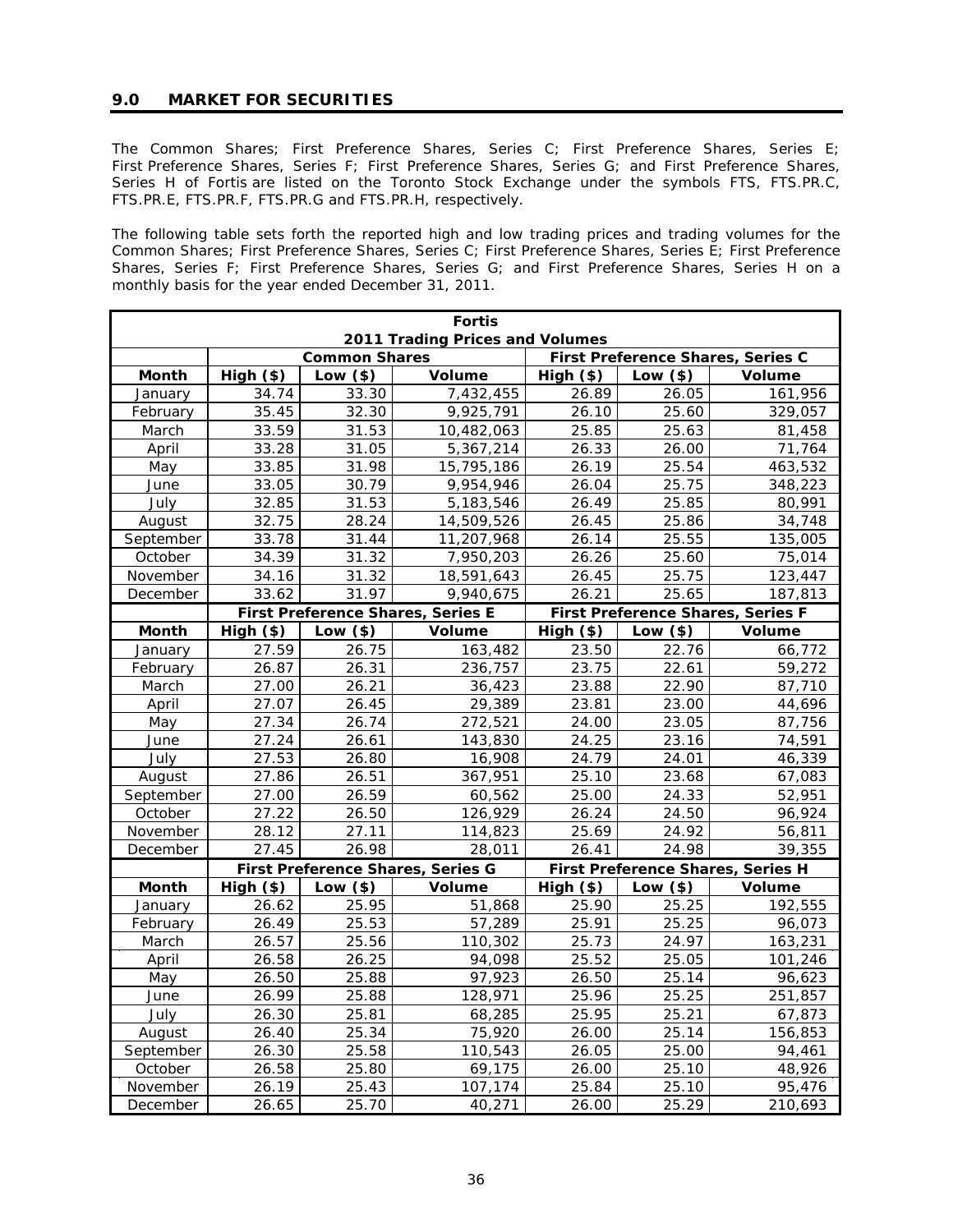## 9.0 MARKET FOR SECURITIES

The Common Shares; First Preference Shares, Series C; First Preference Shares, Series E; First Preference Shares, Series F; First Preference Shares, Series G; and First Preference Shares, Series H of Fortis are listed on the Toronto Stock Exchange under the symbols FTS, FTS.PR.C, FTS.PR.E, FTS.PR.F, FTS.PR.G and FTS.PR.H, respectively.

The following table sets forth the reported high and low trading prices and trading volumes for the Common Shares; First Preference Shares, Series C; First Preference Shares, Series E; First Preference Shares, Series F; First Preference Shares, Series G; and First Preference Shares, Series H on a monthly basis for the year ended December 31, 2011.

| Fortis 2011 Trading Prices and Volumes | | | | | | |
|---|---|---|---|---|---|---|
| | Common Shares | | | First Preference Shares, Series C | | |
| **Month** | **High ($)** | **Low ($)** | **Volume** | **High ($)** | **Low ($)** | **Volume** |
| January | 34.74 | 33.30 | 7,432,455 | 26.89 | 26.05 | 161,956 |
| February | 35.45 | 32.30 | 9,925,791 | 26.10 | 25.60 | 329,057 |
| March | 33.59 | 31.53 | 10,482,063 | 25.85 | 25.63 | 81,458 |
| April | 33.28 | 31.05 | 5,367,214 | 26.33 | 26.00 | 71,764 |
| May | 33.85 | 31.98 | 15,795,186 | 26.19 | 25.54 | 463,532 |
| June | 33.05 | 30.79 | 9,954,946 | 26.04 | 25.75 | 348,223 |
| July | 32.85 | 31.53 | 5,183,546 | 26.49 | 25.85 | 80,991 |
| August | 32.75 | 28.24 | 14,509,526 | 26.45 | 25.86 | 34,748 |
| September | 33.78 | 31.44 | 11,207,968 | 26.14 | 25.55 | 135,005 |
| October | 34.39 | 31.32 | 7,950,203 | 26.26 | 25.60 | 75,014 |
| November | 34.16 | 31.32 | 18,591,643 | 26.45 | 25.75 | 123,447 |
| December | 33.62 | 31.97 | 9,940,675 | 26.21 | 25.65 | 187,813 |
| | First Preference Shares, Series E | | | First Preference Shares, Series F | | |
| **Month** | **High ($)** | **Low ($)** | **Volume** | **High ($)** | **Low ($)** | **Volume** |
| January | 27.59 | 26.75 | 163,482 | 23.50 | 22.76 | 66,772 |
| February | 26.87 | 26.31 | 236,757 | 23.75 | 22.61 | 59,272 |
| March | 27.00 | 26.21 | 36,423 | 23.88 | 22.90 | 87,710 |
| April | 27.07 | 26.45 | 29,389 | 23.81 | 23.00 | 44,696 |
| May | 27.34 | 26.74 | 272,521 | 24.00 | 23.05 | 87,756 |
| June | 27.24 | 26.61 | 143,830 | 24.25 | 23.16 | 74,591 |
| July | 27.53 | 26.80 | 16,908 | 24.79 | 24.01 | 46,339 |
| August | 27.86 | 26.51 | 367,951 | 25.10 | 23.68 | 67,083 |
| September | 27.00 | 26.59 | 60,562 | 25.00 | 24.33 | 52,951 |
| October | 27.22 | 26.50 | 126,929 | 26.24 | 24.50 | 96,924 |
| November | 28.12 | 27.11 | 114,823 | 25.69 | 24.92 | 56,811 |
| December | 27.45 | 26.98 | 28,011 | 26.41 | 24.98 | 39,355 |
| | First Preference Shares, Series G | | | First Preference Shares, Series H | | |
| **Month** | **High ($)** | **Low ($)** | **Volume** | **High ($)** | **Low ($)** | **Volume** |
| January | 26.62 | 25.95 | 51,868 | 25.90 | 25.25 | 192,555 |
| February | 26.49 | 25.53 | 57,289 | 25.91 | 25.25 | 96,073 |
| March | 26.57 | 25.56 | 110,302 | 25.73 | 24.97 | 163,231 |
| April | 26.58 | 26.25 | 94,098 | 25.52 | 25.05 | 101,246 |
| May | 26.50 | 25.88 | 97,923 | 26.50 | 25.14 | 96,623 |
| June | 26.99 | 25.88 | 128,971 | 25.96 | 25.25 | 251,857 |
| July | 26.30 | 25.81 | 68,285 | 25.95 | 25.21 | 67,873 |
| August | 26.40 | 25.34 | 75,920 | 26.00 | 25.14 | 156,853 |
| September | 26.30 | 25.58 | 110,543 | 26.05 | 25.00 | 94,461 |
| October | 26.58 | 25.80 | 69,175 | 26.00 | 25.10 | 48,926 |
| November | 26.19 | 25.43 | 107,174 | 25.84 | 25.10 | 95,476 |
| December | 26.65 | 25.70 | 40,271 | 26.00 | 25.29 | 210,693 |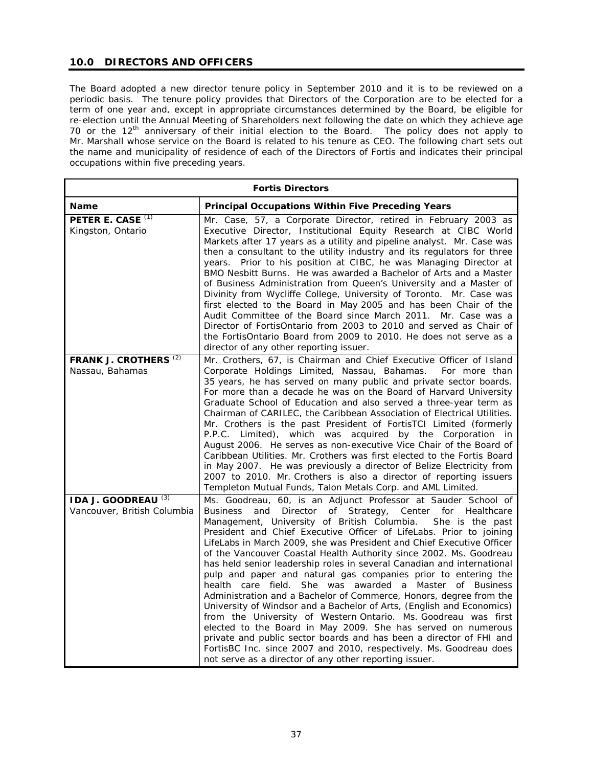## 10.0 DIRECTORS AND OFFICERS

The Board adopted a new director tenure policy in September 2010 and it is to be reviewed on a periodic basis. The tenure policy provides that Directors of the Corporation are to be elected for a term of one year and, except in appropriate circumstances determined by the Board, be eligible for re-election until the Annual Meeting of Shareholders next following the date on which they achieve age 70 or the 12th anniversary of their initial election to the Board. The policy does not apply to Mr. Marshall whose service on the Board is related to his tenure as CEO. The following chart sets out the name and municipality of residence of each of the Directors of Fortis and indicates their principal occupations within five preceding years.

| Fortis Directors | |
|---|---|
| **Name** | **Principal Occupations Within Five Preceding Years** |
| **PETER E. CASE** (1)<br>Kingston, Ontario | Mr. Case, 57, a Corporate Director, retired in February 2003 as Executive Director, Institutional Equity Research at CIBC World Markets after 17 years as a utility and pipeline analyst. Mr. Case was then a consultant to the utility industry and its regulators for three years. Prior to his position at CIBC, he was Managing Director at BMO Nesbitt Burns. He was awarded a Bachelor of Arts and a Master of Business Administration from Queen's University and a Master of Divinity from Wycliffe College, University of Toronto. Mr. Case was first elected to the Board in May 2005 and has been Chair of the Audit Committee of the Board since March 2011. Mr. Case was a Director of FortisOntario from 2003 to 2010 and served as Chair of the FortisOntario Board from 2009 to 2010. He does not serve as a director of any other reporting issuer. |
| **FRANK J. CROTHERS** (2)<br>Nassau, Bahamas | Mr. Crothers, 67, is Chairman and Chief Executive Officer of Island Corporate Holdings Limited, Nassau, Bahamas. For more than 35 years, he has served on many public and private sector boards. For more than a decade he was on the Board of Harvard University Graduate School of Education and also served a three-year term as Chairman of CARILEC, the Caribbean Association of Electrical Utilities. Mr. Crothers is the past President of FortisTCI Limited (formerly P.P.C. Limited), which was acquired by the Corporation in August 2006. He serves as non-executive Vice Chair of the Board of Caribbean Utilities. Mr. Crothers was first elected to the Fortis Board in May 2007. He was previously a director of Belize Electricity from 2007 to 2010. Mr. Crothers is also a director of reporting issuers Templeton Mutual Funds, Talon Metals Corp. and AML Limited. |
| **IDA J. GOODREAU** (3)<br>Vancouver, British Columbia | Ms. Goodreau, 60, is an Adjunct Professor at Sauder School of Business and Director of Strategy, Center for Healthcare Management, University of British Columbia. She is the past President and Chief Executive Officer of LifeLabs. Prior to joining LifeLabs in March 2009, she was President and Chief Executive Officer of the Vancouver Coastal Health Authority since 2002. Ms. Goodreau has held senior leadership roles in several Canadian and international pulp and paper and natural gas companies prior to entering the health care field. She was awarded a Master of Business Administration and a Bachelor of Commerce, Honors, degree from the University of Windsor and a Bachelor of Arts, (English and Economics) from the University of Western Ontario. Ms. Goodreau was first elected to the Board in May 2009. She has served on numerous private and public sector boards and has been a director of FHI and FortisBC Inc. since 2007 and 2010, respectively. Ms. Goodreau does not serve as a director of any other reporting issuer. |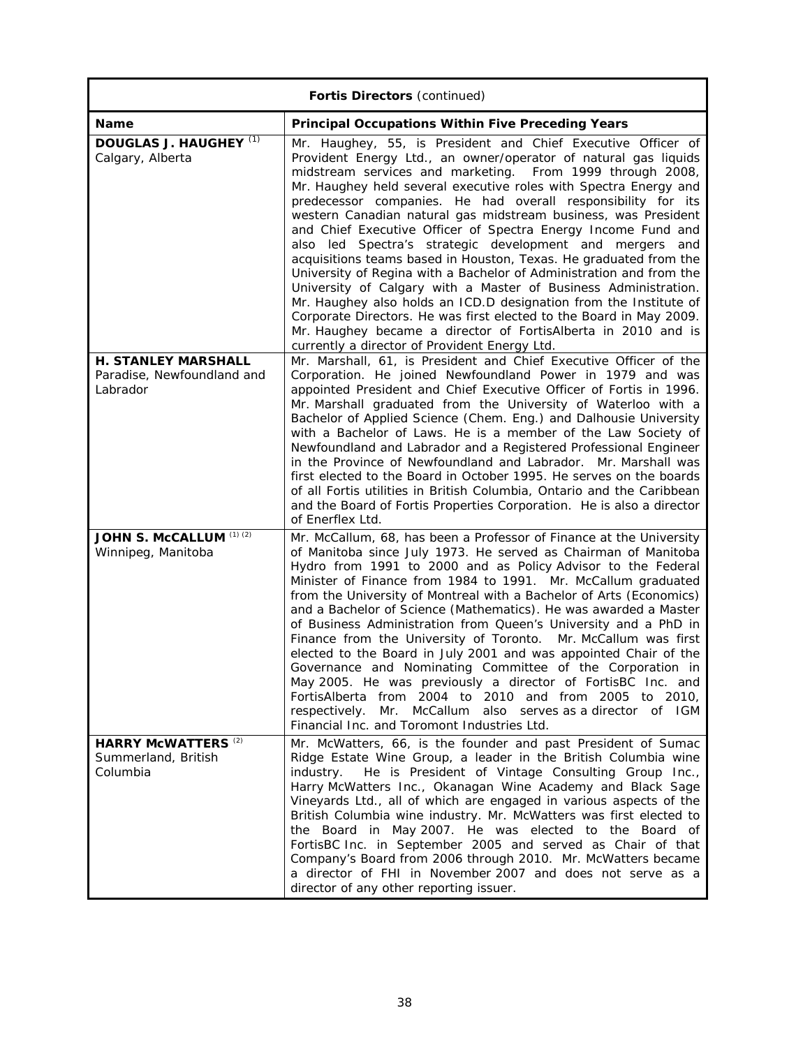| **Fortis Directors** (continued) | |
|---|---|
| **Name** | **Principal Occupations Within Five Preceding Years** |
| **DOUGLAS J. HAUGHEY** (1)<br>Calgary, Alberta | Mr. Haughey, 55, is President and Chief Executive Officer of Provident Energy Ltd., an owner/operator of natural gas liquids midstream services and marketing. From 1999 through 2008, Mr. Haughey held several executive roles with Spectra Energy and predecessor companies. He had overall responsibility for its western Canadian natural gas midstream business, was President and Chief Executive Officer of Spectra Energy Income Fund and also led Spectra's strategic development and mergers and acquisitions teams based in Houston, Texas. He graduated from the University of Regina with a Bachelor of Administration and from the University of Calgary with a Master of Business Administration. Mr. Haughey also holds an ICD.D designation from the Institute of Corporate Directors. He was first elected to the Board in May 2009. Mr. Haughey became a director of FortisAlberta in 2010 and is currently a director of Provident Energy Ltd. |
| **H. STANLEY MARSHALL**<br>Paradise, Newfoundland and Labrador | Mr. Marshall, 61, is President and Chief Executive Officer of the Corporation. He joined Newfoundland Power in 1979 and was appointed President and Chief Executive Officer of Fortis in 1996. Mr. Marshall graduated from the University of Waterloo with a Bachelor of Applied Science (Chem. Eng.) and Dalhousie University with a Bachelor of Laws. He is a member of the Law Society of Newfoundland and Labrador and a Registered Professional Engineer in the Province of Newfoundland and Labrador. Mr. Marshall was first elected to the Board in October 1995. He serves on the boards of all Fortis utilities in British Columbia, Ontario and the Caribbean and the Board of Fortis Properties Corporation. He is also a director of Enerflex Ltd. |
| **JOHN S. McCALLUM** (1) (2)<br>Winnipeg, Manitoba | Mr. McCallum, 68, has been a Professor of Finance at the University of Manitoba since July 1973. He served as Chairman of Manitoba Hydro from 1991 to 2000 and as Policy Advisor to the Federal Minister of Finance from 1984 to 1991. Mr. McCallum graduated from the University of Montreal with a Bachelor of Arts (Economics) and a Bachelor of Science (Mathematics). He was awarded a Master of Business Administration from Queen's University and a PhD in Finance from the University of Toronto. Mr. McCallum was first elected to the Board in July 2001 and was appointed Chair of the Governance and Nominating Committee of the Corporation in May 2005. He was previously a director of FortisBC Inc. and FortisAlberta from 2004 to 2010 and from 2005 to 2010, respectively. Mr. McCallum also serves as a director of IGM Financial Inc. and Toromont Industries Ltd. |
| **HARRY McWATTERS** (2)<br>Summerland, British Columbia | Mr. McWatters, 66, is the founder and past President of Sumac Ridge Estate Wine Group, a leader in the British Columbia wine industry. He is President of Vintage Consulting Group Inc., Harry McWatters Inc., Okanagan Wine Academy and Black Sage Vineyards Ltd., all of which are engaged in various aspects of the British Columbia wine industry. Mr. McWatters was first elected to the Board in May 2007. He was elected to the Board of FortisBC Inc. in September 2005 and served as Chair of that Company's Board from 2006 through 2010. Mr. McWatters became a director of FHI in November 2007 and does not serve as a director of any other reporting issuer. |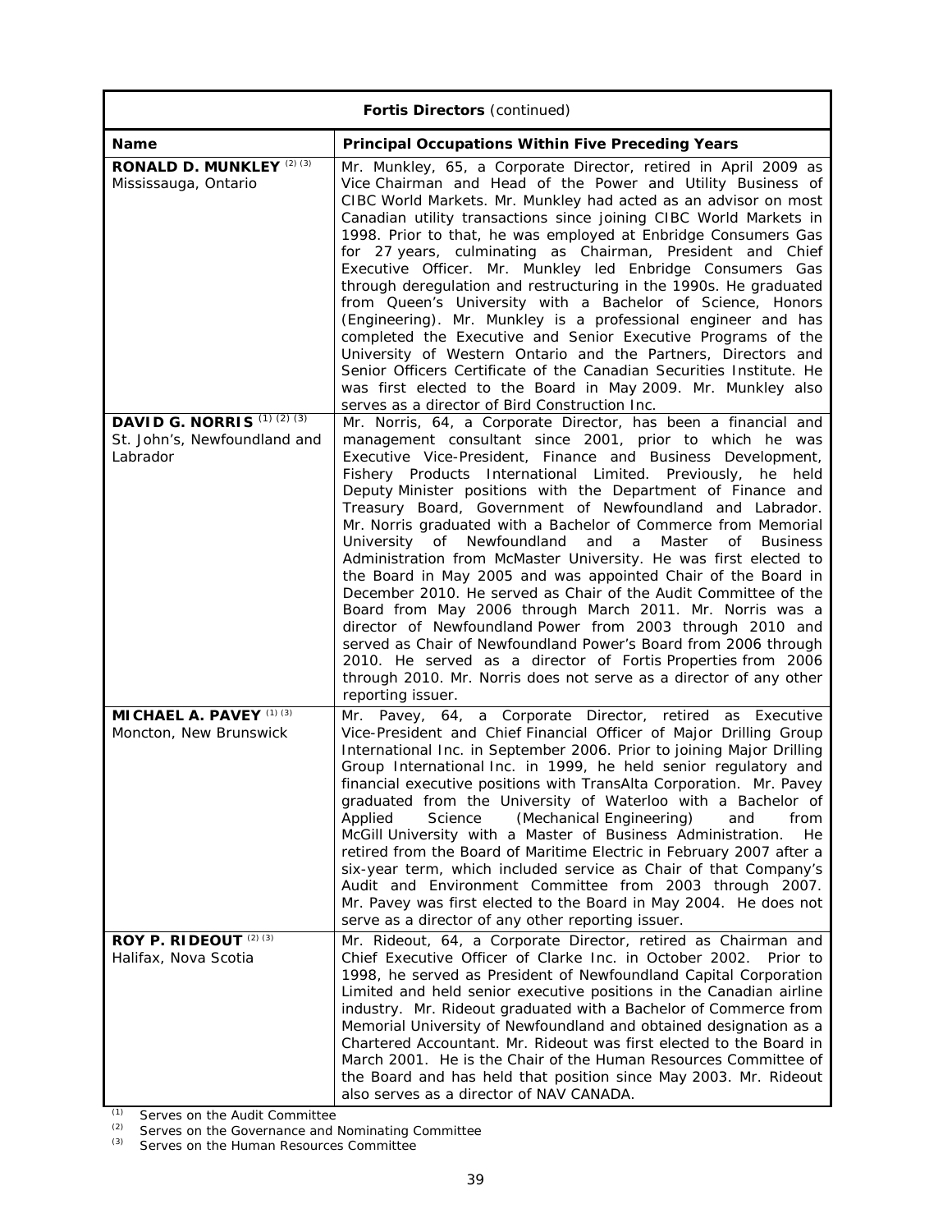| Fortis Directors (continued) | |
|---|---|
| **Name** | **Principal Occupations Within Five Preceding Years** |
| **RONALD D. MUNKLEY** (2) (3)<br>Mississauga, Ontario | Mr. Munkley, 65, a Corporate Director, retired in April 2009 as Vice Chairman and Head of the Power and Utility Business of CIBC World Markets. Mr. Munkley had acted as an advisor on most Canadian utility transactions since joining CIBC World Markets in 1998. Prior to that, he was employed at Enbridge Consumers Gas for 27 years, culminating as Chairman, President and Chief Executive Officer. Mr. Munkley led Enbridge Consumers Gas through deregulation and restructuring in the 1990s. He graduated from Queen's University with a Bachelor of Science, Honors (Engineering). Mr. Munkley is a professional engineer and has completed the Executive and Senior Executive Programs of the University of Western Ontario and the Partners, Directors and Senior Officers Certificate of the Canadian Securities Institute. He was first elected to the Board in May 2009. Mr. Munkley also serves as a director of Bird Construction Inc. |
| **DAVID G. NORRIS** (1) (2) (3)<br>St. John's, Newfoundland and Labrador | Mr. Norris, 64, a Corporate Director, has been a financial and management consultant since 2001, prior to which he was Executive Vice-President, Finance and Business Development, Fishery Products International Limited. Previously, he held Deputy Minister positions with the Department of Finance and Treasury Board, Government of Newfoundland and Labrador. Mr. Norris graduated with a Bachelor of Commerce from Memorial University of Newfoundland and a Master of Business Administration from McMaster University. He was first elected to the Board in May 2005 and was appointed Chair of the Board in December 2010. He served as Chair of the Audit Committee of the Board from May 2006 through March 2011. Mr. Norris was a director of Newfoundland Power from 2003 through 2010 and served as Chair of Newfoundland Power's Board from 2006 through 2010. He served as a director of Fortis Properties from 2006 through 2010. Mr. Norris does not serve as a director of any other reporting issuer. |
| **MICHAEL A. PAVEY** (1) (3)<br>Moncton, New Brunswick | Mr. Pavey, 64, a Corporate Director, retired as Executive Vice-President and Chief Financial Officer of Major Drilling Group International Inc. in September 2006. Prior to joining Major Drilling Group International Inc. in 1999, he held senior regulatory and financial executive positions with TransAlta Corporation. Mr. Pavey graduated from the University of Waterloo with a Bachelor of Applied Science (Mechanical Engineering) and from McGill University with a Master of Business Administration. He retired from the Board of Maritime Electric in February 2007 after a six-year term, which included service as Chair of that Company's Audit and Environment Committee from 2003 through 2007. Mr. Pavey was first elected to the Board in May 2004. He does not serve as a director of any other reporting issuer. |
| **ROY P. RIDEOUT** (2) (3)<br>Halifax, Nova Scotia | Mr. Rideout, 64, a Corporate Director, retired as Chairman and Chief Executive Officer of Clarke Inc. in October 2002. Prior to 1998, he served as President of Newfoundland Capital Corporation Limited and held senior executive positions in the Canadian airline industry. Mr. Rideout graduated with a Bachelor of Commerce from Memorial University of Newfoundland and obtained designation as a Chartered Accountant. Mr. Rideout was first elected to the Board in March 2001. He is the Chair of the Human Resources Committee of the Board and has held that position since May 2003. Mr. Rideout also serves as a director of NAV CANADA. |

(1) Serves on the Audit Committee
(2) Serves on the Governance and Nominating Committee
(3) Serves on the Human Resources Committee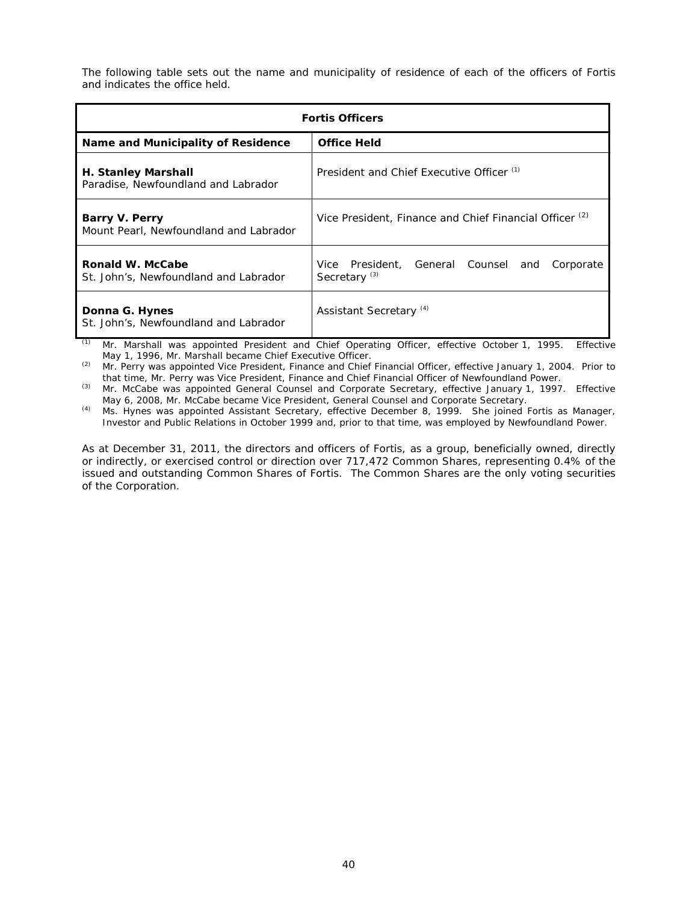The following table sets out the name and municipality of residence of each of the officers of Fortis and indicates the office held.

| Fortis Officers | |
|---|---|
| **Name and Municipality of Residence** | **Office Held** |
| **H. Stanley Marshall** Paradise, Newfoundland and Labrador | President and Chief Executive Officer [(1)] |
| **Barry V. Perry** Mount Pearl, Newfoundland and Labrador | Vice President, Finance and Chief Financial Officer [(2)] |
| **Ronald W. McCabe** St. John's, Newfoundland and Labrador | Vice President, General Counsel and Corporate Secretary [(3)] |
| **Donna G. Hynes** St. John's, Newfoundland and Labrador | Assistant Secretary [(4)] |

[(1)] Mr. Marshall was appointed President and Chief Operating Officer, effective October 1, 1995. Effective May 1, 1996, Mr. Marshall became Chief Executive Officer.

[(2)] Mr. Perry was appointed Vice President, Finance and Chief Financial Officer, effective January 1, 2004. Prior to that time, Mr. Perry was Vice President, Finance and Chief Financial Officer of Newfoundland Power.

[(3)] Mr. McCabe was appointed General Counsel and Corporate Secretary, effective January 1, 1997. Effective May 6, 2008, Mr. McCabe became Vice President, General Counsel and Corporate Secretary.

[(4)] Ms. Hynes was appointed Assistant Secretary, effective December 8, 1999. She joined Fortis as Manager, Investor and Public Relations in October 1999 and, prior to that time, was employed by Newfoundland Power.

As at December 31, 2011, the directors and officers of Fortis, as a group, beneficially owned, directly or indirectly, or exercised control or direction over 717,472 Common Shares, representing 0.4% of the issued and outstanding Common Shares of Fortis. The Common Shares are the only voting securities of the Corporation.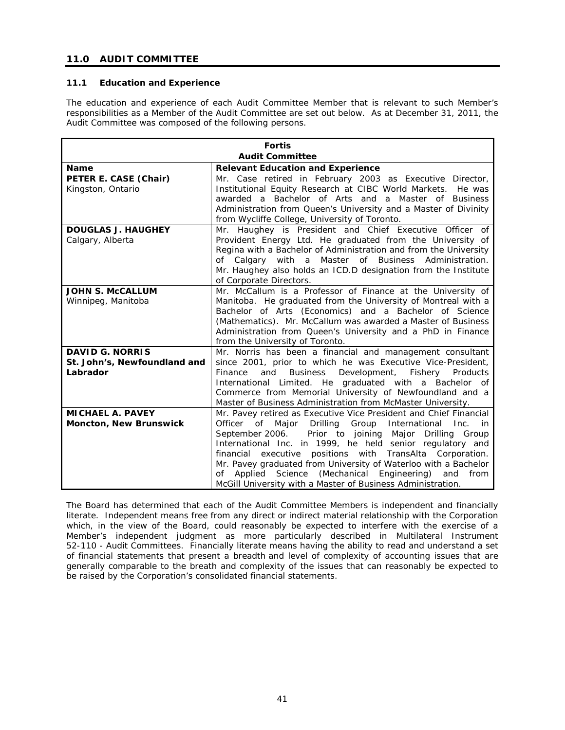## 11.0 AUDIT COMMITTEE

### 11.1 Education and Experience

The education and experience of each Audit Committee Member that is relevant to such Member's responsibilities as a Member of the Audit Committee are set out below. As at December 31, 2011, the Audit Committee was composed of the following persons.

| **Fortis Audit Committee** | |
|---|---|
| **Name** | **Relevant Education and Experience** |
| **PETER E. CASE (Chair)**<br>Kingston, Ontario | Mr. Case retired in February 2003 as Executive Director, Institutional Equity Research at CIBC World Markets. He was awarded a Bachelor of Arts and a Master of Business Administration from Queen's University and a Master of Divinity from Wycliffe College, University of Toronto. |
| **DOUGLAS J. HAUGHEY**<br>Calgary, Alberta | Mr. Haughey is President and Chief Executive Officer of Provident Energy Ltd. He graduated from the University of Regina with a Bachelor of Administration and from the University of Calgary with a Master of Business Administration. Mr. Haughey also holds an ICD.D designation from the Institute of Corporate Directors. |
| **JOHN S. McCALLUM**<br>Winnipeg, Manitoba | Mr. McCallum is a Professor of Finance at the University of Manitoba. He graduated from the University of Montreal with a Bachelor of Arts (Economics) and a Bachelor of Science (Mathematics). Mr. McCallum was awarded a Master of Business Administration from Queen's University and a PhD in Finance from the University of Toronto. |
| **DAVID G. NORRIS**<br>**St. John's, Newfoundland and Labrador** | Mr. Norris has been a financial and management consultant since 2001, prior to which he was Executive Vice-President, Finance and Business Development, Fishery Products International Limited. He graduated with a Bachelor of Commerce from Memorial University of Newfoundland and a Master of Business Administration from McMaster University. |
| **MICHAEL A. PAVEY**<br>**Moncton, New Brunswick** | Mr. Pavey retired as Executive Vice President and Chief Financial Officer of Major Drilling Group International Inc. in September 2006. Prior to joining Major Drilling Group International Inc. in 1999, he held senior regulatory and financial executive positions with TransAlta Corporation. Mr. Pavey graduated from University of Waterloo with a Bachelor of Applied Science (Mechanical Engineering) and from McGill University with a Master of Business Administration. |

The Board has determined that each of the Audit Committee Members is independent and financially literate. Independent means free from any direct or indirect material relationship with the Corporation which, in the view of the Board, could reasonably be expected to interfere with the exercise of a Member's independent judgment as more particularly described in Multilateral Instrument 52-110 - Audit Committees. Financially literate means having the ability to read and understand a set of financial statements that present a breadth and level of complexity of accounting issues that are generally comparable to the breath and complexity of the issues that can reasonably be expected to be raised by the Corporation's consolidated financial statements.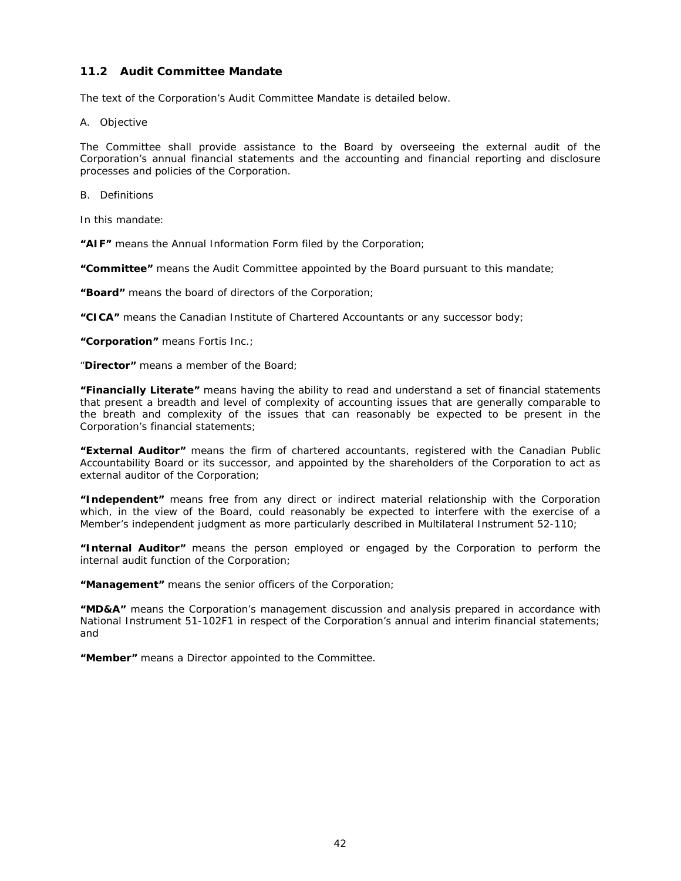## 11.2 Audit Committee Mandate

The text of the Corporation's Audit Committee Mandate is detailed below.

A. Objective

The Committee shall provide assistance to the Board by overseeing the external audit of the Corporation's annual financial statements and the accounting and financial reporting and disclosure processes and policies of the Corporation.

B. Definitions

In this mandate:

**"AIF"** means the Annual Information Form filed by the Corporation;

**"Committee"** means the Audit Committee appointed by the Board pursuant to this mandate;

**"Board"** means the board of directors of the Corporation;

**"CICA"** means the Canadian Institute of Chartered Accountants or any successor body;

**"Corporation"** means Fortis Inc.;

"**Director"** means a member of the Board;

**"Financially Literate"** means having the ability to read and understand a set of financial statements that present a breadth and level of complexity of accounting issues that are generally comparable to the breath and complexity of the issues that can reasonably be expected to be present in the Corporation's financial statements;

**"External Auditor"** means the firm of chartered accountants, registered with the Canadian Public Accountability Board or its successor, and appointed by the shareholders of the Corporation to act as external auditor of the Corporation;

**"Independent"** means free from any direct or indirect material relationship with the Corporation which, in the view of the Board, could reasonably be expected to interfere with the exercise of a Member's independent judgment as more particularly described in Multilateral Instrument 52-110;

**"Internal Auditor"** means the person employed or engaged by the Corporation to perform the internal audit function of the Corporation;

**"Management"** means the senior officers of the Corporation;

**"MD&A"** means the Corporation's management discussion and analysis prepared in accordance with National Instrument 51-102F1 in respect of the Corporation's annual and interim financial statements; and

**"Member"** means a Director appointed to the Committee.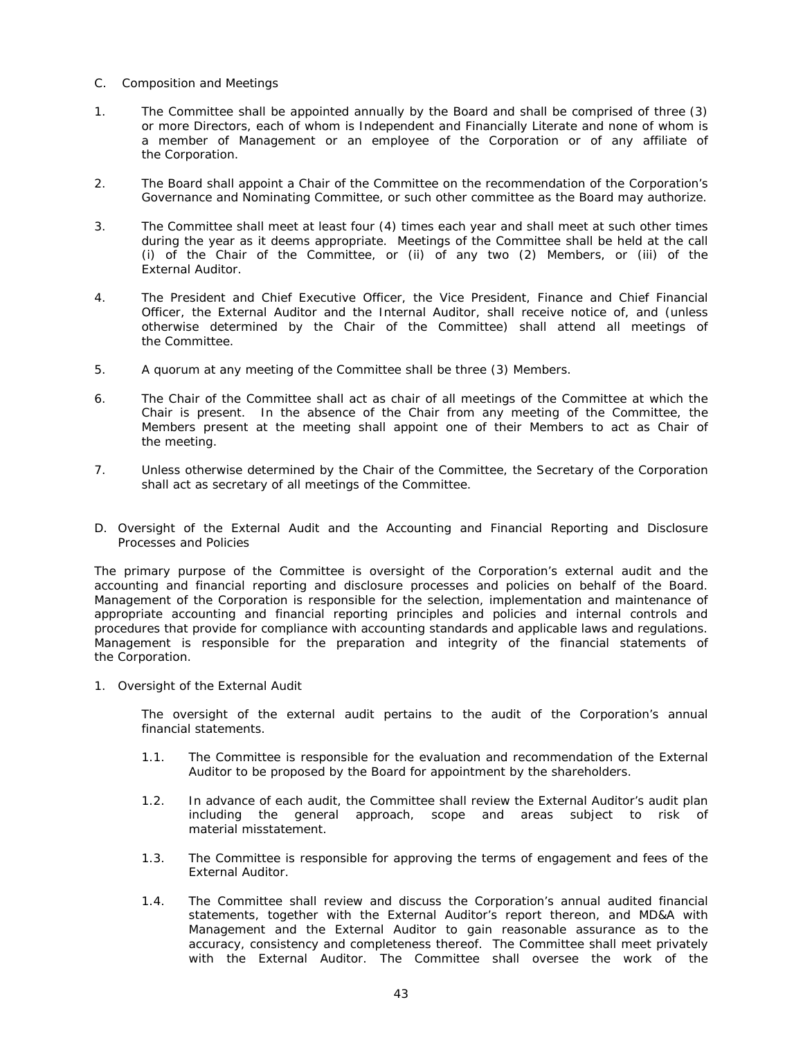C. Composition and Meetings

1. The Committee shall be appointed annually by the Board and shall be comprised of three (3) or more Directors, each of whom is Independent and Financially Literate and none of whom is a member of Management or an employee of the Corporation or of any affiliate of the Corporation.

2. The Board shall appoint a Chair of the Committee on the recommendation of the Corporation's Governance and Nominating Committee, or such other committee as the Board may authorize.

3. The Committee shall meet at least four (4) times each year and shall meet at such other times during the year as it deems appropriate. Meetings of the Committee shall be held at the call (i) of the Chair of the Committee, or (ii) of any two (2) Members, or (iii) of the External Auditor.

4. The President and Chief Executive Officer, the Vice President, Finance and Chief Financial Officer, the External Auditor and the Internal Auditor, shall receive notice of, and (unless otherwise determined by the Chair of the Committee) shall attend all meetings of the Committee.

5. A quorum at any meeting of the Committee shall be three (3) Members.

6. The Chair of the Committee shall act as chair of all meetings of the Committee at which the Chair is present. In the absence of the Chair from any meeting of the Committee, the Members present at the meeting shall appoint one of their Members to act as Chair of the meeting.

7. Unless otherwise determined by the Chair of the Committee, the Secretary of the Corporation shall act as secretary of all meetings of the Committee.

D. Oversight of the External Audit and the Accounting and Financial Reporting and Disclosure Processes and Policies

The primary purpose of the Committee is oversight of the Corporation's external audit and the accounting and financial reporting and disclosure processes and policies on behalf of the Board. Management of the Corporation is responsible for the selection, implementation and maintenance of appropriate accounting and financial reporting principles and policies and internal controls and procedures that provide for compliance with accounting standards and applicable laws and regulations. Management is responsible for the preparation and integrity of the financial statements of the Corporation.

1. Oversight of the External Audit

The oversight of the external audit pertains to the audit of the Corporation's annual financial statements.

1.1. The Committee is responsible for the evaluation and recommendation of the External Auditor to be proposed by the Board for appointment by the shareholders.

1.2. In advance of each audit, the Committee shall review the External Auditor's audit plan including the general approach, scope and areas subject to risk of material misstatement.

1.3. The Committee is responsible for approving the terms of engagement and fees of the External Auditor.

1.4. The Committee shall review and discuss the Corporation's annual audited financial statements, together with the External Auditor's report thereon, and MD&A with Management and the External Auditor to gain reasonable assurance as to the accuracy, consistency and completeness thereof. The Committee shall meet privately with the External Auditor. The Committee shall oversee the work of the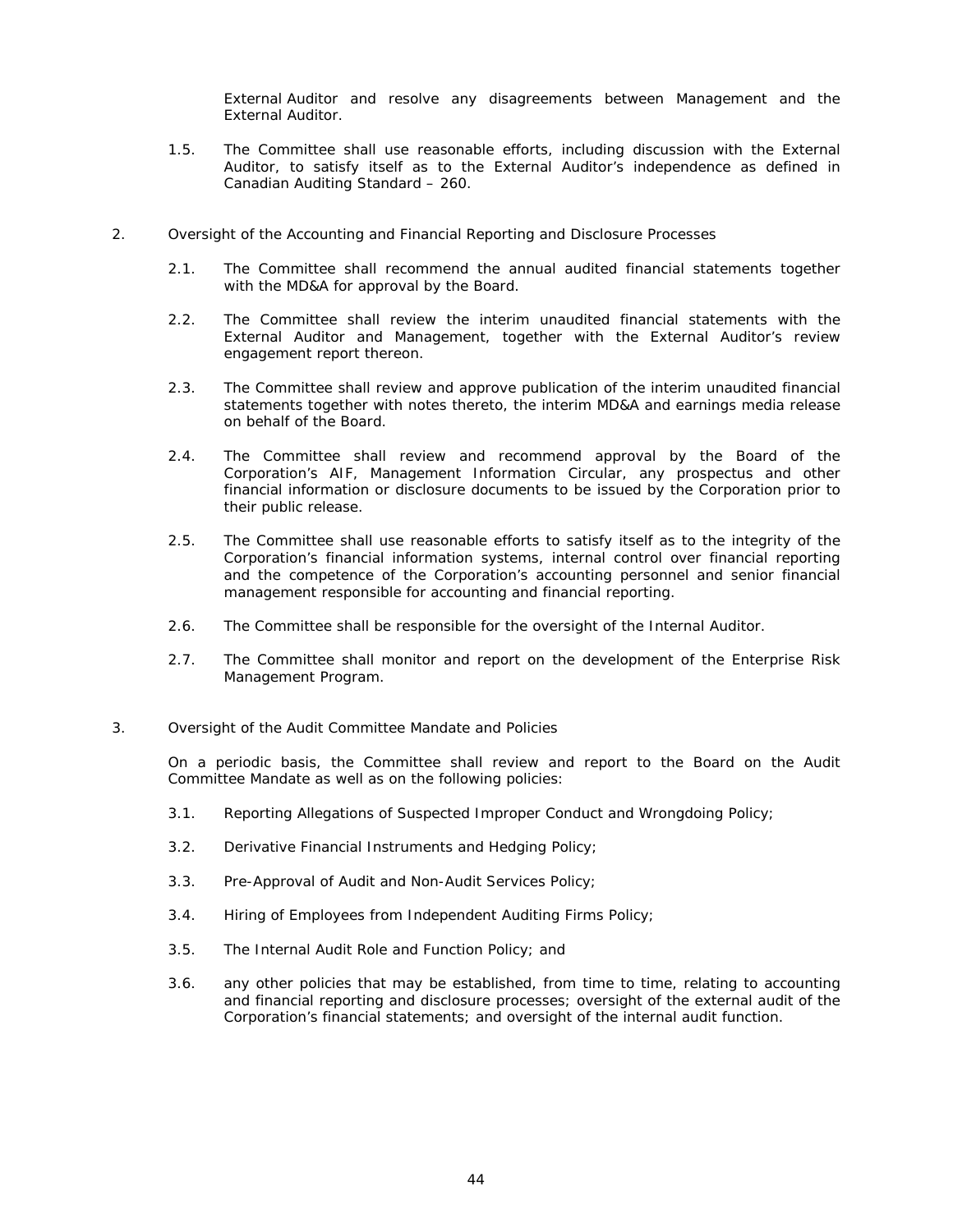External Auditor and resolve any disagreements between Management and the External Auditor.

1.5. The Committee shall use reasonable efforts, including discussion with the External Auditor, to satisfy itself as to the External Auditor's independence as defined in Canadian Auditing Standard – 260.

2. Oversight of the Accounting and Financial Reporting and Disclosure Processes

2.1. The Committee shall recommend the annual audited financial statements together with the MD&A for approval by the Board.

2.2. The Committee shall review the interim unaudited financial statements with the External Auditor and Management, together with the External Auditor's review engagement report thereon.

2.3. The Committee shall review and approve publication of the interim unaudited financial statements together with notes thereto, the interim MD&A and earnings media release on behalf of the Board.

2.4. The Committee shall review and recommend approval by the Board of the Corporation's AIF, Management Information Circular, any prospectus and other financial information or disclosure documents to be issued by the Corporation prior to their public release.

2.5. The Committee shall use reasonable efforts to satisfy itself as to the integrity of the Corporation's financial information systems, internal control over financial reporting and the competence of the Corporation's accounting personnel and senior financial management responsible for accounting and financial reporting.

2.6. The Committee shall be responsible for the oversight of the Internal Auditor.

2.7. The Committee shall monitor and report on the development of the Enterprise Risk Management Program.

3. Oversight of the Audit Committee Mandate and Policies

On a periodic basis, the Committee shall review and report to the Board on the Audit Committee Mandate as well as on the following policies:

3.1. Reporting Allegations of Suspected Improper Conduct and Wrongdoing Policy;

3.2. Derivative Financial Instruments and Hedging Policy;

3.3. Pre-Approval of Audit and Non-Audit Services Policy;

3.4. Hiring of Employees from Independent Auditing Firms Policy;

3.5. The Internal Audit Role and Function Policy; and

3.6. any other policies that may be established, from time to time, relating to accounting and financial reporting and disclosure processes; oversight of the external audit of the Corporation's financial statements; and oversight of the internal audit function.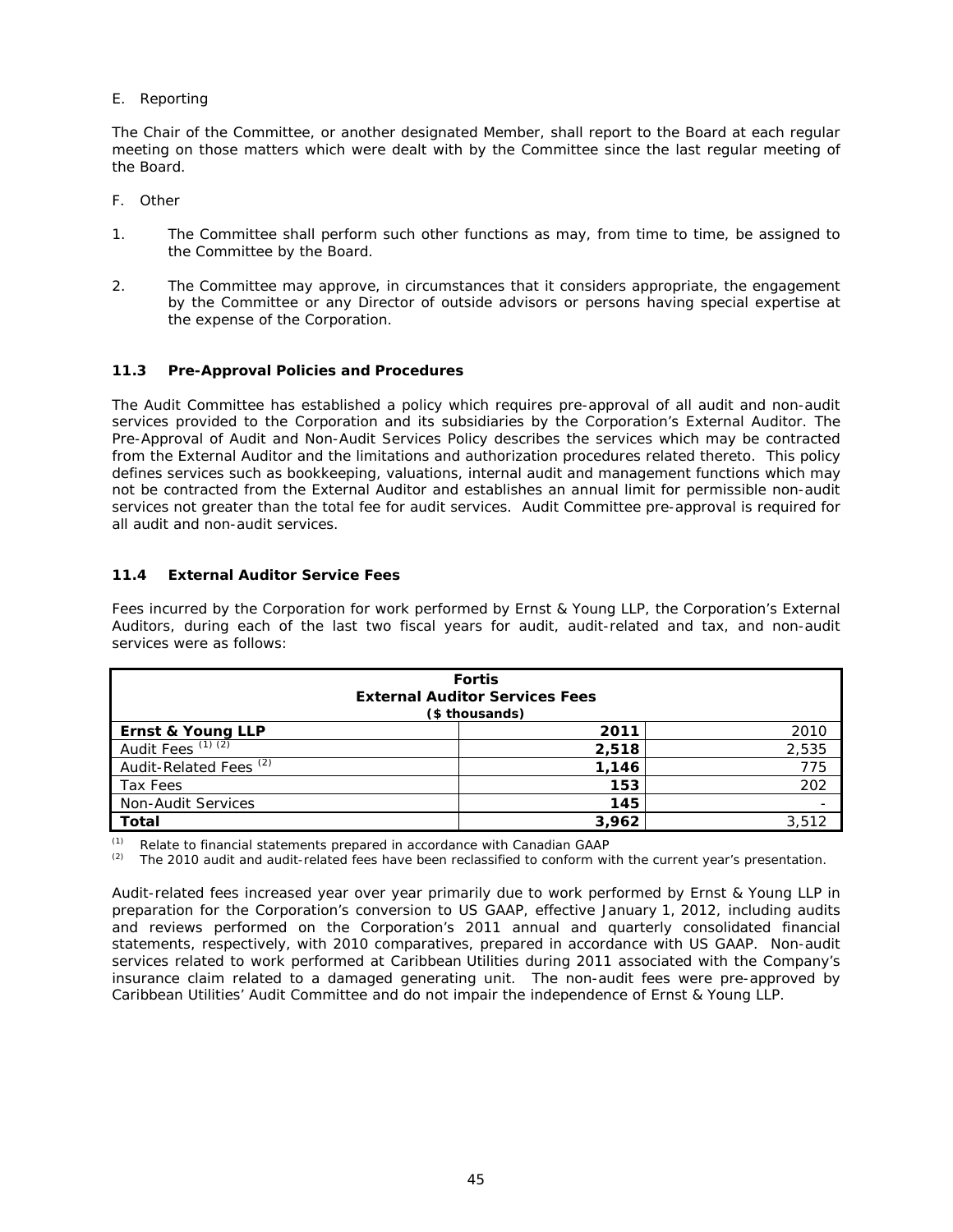E. Reporting

The Chair of the Committee, or another designated Member, shall report to the Board at each regular meeting on those matters which were dealt with by the Committee since the last regular meeting of the Board.

F. Other

1. The Committee shall perform such other functions as may, from time to time, be assigned to the Committee by the Board.

2. The Committee may approve, in circumstances that it considers appropriate, the engagement by the Committee or any Director of outside advisors or persons having special expertise at the expense of the Corporation.

### 11.3 Pre-Approval Policies and Procedures

The Audit Committee has established a policy which requires pre-approval of all audit and non-audit services provided to the Corporation and its subsidiaries by the Corporation's External Auditor. The Pre-Approval of Audit and Non-Audit Services Policy describes the services which may be contracted from the External Auditor and the limitations and authorization procedures related thereto. This policy defines services such as bookkeeping, valuations, internal audit and management functions which may not be contracted from the External Auditor and establishes an annual limit for permissible non-audit services not greater than the total fee for audit services. Audit Committee pre-approval is required for all audit and non-audit services.

### 11.4 External Auditor Service Fees

Fees incurred by the Corporation for work performed by Ernst & Young LLP, the Corporation's External Auditors, during each of the last two fiscal years for audit, audit-related and tax, and non-audit services were as follows:

| **Fortis External Auditor Services Fees ($ thousands)** | | |
|---|---|---|
| **Ernst & Young LLP** | **2011** | 2010 |
| Audit Fees [(1)] [(2)] | **2,518** | 2,535 |
| Audit-Related Fees [(2)] | **1,146** | 775 |
| Tax Fees | **153** | 202 |
| Non-Audit Services | **145** | - |
| **Total** | **3,962** | 3,512 |

[(1)] Relate to financial statements prepared in accordance with Canadian GAAP
[(2)] The 2010 audit and audit-related fees have been reclassified to conform with the current year's presentation.

Audit-related fees increased year over year primarily due to work performed by Ernst & Young LLP in preparation for the Corporation's conversion to US GAAP, effective January 1, 2012, including audits and reviews performed on the Corporation's 2011 annual and quarterly consolidated financial statements, respectively, with 2010 comparatives, prepared in accordance with US GAAP. Non-audit services related to work performed at Caribbean Utilities during 2011 associated with the Company's insurance claim related to a damaged generating unit. The non-audit fees were pre-approved by Caribbean Utilities' Audit Committee and do not impair the independence of Ernst & Young LLP.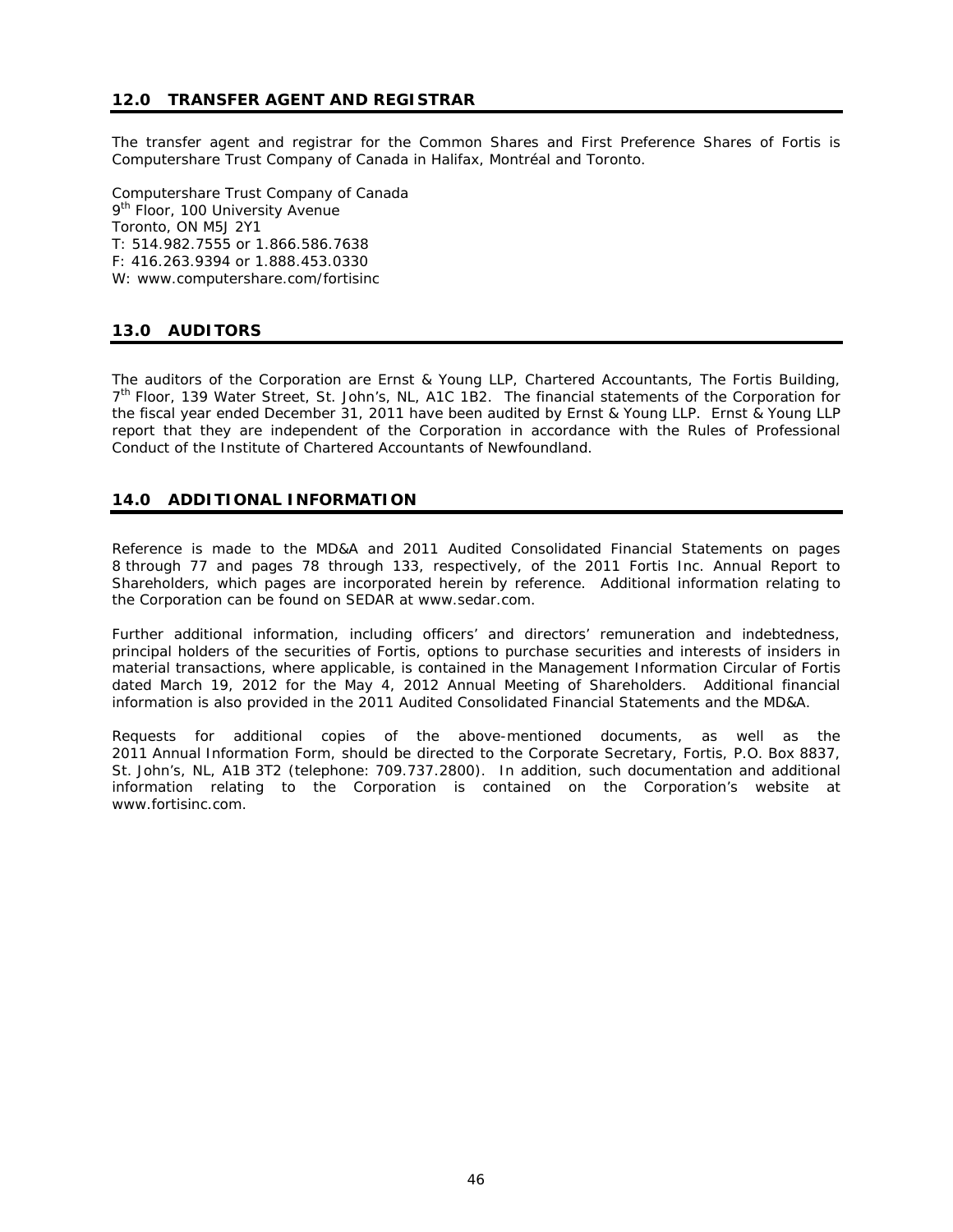## 12.0 TRANSFER AGENT AND REGISTRAR

The transfer agent and registrar for the Common Shares and First Preference Shares of Fortis is Computershare Trust Company of Canada in Halifax, Montréal and Toronto.

Computershare Trust Company of Canada
9th Floor, 100 University Avenue
Toronto, ON M5J 2Y1
T: 514.982.7555 or 1.866.586.7638
F: 416.263.9394 or 1.888.453.0330
W: www.computershare.com/fortisinc

## 13.0 AUDITORS

The auditors of the Corporation are Ernst & Young LLP, Chartered Accountants, The Fortis Building, 7th Floor, 139 Water Street, St. John's, NL, A1C 1B2. The financial statements of the Corporation for the fiscal year ended December 31, 2011 have been audited by Ernst & Young LLP. Ernst & Young LLP report that they are independent of the Corporation in accordance with the Rules of Professional Conduct of the Institute of Chartered Accountants of Newfoundland.

## 14.0 ADDITIONAL INFORMATION

Reference is made to the MD&A and 2011 Audited Consolidated Financial Statements on pages 8 through 77 and pages 78 through 133, respectively, of the 2011 Fortis Inc. Annual Report to Shareholders, which pages are incorporated herein by reference. Additional information relating to the Corporation can be found on SEDAR at www.sedar.com.

Further additional information, including officers' and directors' remuneration and indebtedness, principal holders of the securities of Fortis, options to purchase securities and interests of insiders in material transactions, where applicable, is contained in the Management Information Circular of Fortis dated March 19, 2012 for the May 4, 2012 Annual Meeting of Shareholders. Additional financial information is also provided in the 2011 Audited Consolidated Financial Statements and the MD&A.

Requests for additional copies of the above-mentioned documents, as well as the 2011 Annual Information Form, should be directed to the Corporate Secretary, Fortis, P.O. Box 8837, St. John's, NL, A1B 3T2 (telephone: 709.737.2800). In addition, such documentation and additional information relating to the Corporation is contained on the Corporation's website at www.fortisinc.com.